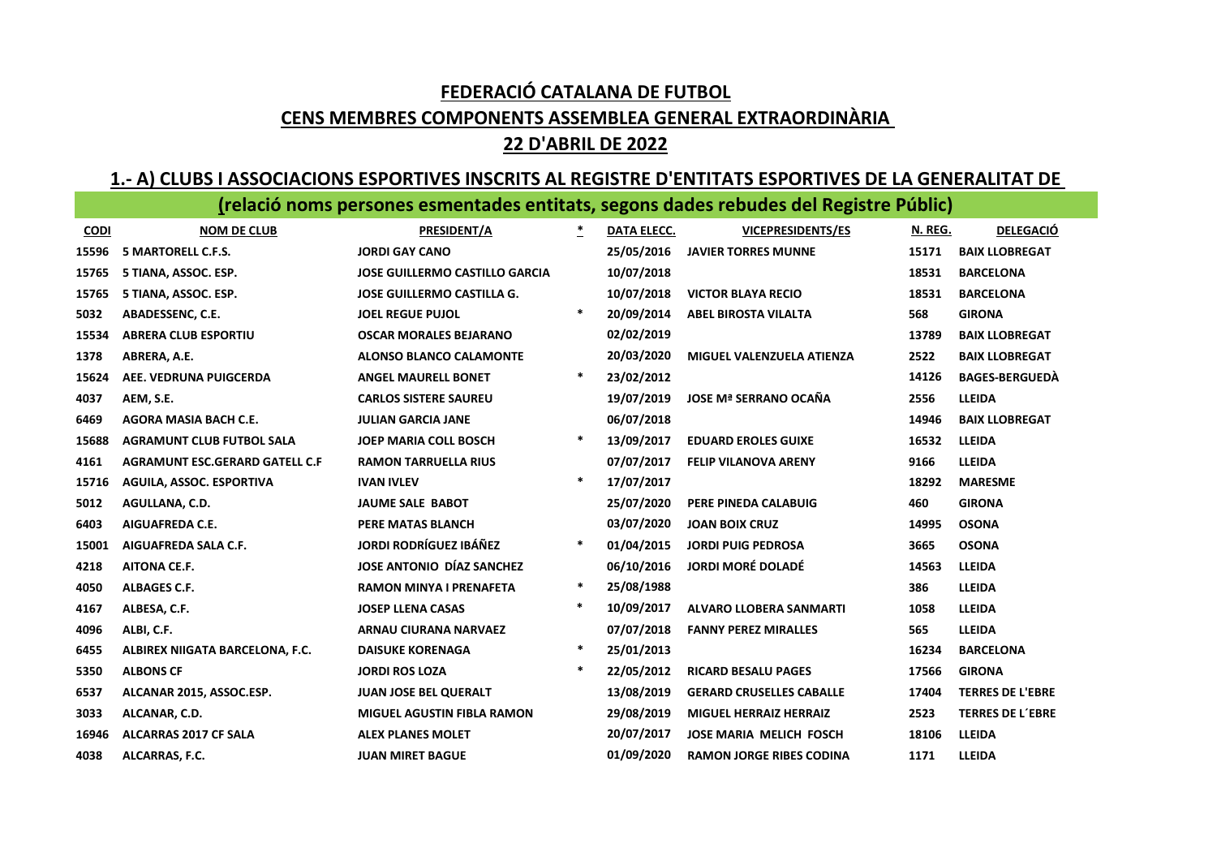# FEDERACIÓ CATALANA DE FUTBOL

## CENS MEMBRES COMPONENTS ASSEMBLEA GENERAL EXTRAORDINÀRIA

## 22 D'ABRIL DE 2022

### 1.- A) CLUBS I ASSOCIACIONS ESPORTIVES INSCRITS AL REGISTRE D'ENTITATS ESPORTIVES DE LA GENERALITAT DE

**(relació noms persones esmentades entitats, segons dades rebudes del Registre Públic)**

| CODI | NOM DE CLUB | PRESIDENT/A | * | DATA ELECC. | VICEPRESIDENTS/ES | N. REG. | DELEGACIÓ |
|---|---|---|---|---|---|---|---|
| 15596 | 5 MARTORELL C.F.S. | JORDI GAY CANO | | 25/05/2016 | JAVIER TORRES MUNNE | 15171 | BAIX LLOBREGAT |
| 15765 | 5 TIANA, ASSOC. ESP. | JOSE GUILLERMO CASTILLO GARCIA | | 10/07/2018 | | 18531 | BARCELONA |
| 15765 | 5 TIANA, ASSOC. ESP. | JOSE GUILLERMO CASTILLA G. | | 10/07/2018 | VICTOR BLAYA RECIO | 18531 | BARCELONA |
| 5032 | ABADESSENC, C.E. | JOEL REGUE PUJOL | * | 20/09/2014 | ABEL BIROSTA VILALTA | 568 | GIRONA |
| 15534 | ABRERA CLUB ESPORTIU | OSCAR MORALES BEJARANO | | 02/02/2019 | | 13789 | BAIX LLOBREGAT |
| 1378 | ABRERA, A.E. | ALONSO BLANCO CALAMONTE | | 20/03/2020 | MIGUEL VALENZUELA ATIENZA | 2522 | BAIX LLOBREGAT |
| 15624 | AEE. VEDRUNA PUIGCERDA | ANGEL MAURELL BONET | * | 23/02/2012 | | 14126 | BAGES-BERGUEDÀ |
| 4037 | AEM, S.E. | CARLOS SISTERE SAUREU | | 19/07/2019 | JOSE Mª SERRANO OCAÑA | 2556 | LLEIDA |
| 6469 | AGORA MASIA BACH C.E. | JULIAN GARCIA JANE | | 06/07/2018 | | 14946 | BAIX LLOBREGAT |
| 15688 | AGRAMUNT CLUB FUTBOL SALA | JOEP MARIA COLL BOSCH | * | 13/09/2017 | EDUARD EROLES GUIXE | 16532 | LLEIDA |
| 4161 | AGRAMUNT ESC.GERARD GATELL C.F | RAMON TARRUELLA RIUS | | 07/07/2017 | FELIP VILANOVA ARENY | 9166 | LLEIDA |
| 15716 | AGUILA, ASSOC. ESPORTIVA | IVAN IVLEV | * | 17/07/2017 | | 18292 | MARESME |
| 5012 | AGULLANA, C.D. | JAUME SALE BABOT | | 25/07/2020 | PERE PINEDA CALABUIG | 460 | GIRONA |
| 6403 | AIGUAFREDA C.E. | PERE MATAS BLANCH | | 03/07/2020 | JOAN BOIX CRUZ | 14995 | OSONA |
| 15001 | AIGUAFREDA SALA C.F. | JORDI RODRÍGUEZ IBÁÑEZ | * | 01/04/2015 | JORDI PUIG PEDROSA | 3665 | OSONA |
| 4218 | AITONA CE.F. | JOSE ANTONIO DÍAZ SANCHEZ | | 06/10/2016 | JORDI MORÉ DOLADÉ | 14563 | LLEIDA |
| 4050 | ALBAGES C.F. | RAMON MINYA I PRENAFETA | * | 25/08/1988 | | 386 | LLEIDA |
| 4167 | ALBESA, C.F. | JOSEP LLENA CASAS | * | 10/09/2017 | ALVARO LLOBERA SANMARTI | 1058 | LLEIDA |
| 4096 | ALBI, C.F. | ARNAU CIURANA NARVAEZ | | 07/07/2018 | FANNY PEREZ MIRALLES | 565 | LLEIDA |
| 6455 | ALBIREX NIIGATA BARCELONA, F.C. | DAISUKE KORENAGA | * | 25/01/2013 | | 16234 | BARCELONA |
| 5350 | ALBONS CF | JORDI ROS LOZA | * | 22/05/2012 | RICARD BESALU PAGES | 17566 | GIRONA |
| 6537 | ALCANAR 2015, ASSOC.ESP. | JUAN JOSE BEL QUERALT | | 13/08/2019 | GERARD CRUSELLES CABALLE | 17404 | TERRES DE L'EBRE |
| 3033 | ALCANAR, C.D. | MIGUEL AGUSTIN FIBLA RAMON | | 29/08/2019 | MIGUEL HERRAIZ HERRAIZ | 2523 | TERRES DE L´EBRE |
| 16946 | ALCARRAS 2017 CF SALA | ALEX PLANES MOLET | | 20/07/2017 | JOSE MARIA MELICH FOSCH | 18106 | LLEIDA |
| 4038 | ALCARRAS, F.C. | JUAN MIRET BAGUE | | 01/09/2020 | RAMON JORGE RIBES CODINA | 1171 | LLEIDA |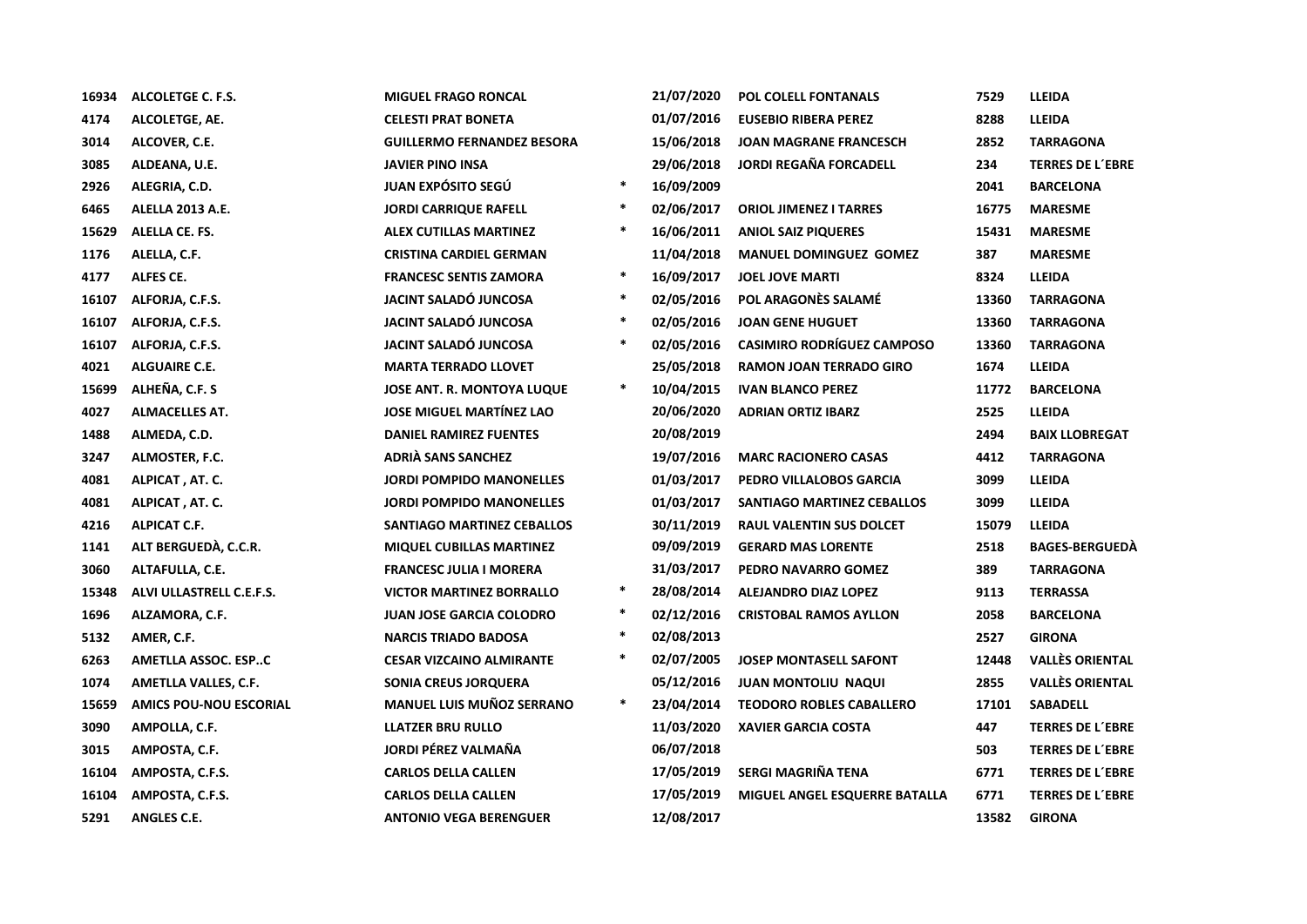| | | | | | | | |
|---|---|---|---|---|---|---|---|
| 16934 | ALCOLETGE C. F.S. | MIGUEL FRAGO RONCAL | | 21/07/2020 | POL COLELL FONTANALS | 7529 | LLEIDA |
| 4174 | ALCOLETGE, AE. | CELESTI PRAT BONETA | | 01/07/2016 | EUSEBIO RIBERA PEREZ | 8288 | LLEIDA |
| 3014 | ALCOVER, C.E. | GUILLERMO FERNANDEZ BESORA | | 15/06/2018 | JOAN MAGRANE FRANCESCH | 2852 | TARRAGONA |
| 3085 | ALDEANA, U.E. | JAVIER PINO INSA | | 29/06/2018 | JORDI REGAÑA FORCADELL | 234 | TERRES DE L´EBRE |
| 2926 | ALEGRIA, C.D. | JUAN EXPÓSITO SEGÚ | * | 16/09/2009 | | 2041 | BARCELONA |
| 6465 | ALELLA 2013 A.E. | JORDI CARRIQUE RAFELL | * | 02/06/2017 | ORIOL JIMENEZ I TARRES | 16775 | MARESME |
| 15629 | ALELLA CE. FS. | ALEX CUTILLAS MARTINEZ | * | 16/06/2011 | ANIOL SAIZ PIQUERES | 15431 | MARESME |
| 1176 | ALELLA, C.F. | CRISTINA CARDIEL GERMAN | | 11/04/2018 | MANUEL DOMINGUEZ GOMEZ | 387 | MARESME |
| 4177 | ALFES CE. | FRANCESC SENTIS ZAMORA | * | 16/09/2017 | JOEL JOVE MARTI | 8324 | LLEIDA |
| 16107 | ALFORJA, C.F.S. | JACINT SALADÓ JUNCOSA | * | 02/05/2016 | POL ARAGONÈS SALAMÉ | 13360 | TARRAGONA |
| 16107 | ALFORJA, C.F.S. | JACINT SALADÓ JUNCOSA | * | 02/05/2016 | JOAN GENE HUGUET | 13360 | TARRAGONA |
| 16107 | ALFORJA, C.F.S. | JACINT SALADÓ JUNCOSA | * | 02/05/2016 | CASIMIRO RODRÍGUEZ CAMPOSO | 13360 | TARRAGONA |
| 4021 | ALGUAIRE C.E. | MARTA TERRADO LLOVET | | 25/05/2018 | RAMON JOAN TERRADO GIRO | 1674 | LLEIDA |
| 15699 | ALHEÑA, C.F. S | JOSE ANT. R. MONTOYA LUQUE | * | 10/04/2015 | IVAN BLANCO PEREZ | 11772 | BARCELONA |
| 4027 | ALMACELLES AT. | JOSE MIGUEL MARTÍNEZ LAO | | 20/06/2020 | ADRIAN ORTIZ IBARZ | 2525 | LLEIDA |
| 1488 | ALMEDA, C.D. | DANIEL RAMIREZ FUENTES | | 20/08/2019 | | 2494 | BAIX LLOBREGAT |
| 3247 | ALMOSTER, F.C. | ADRIÀ SANS SANCHEZ | | 19/07/2016 | MARC RACIONERO CASAS | 4412 | TARRAGONA |
| 4081 | ALPICAT , AT. C. | JORDI POMPIDO MANONELLES | | 01/03/2017 | PEDRO VILLALOBOS GARCIA | 3099 | LLEIDA |
| 4081 | ALPICAT , AT. C. | JORDI POMPIDO MANONELLES | | 01/03/2017 | SANTIAGO MARTINEZ CEBALLOS | 3099 | LLEIDA |
| 4216 | ALPICAT C.F. | SANTIAGO MARTINEZ CEBALLOS | | 30/11/2019 | RAUL VALENTIN SUS DOLCET | 15079 | LLEIDA |
| 1141 | ALT BERGUEDÀ, C.C.R. | MIQUEL CUBILLAS MARTINEZ | | 09/09/2019 | GERARD MAS LORENTE | 2518 | BAGES-BERGUEDÀ |
| 3060 | ALTAFULLA, C.E. | FRANCESC JULIA I MORERA | | 31/03/2017 | PEDRO NAVARRO GOMEZ | 389 | TARRAGONA |
| 15348 | ALVI ULLASTRELL C.E.F.S. | VICTOR MARTINEZ BORRALLO | * | 28/08/2014 | ALEJANDRO DIAZ LOPEZ | 9113 | TERRASSA |
| 1696 | ALZAMORA, C.F. | JUAN JOSE GARCIA COLODRO | * | 02/12/2016 | CRISTOBAL RAMOS AYLLON | 2058 | BARCELONA |
| 5132 | AMER, C.F. | NARCIS TRIADO BADOSA | * | 02/08/2013 | | 2527 | GIRONA |
| 6263 | AMETLLA ASSOC. ESP..C | CESAR VIZCAINO ALMIRANTE | * | 02/07/2005 | JOSEP MONTASELL SAFONT | 12448 | VALLÈS ORIENTAL |
| 1074 | AMETLLA VALLES, C.F. | SONIA CREUS JORQUERA | | 05/12/2016 | JUAN MONTOLIU NAQUI | 2855 | VALLÈS ORIENTAL |
| 15659 | AMICS POU-NOU ESCORIAL | MANUEL LUIS MUÑOZ SERRANO | * | 23/04/2014 | TEODORO ROBLES CABALLERO | 17101 | SABADELL |
| 3090 | AMPOLLA, C.F. | LLATZER BRU RULLO | | 11/03/2020 | XAVIER GARCIA COSTA | 447 | TERRES DE L´EBRE |
| 3015 | AMPOSTA, C.F. | JORDI PÉREZ VALMAÑA | | 06/07/2018 | | 503 | TERRES DE L´EBRE |
| 16104 | AMPOSTA, C.F.S. | CARLOS DELLA CALLEN | | 17/05/2019 | SERGI MAGRIÑA TENA | 6771 | TERRES DE L´EBRE |
| 16104 | AMPOSTA, C.F.S. | CARLOS DELLA CALLEN | | 17/05/2019 | MIGUEL ANGEL ESQUERRE BATALLA | 6771 | TERRES DE L´EBRE |
| 5291 | ANGLES C.E. | ANTONIO VEGA BERENGUER | | 12/08/2017 | | 13582 | GIRONA |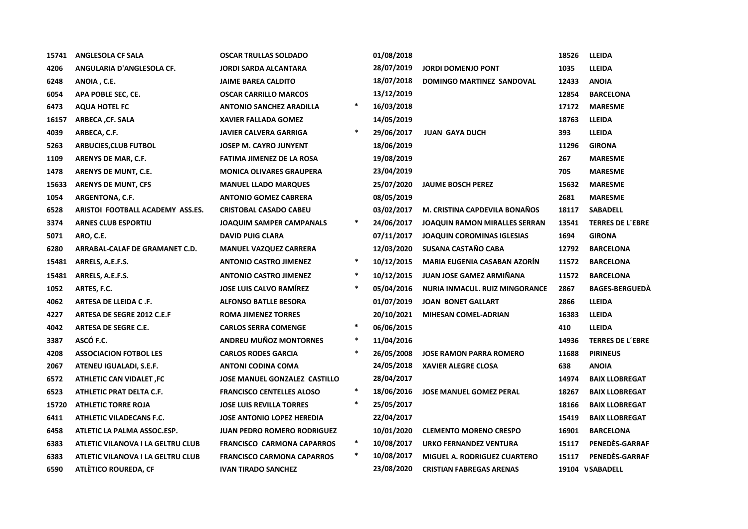| | | | | | | | |
|---|---|---|---|---|---|---|---|
| 15741 | ANGLESOLA CF SALA | OSCAR TRULLAS SOLDADO | | 01/08/2018 | | 18526 | LLEIDA |
| 4206 | ANGULARIA D'ANGLESOLA CF. | JORDI SARDA ALCANTARA | | 28/07/2019 | JORDI DOMENJO PONT | 1035 | LLEIDA |
| 6248 | ANOIA , C.E. | JAIME BAREA CALDITO | | 18/07/2018 | DOMINGO MARTINEZ SANDOVAL | 12433 | ANOIA |
| 6054 | APA POBLE SEC, CE. | OSCAR CARRILLO MARCOS | | 13/12/2019 | | 12854 | BARCELONA |
| 6473 | AQUA HOTEL FC | ANTONIO SANCHEZ ARADILLA | * | 16/03/2018 | | 17172 | MARESME |
| 16157 | ARBECA ,CF. SALA | XAVIER FALLADA GOMEZ | | 14/05/2019 | | 18763 | LLEIDA |
| 4039 | ARBECA, C.F. | JAVIER CALVERA GARRIGA | * | 29/06/2017 | JUAN GAYA DUCH | 393 | LLEIDA |
| 5263 | ARBUCIES,CLUB FUTBOL | JOSEP M. CAYRO JUNYENT | | 18/06/2019 | | 11296 | GIRONA |
| 1109 | ARENYS DE MAR, C.F. | FATIMA JIMENEZ DE LA ROSA | | 19/08/2019 | | 267 | MARESME |
| 1478 | ARENYS DE MUNT, C.E. | MONICA OLIVARES GRAUPERA | | 23/04/2019 | | 705 | MARESME |
| 15633 | ARENYS DE MUNT, CFS | MANUEL LLADO MARQUES | | 25/07/2020 | JAUME BOSCH PEREZ | 15632 | MARESME |
| 1054 | ARGENTONA, C.F. | ANTONIO GOMEZ CABRERA | | 08/05/2019 | | 2681 | MARESME |
| 6528 | ARISTOI FOOTBALL ACADEMY ASS.ES. | CRISTOBAL CASADO CABEU | | 03/02/2017 | M. CRISTINA CAPDEVILA BONAÑOS | 18117 | SABADELL |
| 3374 | ARNES CLUB ESPORTIU | JOAQUIM SAMPER CAMPANALS | * | 24/06/2017 | JOAQUIN RAMON MIRALLES SERRAN | 13541 | TERRES DE L´EBRE |
| 5071 | ARO, C.E. | DAVID PUIG CLARA | | 07/11/2017 | JOAQUIN COROMINAS IGLESIAS | 1694 | GIRONA |
| 6280 | ARRABAL-CALAF DE GRAMANET C.D. | MANUEL VAZQUEZ CARRERA | | 12/03/2020 | SUSANA CASTAÑO CABA | 12792 | BARCELONA |
| 15481 | ARRELS, A.E.F.S. | ANTONIO CASTRO JIMENEZ | * | 10/12/2015 | MARIA EUGENIA CASABAN AZORÍN | 11572 | BARCELONA |
| 15481 | ARRELS, A.E.F.S. | ANTONIO CASTRO JIMENEZ | * | 10/12/2015 | JUAN JOSE GAMEZ ARMIÑANA | 11572 | BARCELONA |
| 1052 | ARTES, F.C. | JOSE LUIS CALVO RAMÍREZ | * | 05/04/2016 | NURIA INMACUL. RUIZ MINGORANCE | 2867 | BAGES-BERGUEDÀ |
| 4062 | ARTESA DE LLEIDA C .F. | ALFONSO BATLLE BESORA | | 01/07/2019 | JOAN BONET GALLART | 2866 | LLEIDA |
| 4227 | ARTESA DE SEGRE 2012 C.E.F | ROMA JIMENEZ TORRES | | 20/10/2021 | MIHESAN COMEL-ADRIAN | 16383 | LLEIDA |
| 4042 | ARTESA DE SEGRE C.E. | CARLOS SERRA COMENGE | * | 06/06/2015 | | 410 | LLEIDA |
| 3387 | ASCÓ F.C. | ANDREU MUÑOZ MONTORNES | * | 11/04/2016 | | 14936 | TERRES DE L´EBRE |
| 4208 | ASSOCIACION FOTBOL LES | CARLOS RODES GARCIA | * | 26/05/2008 | JOSE RAMON PARRA ROMERO | 11688 | PIRINEUS |
| 2067 | ATENEU IGUALADI, S.E.F. | ANTONI CODINA COMA | | 24/05/2018 | XAVIER ALEGRE CLOSA | 638 | ANOIA |
| 6572 | ATHLETIC CAN VIDALET ,FC | JOSE MANUEL GONZALEZ CASTILLO | | 28/04/2017 | | 14974 | BAIX LLOBREGAT |
| 6523 | ATHLETIC PRAT DELTA C.F. | FRANCISCO CENTELLES ALOSO | * | 18/06/2016 | JOSE MANUEL GOMEZ PERAL | 18267 | BAIX LLOBREGAT |
| 15720 | ATHLETIC TORRE ROJA | JOSE LUIS REVILLA TORRES | * | 25/05/2017 | | 18166 | BAIX LLOBREGAT |
| 6411 | ATHLETIC VILADECANS F.C. | JOSE ANTONIO LOPEZ HEREDIA | | 22/04/2017 | | 15419 | BAIX LLOBREGAT |
| 6458 | ATLETIC LA PALMA ASSOC.ESP. | JUAN PEDRO ROMERO RODRIGUEZ | | 10/01/2020 | CLEMENTO MORENO CRESPO | 16901 | BARCELONA |
| 6383 | ATLETIC VILANOVA I LA GELTRU CLUB | FRANCISCO CARMONA CAPARROS | * | 10/08/2017 | URKO FERNANDEZ VENTURA | 15117 | PENEDÈS-GARRAF |
| 6383 | ATLETIC VILANOVA I LA GELTRU CLUB | FRANCISCO CARMONA CAPARROS | * | 10/08/2017 | MIGUEL A. RODRIGUEZ CUARTERO | 15117 | PENEDÈS-GARRAF |
| 6590 | ATLÈTICO ROUREDA, CF | IVAN TIRADO SANCHEZ | | 23/08/2020 | CRISTIAN FABREGAS ARENAS | 19104 | VSABADELL |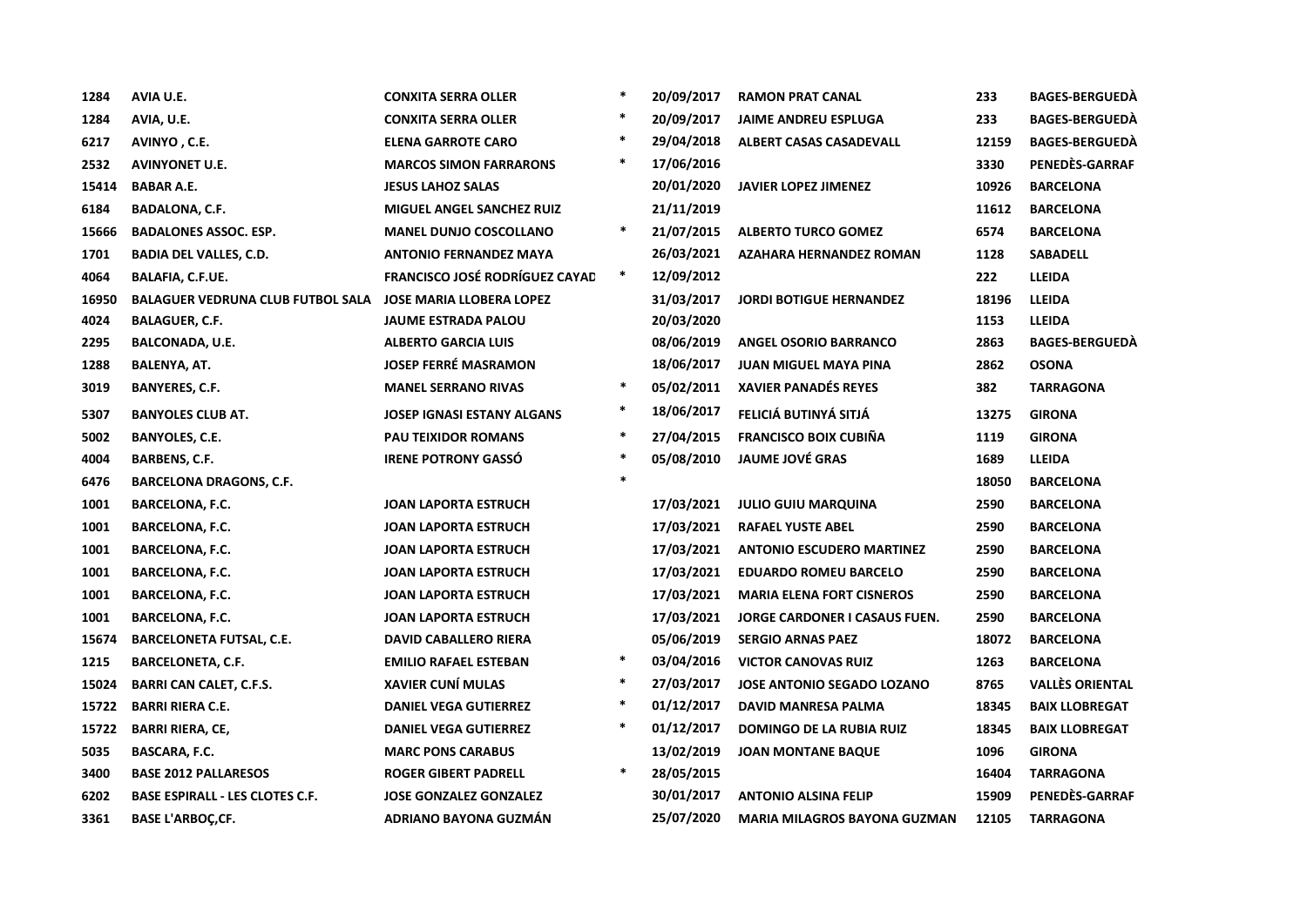| | | | | | | | |
|---|---|---|---|---|---|---|---|
| 1284 | AVIA U.E. | CONXITA SERRA OLLER | * | 20/09/2017 | RAMON PRAT CANAL | 233 | BAGES-BERGUEDÀ |
| 1284 | AVIA, U.E. | CONXITA SERRA OLLER | * | 20/09/2017 | JAIME ANDREU ESPLUGA | 233 | BAGES-BERGUEDÀ |
| 6217 | AVINYO , C.E. | ELENA GARROTE CARO | * | 29/04/2018 | ALBERT CASAS CASADEVALL | 12159 | BAGES-BERGUEDÀ |
| 2532 | AVINYONET U.E. | MARCOS SIMON FARRARONS | * | 17/06/2016 | | 3330 | PENEDÈS-GARRAF |
| 15414 | BABAR A.E. | JESUS LAHOZ SALAS | | 20/01/2020 | JAVIER LOPEZ JIMENEZ | 10926 | BARCELONA |
| 6184 | BADALONA, C.F. | MIGUEL ANGEL SANCHEZ RUIZ | | 21/11/2019 | | 11612 | BARCELONA |
| 15666 | BADALONES ASSOC. ESP. | MANEL DUNJO COSCOLLANO | * | 21/07/2015 | ALBERTO TURCO GOMEZ | 6574 | BARCELONA |
| 1701 | BADIA DEL VALLES, C.D. | ANTONIO FERNANDEZ MAYA | | 26/03/2021 | AZAHARA HERNANDEZ ROMAN | 1128 | SABADELL |
| 4064 | BALAFIA, C.F.UE. | FRANCISCO JOSÉ RODRÍGUEZ CAYAD | * | 12/09/2012 | | 222 | LLEIDA |
| 16950 | BALAGUER VEDRUNA CLUB FUTBOL SALA | JOSE MARIA LLOBERA LOPEZ | | 31/03/2017 | JORDI BOTIGUE HERNANDEZ | 18196 | LLEIDA |
| 4024 | BALAGUER, C.F. | JAUME ESTRADA PALOU | | 20/03/2020 | | 1153 | LLEIDA |
| 2295 | BALCONADA, U.E. | ALBERTO GARCIA LUIS | | 08/06/2019 | ANGEL OSORIO BARRANCO | 2863 | BAGES-BERGUEDÀ |
| 1288 | BALENYA, AT. | JOSEP FERRÉ MASRAMON | | 18/06/2017 | JUAN MIGUEL MAYA PINA | 2862 | OSONA |
| 3019 | BANYERES, C.F. | MANEL SERRANO RIVAS | * | 05/02/2011 | XAVIER PANADÉS REYES | 382 | TARRAGONA |
| 5307 | BANYOLES CLUB AT. | JOSEP IGNASI ESTANY ALGANS | * | 18/06/2017 | FELICIÁ BUTINYÁ SITJÁ | 13275 | GIRONA |
| 5002 | BANYOLES, C.E. | PAU TEIXIDOR ROMANS | * | 27/04/2015 | FRANCISCO BOIX CUBIÑA | 1119 | GIRONA |
| 4004 | BARBENS, C.F. | IRENE POTRONY GASSÓ | * | 05/08/2010 | JAUME JOVÉ GRAS | 1689 | LLEIDA |
| 6476 | BARCELONA DRAGONS, C.F. | | * | | | 18050 | BARCELONA |
| 1001 | BARCELONA, F.C. | JOAN LAPORTA ESTRUCH | | 17/03/2021 | JULIO GUIU MARQUINA | 2590 | BARCELONA |
| 1001 | BARCELONA, F.C. | JOAN LAPORTA ESTRUCH | | 17/03/2021 | RAFAEL YUSTE ABEL | 2590 | BARCELONA |
| 1001 | BARCELONA, F.C. | JOAN LAPORTA ESTRUCH | | 17/03/2021 | ANTONIO ESCUDERO MARTINEZ | 2590 | BARCELONA |
| 1001 | BARCELONA, F.C. | JOAN LAPORTA ESTRUCH | | 17/03/2021 | EDUARDO ROMEU BARCELO | 2590 | BARCELONA |
| 1001 | BARCELONA, F.C. | JOAN LAPORTA ESTRUCH | | 17/03/2021 | MARIA ELENA FORT CISNEROS | 2590 | BARCELONA |
| 1001 | BARCELONA, F.C. | JOAN LAPORTA ESTRUCH | | 17/03/2021 | JORGE CARDONER I CASAUS FUEN. | 2590 | BARCELONA |
| 15674 | BARCELONETA FUTSAL, C.E. | DAVID CABALLERO RIERA | | 05/06/2019 | SERGIO ARNAS PAEZ | 18072 | BARCELONA |
| 1215 | BARCELONETA, C.F. | EMILIO RAFAEL ESTEBAN | * | 03/04/2016 | VICTOR CANOVAS RUIZ | 1263 | BARCELONA |
| 15024 | BARRI CAN CALET, C.F.S. | XAVIER CUNÍ MULAS | * | 27/03/2017 | JOSE ANTONIO SEGADO LOZANO | 8765 | VALLÈS ORIENTAL |
| 15722 | BARRI RIERA C.E. | DANIEL VEGA GUTIERREZ | * | 01/12/2017 | DAVID MANRESA PALMA | 18345 | BAIX LLOBREGAT |
| 15722 | BARRI RIERA, CE, | DANIEL VEGA GUTIERREZ | * | 01/12/2017 | DOMINGO DE LA RUBIA RUIZ | 18345 | BAIX LLOBREGAT |
| 5035 | BASCARA, F.C. | MARC PONS CARABUS | | 13/02/2019 | JOAN MONTANE BAQUE | 1096 | GIRONA |
| 3400 | BASE 2012 PALLARESOS | ROGER GIBERT PADRELL | * | 28/05/2015 | | 16404 | TARRAGONA |
| 6202 | BASE ESPIRALL - LES CLOTES C.F. | JOSE GONZALEZ GONZALEZ | | 30/01/2017 | ANTONIO ALSINA FELIP | 15909 | PENEDÈS-GARRAF |
| 3361 | BASE L'ARBOÇ,CF. | ADRIANO BAYONA GUZMÁN | | 25/07/2020 | MARIA MILAGROS BAYONA GUZMAN | 12105 | TARRAGONA |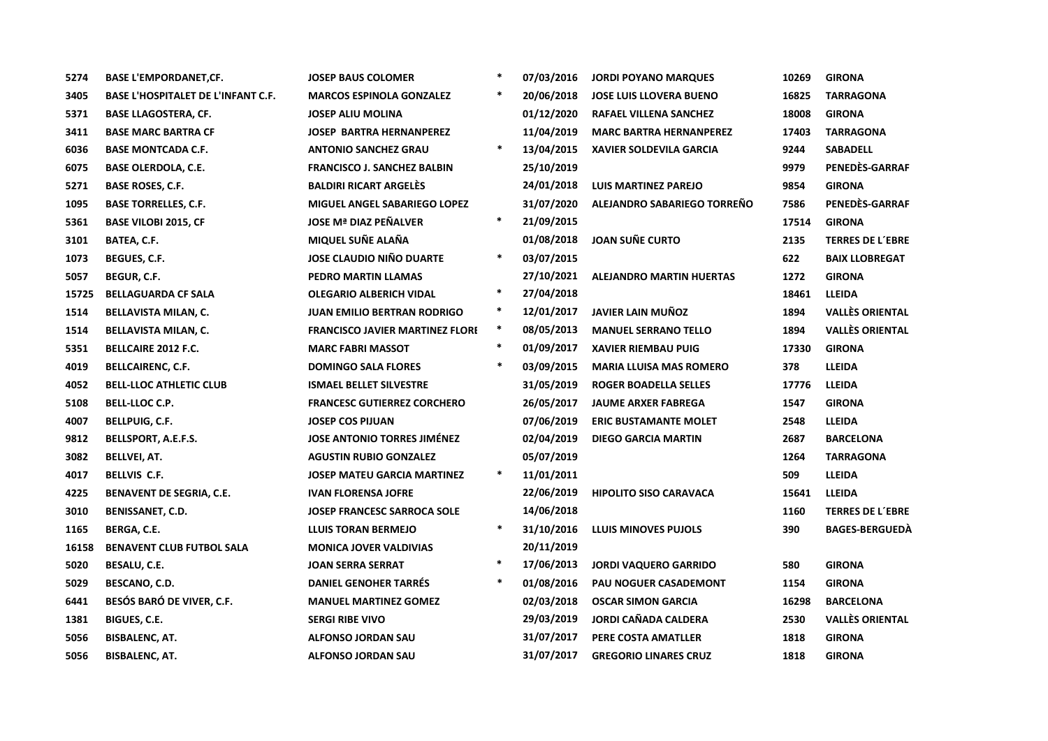| | | | | | | | |
|---|---|---|---|---|---|---|---|
| 5274 | BASE L'EMPORDANET,CF. | JOSEP BAUS COLOMER | * | 07/03/2016 | JORDI POYANO MARQUES | 10269 | GIRONA |
| 3405 | BASE L'HOSPITALET DE L'INFANT C.F. | MARCOS ESPINOLA GONZALEZ | * | 20/06/2018 | JOSE LUIS LLOVERA BUENO | 16825 | TARRAGONA |
| 5371 | BASE LLAGOSTERA, CF. | JOSEP ALIU MOLINA | | 01/12/2020 | RAFAEL VILLENA SANCHEZ | 18008 | GIRONA |
| 3411 | BASE MARC BARTRA CF | JOSEP  BARTRA HERNANPEREZ | | 11/04/2019 | MARC BARTRA HERNANPEREZ | 17403 | TARRAGONA |
| 6036 | BASE MONTCADA C.F. | ANTONIO SANCHEZ GRAU | * | 13/04/2015 | XAVIER SOLDEVILA GARCIA | 9244 | SABADELL |
| 6075 | BASE OLERDOLA, C.E. | FRANCISCO J. SANCHEZ BALBIN | | 25/10/2019 | | 9979 | PENEDÈS-GARRAF |
| 5271 | BASE ROSES, C.F. | BALDIRI RICART ARGELÈS | | 24/01/2018 | LUIS MARTINEZ PAREJO | 9854 | GIRONA |
| 1095 | BASE TORRELLES, C.F. | MIGUEL ANGEL SABARIEGO LOPEZ | | 31/07/2020 | ALEJANDRO SABARIEGO TORREÑO | 7586 | PENEDÈS-GARRAF |
| 5361 | BASE VILOBI 2015, CF | JOSE Mª DIAZ PEÑALVER | * | 21/09/2015 | | 17514 | GIRONA |
| 3101 | BATEA, C.F. | MIQUEL SUÑE ALAÑA | | 01/08/2018 | JOAN SUÑE CURTO | 2135 | TERRES DE L´EBRE |
| 1073 | BEGUES, C.F. | JOSE CLAUDIO NIÑO DUARTE | * | 03/07/2015 | | 622 | BAIX LLOBREGAT |
| 5057 | BEGUR, C.F. | PEDRO MARTIN LLAMAS | | 27/10/2021 | ALEJANDRO MARTIN HUERTAS | 1272 | GIRONA |
| 15725 | BELLAGUARDA CF SALA | OLEGARIO ALBERICH VIDAL | * | 27/04/2018 | | 18461 | LLEIDA |
| 1514 | BELLAVISTA MILAN, C. | JUAN EMILIO BERTRAN RODRIGO | * | 12/01/2017 | JAVIER LAIN MUÑOZ | 1894 | VALLÈS ORIENTAL |
| 1514 | BELLAVISTA MILAN, C. | FRANCISCO JAVIER MARTINEZ FLORI | * | 08/05/2013 | MANUEL SERRANO TELLO | 1894 | VALLÈS ORIENTAL |
| 5351 | BELLCAIRE 2012 F.C. | MARC FABRI MASSOT | * | 01/09/2017 | XAVIER RIEMBAU PUIG | 17330 | GIRONA |
| 4019 | BELLCAIRENC, C.F. | DOMINGO SALA FLORES | * | 03/09/2015 | MARIA LLUISA MAS ROMERO | 378 | LLEIDA |
| 4052 | BELL-LLOC ATHLETIC CLUB | ISMAEL BELLET SILVESTRE | | 31/05/2019 | ROGER BOADELLA SELLES | 17776 | LLEIDA |
| 5108 | BELL-LLOC C.P. | FRANCESC GUTIERREZ CORCHERO | | 26/05/2017 | JAUME ARXER FABREGA | 1547 | GIRONA |
| 4007 | BELLPUIG, C.F. | JOSEP COS PIJUAN | | 07/06/2019 | ERIC BUSTAMANTE MOLET | 2548 | LLEIDA |
| 9812 | BELLSPORT, A.E.F.S. | JOSE ANTONIO TORRES JIMÉNEZ | | 02/04/2019 | DIEGO GARCIA MARTIN | 2687 | BARCELONA |
| 3082 | BELLVEI, AT. | AGUSTIN RUBIO GONZALEZ | | 05/07/2019 | | 1264 | TARRAGONA |
| 4017 | BELLVIS C.F. | JOSEP MATEU GARCIA MARTINEZ | * | 11/01/2011 | | 509 | LLEIDA |
| 4225 | BENAVENT DE SEGRIA, C.E. | IVAN FLORENSA JOFRE | | 22/06/2019 | HIPOLITO SISO CARAVACA | 15641 | LLEIDA |
| 3010 | BENISSANET, C.D. | JOSEP FRANCESC SARROCA SOLE | | 14/06/2018 | | 1160 | TERRES DE L´EBRE |
| 1165 | BERGA, C.E. | LLUIS TORAN BERMEJO | * | 31/10/2016 | LLUIS MINOVES PUJOLS | 390 | BAGES-BERGUEDÀ |
| 16158 | BENAVENT CLUB FUTBOL SALA | MONICA JOVER VALDIVIAS | | 20/11/2019 | | | |
| 5020 | BESALU, C.E. | JOAN SERRA SERRAT | * | 17/06/2013 | JORDI VAQUERO GARRIDO | 580 | GIRONA |
| 5029 | BESCANO, C.D. | DANIEL GENOHER TARRÉS | * | 01/08/2016 | PAU NOGUER CASADEMONT | 1154 | GIRONA |
| 6441 | BESÓS BARÓ DE VIVER, C.F. | MANUEL MARTINEZ GOMEZ | | 02/03/2018 | OSCAR SIMON GARCIA | 16298 | BARCELONA |
| 1381 | BIGUES, C.E. | SERGI RIBE VIVO | | 29/03/2019 | JORDI CAÑADA CALDERA | 2530 | VALLÈS ORIENTAL |
| 5056 | BISBALENC, AT. | ALFONSO JORDAN SAU | | 31/07/2017 | PERE COSTA AMATLLER | 1818 | GIRONA |
| 5056 | BISBALENC, AT. | ALFONSO JORDAN SAU | | 31/07/2017 | GREGORIO LINARES CRUZ | 1818 | GIRONA |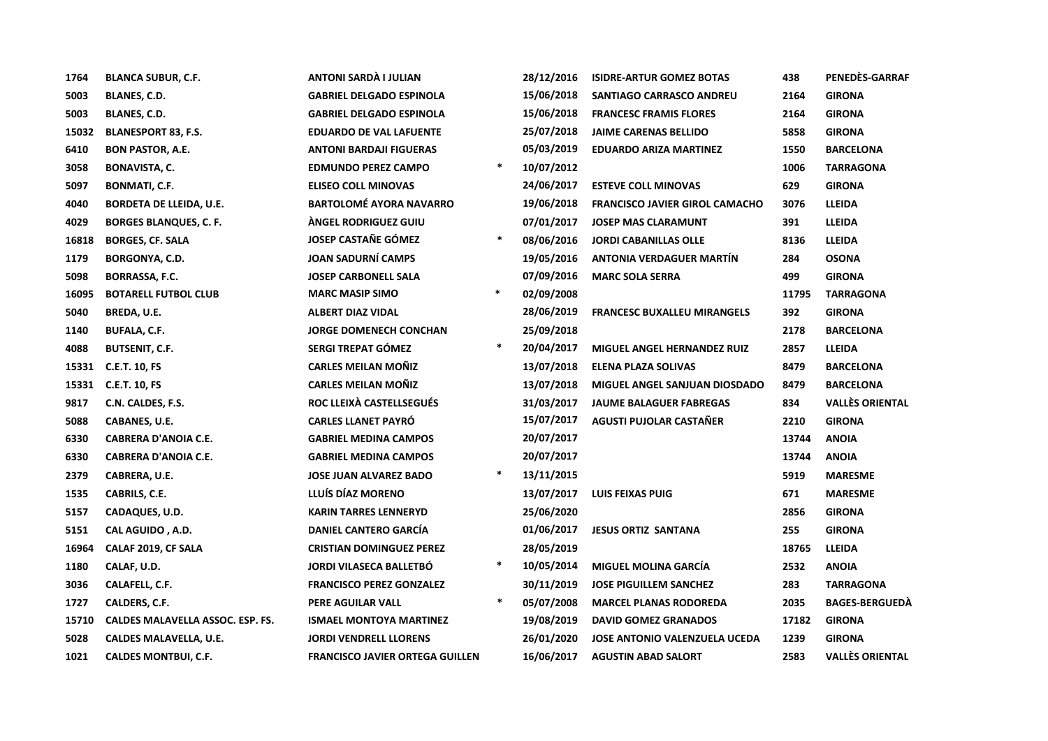| | | | | | | | |
|---|---|---|---|---|---|---|---|
| 1764 | BLANCA SUBUR, C.F. | ANTONI SARDÀ I JULIAN | | 28/12/2016 | ISIDRE-ARTUR GOMEZ BOTAS | 438 | PENEDÈS-GARRAF |
| 5003 | BLANES, C.D. | GABRIEL DELGADO ESPINOLA | | 15/06/2018 | SANTIAGO CARRASCO ANDREU | 2164 | GIRONA |
| 5003 | BLANES, C.D. | GABRIEL DELGADO ESPINOLA | | 15/06/2018 | FRANCESC FRAMIS FLORES | 2164 | GIRONA |
| 15032 | BLANESPORT 83, F.S. | EDUARDO DE VAL LAFUENTE | | 25/07/2018 | JAIME CARENAS BELLIDO | 5858 | GIRONA |
| 6410 | BON PASTOR, A.E. | ANTONI BARDAJI FIGUERAS | | 05/03/2019 | EDUARDO ARIZA MARTINEZ | 1550 | BARCELONA |
| 3058 | BONAVISTA, C. | EDMUNDO PEREZ CAMPO | * | 10/07/2012 | | 1006 | TARRAGONA |
| 5097 | BONMATI, C.F. | ELISEO COLL MINOVAS | | 24/06/2017 | ESTEVE COLL MINOVAS | 629 | GIRONA |
| 4040 | BORDETA DE LLEIDA, U.E. | BARTOLOMÉ AYORA NAVARRO | | 19/06/2018 | FRANCISCO JAVIER GIROL CAMACHO | 3076 | LLEIDA |
| 4029 | BORGES BLANQUES, C. F. | ÀNGEL RODRIGUEZ GUIU | | 07/01/2017 | JOSEP MAS CLARAMUNT | 391 | LLEIDA |
| 16818 | BORGES, CF. SALA | JOSEP CASTAÑE GÓMEZ | * | 08/06/2016 | JORDI CABANILLAS OLLE | 8136 | LLEIDA |
| 1179 | BORGONYA, C.D. | JOAN SADURNÍ CAMPS | | 19/05/2016 | ANTONIA VERDAGUER MARTÍN | 284 | OSONA |
| 5098 | BORRASSA, F.C. | JOSEP CARBONELL SALA | | 07/09/2016 | MARC SOLA SERRA | 499 | GIRONA |
| 16095 | BOTARELL FUTBOL CLUB | MARC MASIP SIMO | * | 02/09/2008 | | 11795 | TARRAGONA |
| 5040 | BREDA, U.E. | ALBERT DIAZ VIDAL | | 28/06/2019 | FRANCESC BUXALLEU MIRANGELS | 392 | GIRONA |
| 1140 | BUFALA, C.F. | JORGE DOMENECH CONCHAN | | 25/09/2018 | | 2178 | BARCELONA |
| 4088 | BUTSENIT, C.F. | SERGI TREPAT GÓMEZ | * | 20/04/2017 | MIGUEL ANGEL HERNANDEZ RUIZ | 2857 | LLEIDA |
| 15331 | C.E.T. 10, FS | CARLES MEILAN MOÑIZ | | 13/07/2018 | ELENA PLAZA SOLIVAS | 8479 | BARCELONA |
| 15331 | C.E.T. 10, FS | CARLES MEILAN MOÑIZ | | 13/07/2018 | MIGUEL ANGEL SANJUAN DIOSDADO | 8479 | BARCELONA |
| 9817 | C.N. CALDES, F.S. | ROC LLEIXÀ CASTELLSEGUÉS | | 31/03/2017 | JAUME BALAGUER FABREGAS | 834 | VALLÈS ORIENTAL |
| 5088 | CABANES, U.E. | CARLES LLANET PAYRÓ | | 15/07/2017 | AGUSTI PUJOLAR CASTAÑER | 2210 | GIRONA |
| 6330 | CABRERA D'ANOIA C.E. | GABRIEL MEDINA CAMPOS | | 20/07/2017 | | 13744 | ANOIA |
| 6330 | CABRERA D'ANOIA C.E. | GABRIEL MEDINA CAMPOS | | 20/07/2017 | | 13744 | ANOIA |
| 2379 | CABRERA, U.E. | JOSE JUAN ALVAREZ BADO | * | 13/11/2015 | | 5919 | MARESME |
| 1535 | CABRILS, C.E. | LLUÍS DÍAZ MORENO | | 13/07/2017 | LUIS FEIXAS PUIG | 671 | MARESME |
| 5157 | CADAQUES, U.D. | KARIN TARRES LENNERYD | | 25/06/2020 | | 2856 | GIRONA |
| 5151 | CAL AGUIDO , A.D. | DANIEL CANTERO GARCÍA | | 01/06/2017 | JESUS ORTIZ SANTANA | 255 | GIRONA |
| 16964 | CALAF 2019, CF SALA | CRISTIAN DOMINGUEZ PEREZ | | 28/05/2019 | | 18765 | LLEIDA |
| 1180 | CALAF, U.D. | JORDI VILASECA BALLETBÓ | * | 10/05/2014 | MIGUEL MOLINA GARCÍA | 2532 | ANOIA |
| 3036 | CALAFELL, C.F. | FRANCISCO PEREZ GONZALEZ | | 30/11/2019 | JOSE PIGUILLEM SANCHEZ | 283 | TARRAGONA |
| 1727 | CALDERS, C.F. | PERE AGUILAR VALL | * | 05/07/2008 | MARCEL PLANAS RODOREDA | 2035 | BAGES-BERGUEDÀ |
| 15710 | CALDES MALAVELLA ASSOC. ESP. FS. | ISMAEL MONTOYA MARTINEZ | | 19/08/2019 | DAVID GOMEZ GRANADOS | 17182 | GIRONA |
| 5028 | CALDES MALAVELLA, U.E. | JORDI VENDRELL LLORENS | | 26/01/2020 | JOSE ANTONIO VALENZUELA UCEDA | 1239 | GIRONA |
| 1021 | CALDES MONTBUI, C.F. | FRANCISCO JAVIER ORTEGA GUILLEN | | 16/06/2017 | AGUSTIN ABAD SALORT | 2583 | VALLÈS ORIENTAL |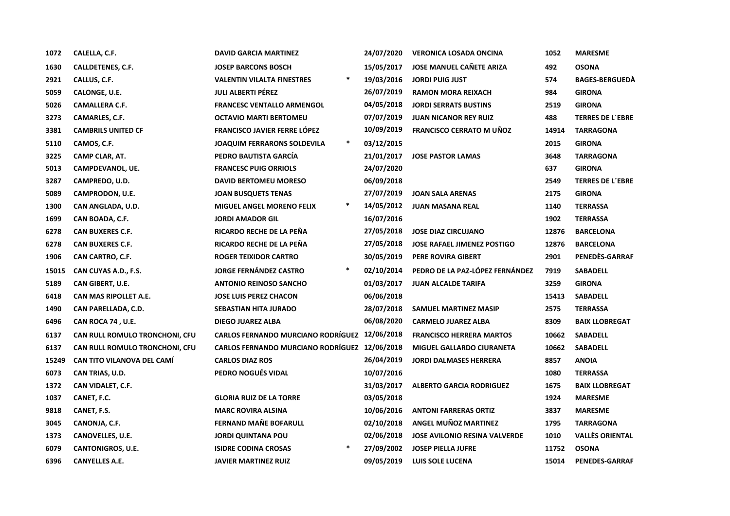| | | | | | | | |
|---|---|---|---|---|---|---|---|
| 1072 | CALELLA, C.F. | DAVID GARCIA MARTINEZ | | 24/07/2020 | VERONICA LOSADA ONCINA | 1052 | MARESME |
| 1630 | CALLDETENES, C.F. | JOSEP BARCONS BOSCH | | 15/05/2017 | JOSE MANUEL CAÑETE ARIZA | 492 | OSONA |
| 2921 | CALLUS, C.F. | VALENTIN VILALTA FINESTRES | * | 19/03/2016 | JORDI PUIG JUST | 574 | BAGES-BERGUEDÀ |
| 5059 | CALONGE, U.E. | JULI ALBERTI PÉREZ | | 26/07/2019 | RAMON MORA REIXACH | 984 | GIRONA |
| 5026 | CAMALLERA C.F. | FRANCESC VENTALLO ARMENGOL | | 04/05/2018 | JORDI SERRATS BUSTINS | 2519 | GIRONA |
| 3273 | CAMARLES, C.F. | OCTAVIO MARTI BERTOMEU | | 07/07/2019 | JUAN NICANOR REY RUIZ | 488 | TERRES DE L´EBRE |
| 3381 | CAMBRILS UNITED CF | FRANCISCO JAVIER FERRE LÓPEZ | | 10/09/2019 | FRANCISCO CERRATO M UÑOZ | 14914 | TARRAGONA |
| 5110 | CAMOS, C.F. | JOAQUIM FERRARONS SOLDEVILA | * | 03/12/2015 | | 2015 | GIRONA |
| 3225 | CAMP CLAR, AT. | PEDRO BAUTISTA GARCÍA | | 21/01/2017 | JOSE PASTOR LAMAS | 3648 | TARRAGONA |
| 5013 | CAMPDEVANOL, UE. | FRANCESC PUIG ORRIOLS | | 24/07/2020 | | 637 | GIRONA |
| 3287 | CAMPREDO, U.D. | DAVID BERTOMEU MORESO | | 06/09/2018 | | 2549 | TERRES DE L´EBRE |
| 5089 | CAMPRODON, U.E. | JOAN BUSQUETS TENAS | | 27/07/2019 | JOAN SALA ARENAS | 2175 | GIRONA |
| 1300 | CAN ANGLADA, U.D. | MIGUEL ANGEL MORENO FELIX | * | 14/05/2012 | JUAN MASANA REAL | 1140 | TERRASSA |
| 1699 | CAN BOADA, C.F. | JORDI AMADOR GIL | | 16/07/2016 | | 1902 | TERRASSA |
| 6278 | CAN BUXERES C.F. | RICARDO RECHE DE LA PEÑA | | 27/05/2018 | JOSE DIAZ CIRCUJANO | 12876 | BARCELONA |
| 6278 | CAN BUXERES C.F. | RICARDO RECHE DE LA PEÑA | | 27/05/2018 | JOSE RAFAEL JIMENEZ POSTIGO | 12876 | BARCELONA |
| 1906 | CAN CARTRO, C.F. | ROGER TEIXIDOR CARTRO | | 30/05/2019 | PERE ROVIRA GIBERT | 2901 | PENEDÈS-GARRAF |
| 15015 | CAN CUYAS A.D., F.S. | JORGE FERNÁNDEZ CASTRO | * | 02/10/2014 | PEDRO DE LA PAZ-LÓPEZ FERNÁNDEZ | 7919 | SABADELL |
| 5189 | CAN GIBERT, U.E. | ANTONIO REINOSO SANCHO | | 01/03/2017 | JUAN ALCALDE TARIFA | 3259 | GIRONA |
| 6418 | CAN MAS RIPOLLET A.E. | JOSE LUIS PEREZ CHACON | | 06/06/2018 | | 15413 | SABADELL |
| 1490 | CAN PARELLADA, C.D. | SEBASTIAN HITA JURADO | | 28/07/2018 | SAMUEL MARTINEZ MASIP | 2575 | TERRASSA |
| 6496 | CAN ROCA 74 , U.E. | DIEGO JUAREZ ALBA | | 06/08/2020 | CARMELO JUAREZ ALBA | 8309 | BAIX LLOBREGAT |
| 6137 | CAN RULL ROMULO TRONCHONI, CFU | CARLOS FERNANDO MURCIANO RODRÍGUEZ | | 12/06/2018 | FRANCISCO HERRERA MARTOS | 10662 | SABADELL |
| 6137 | CAN RULL ROMULO TRONCHONI, CFU | CARLOS FERNANDO MURCIANO RODRÍGUEZ | | 12/06/2018 | MIGUEL GALLARDO CIURANETA | 10662 | SABADELL |
| 15249 | CAN TITO VILANOVA DEL CAMÍ | CARLOS DIAZ ROS | | 26/04/2019 | JORDI DALMASES HERRERA | 8857 | ANOIA |
| 6073 | CAN TRIAS, U.D. | PEDRO NOGUÉS VIDAL | | 10/07/2016 | | 1080 | TERRASSA |
| 1372 | CAN VIDALET, C.F. | | | 31/03/2017 | ALBERTO GARCIA RODRIGUEZ | 1675 | BAIX LLOBREGAT |
| 1037 | CANET, F.C. | GLORIA RUIZ DE LA TORRE | | 03/05/2018 | | 1924 | MARESME |
| 9818 | CANET, F.S. | MARC ROVIRA ALSINA | | 10/06/2016 | ANTONI FARRERAS ORTIZ | 3837 | MARESME |
| 3045 | CANONJA, C.F. | FERNAND MAÑE BOFARULL | | 02/10/2018 | ANGEL MUÑOZ MARTINEZ | 1795 | TARRAGONA |
| 1373 | CANOVELLES, U.E. | JORDI QUINTANA POU | | 02/06/2018 | JOSE AVILONIO RESINA VALVERDE | 1010 | VALLÈS ORIENTAL |
| 6079 | CANTONIGROS, U.E. | ISIDRE CODINA CROSAS | * | 27/09/2002 | JOSEP PIELLA JUFRE | 11752 | OSONA |
| 6396 | CANYELLES A.E. | JAVIER MARTINEZ RUIZ | | 09/05/2019 | LUIS SOLE LUCENA | 15014 | PENEDES-GARRAF |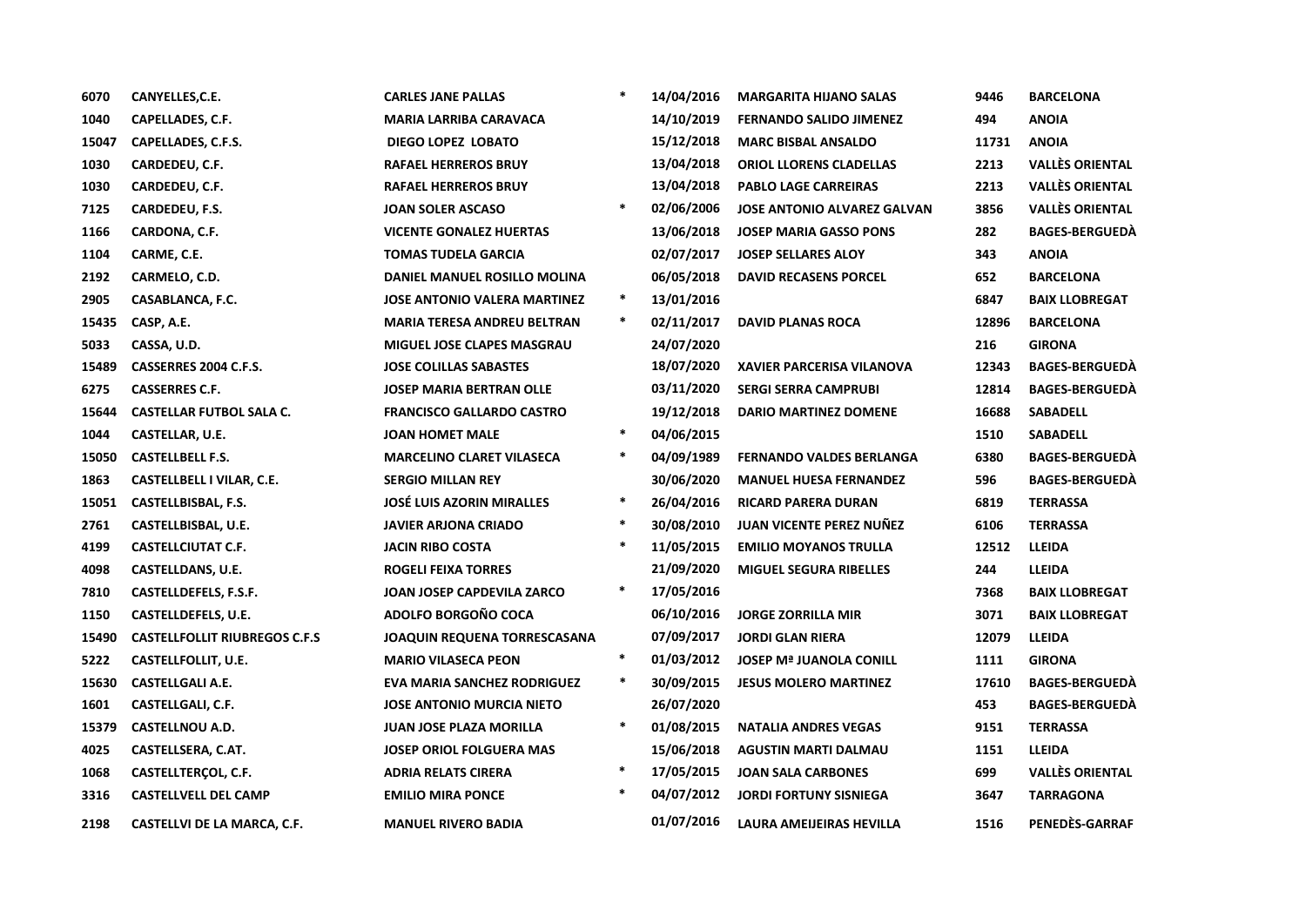| | | | | | | | |
|---|---|---|---|---|---|---|---|
| 6070 | CANYELLES,C.E. | CARLES JANE PALLAS | * | 14/04/2016 | MARGARITA HIJANO SALAS | 9446 | BARCELONA |
| 1040 | CAPELLADES, C.F. | MARIA LARRIBA CARAVACA | | 14/10/2019 | FERNANDO SALIDO JIMENEZ | 494 | ANOIA |
| 15047 | CAPELLADES, C.F.S. | DIEGO LOPEZ LOBATO | | 15/12/2018 | MARC BISBAL ANSALDO | 11731 | ANOIA |
| 1030 | CARDEDEU, C.F. | RAFAEL HERREROS BRUY | | 13/04/2018 | ORIOL LLORENS CLADELLAS | 2213 | VALLÈS ORIENTAL |
| 1030 | CARDEDEU, C.F. | RAFAEL HERREROS BRUY | | 13/04/2018 | PABLO LAGE CARREIRAS | 2213 | VALLÈS ORIENTAL |
| 7125 | CARDEDEU, F.S. | JOAN SOLER ASCASO | * | 02/06/2006 | JOSE ANTONIO ALVAREZ GALVAN | 3856 | VALLÈS ORIENTAL |
| 1166 | CARDONA, C.F. | VICENTE GONALEZ HUERTAS | | 13/06/2018 | JOSEP MARIA GASSO PONS | 282 | BAGES-BERGUEDÀ |
| 1104 | CARME, C.E. | TOMAS TUDELA GARCIA | | 02/07/2017 | JOSEP SELLARES ALOY | 343 | ANOIA |
| 2192 | CARMELO, C.D. | DANIEL MANUEL ROSILLO MOLINA | | 06/05/2018 | DAVID RECASENS PORCEL | 652 | BARCELONA |
| 2905 | CASABLANCA, F.C. | JOSE ANTONIO VALERA MARTINEZ | * | 13/01/2016 | | 6847 | BAIX LLOBREGAT |
| 15435 | CASP, A.E. | MARIA TERESA ANDREU BELTRAN | * | 02/11/2017 | DAVID PLANAS ROCA | 12896 | BARCELONA |
| 5033 | CASSA, U.D. | MIGUEL JOSE CLAPES MASGRAU | | 24/07/2020 | | 216 | GIRONA |
| 15489 | CASSERRES 2004 C.F.S. | JOSE COLILLAS SABASTES | | 18/07/2020 | XAVIER PARCERISA VILANOVA | 12343 | BAGES-BERGUEDÀ |
| 6275 | CASSERRES C.F. | JOSEP MARIA BERTRAN OLLE | | 03/11/2020 | SERGI SERRA CAMPRUBI | 12814 | BAGES-BERGUEDÀ |
| 15644 | CASTELLAR FUTBOL SALA C. | FRANCISCO GALLARDO CASTRO | | 19/12/2018 | DARIO MARTINEZ DOMENE | 16688 | SABADELL |
| 1044 | CASTELLAR, U.E. | JOAN HOMET MALE | * | 04/06/2015 | | 1510 | SABADELL |
| 15050 | CASTELLBELL F.S. | MARCELINO CLARET VILASECA | * | 04/09/1989 | FERNANDO VALDES BERLANGA | 6380 | BAGES-BERGUEDÀ |
| 1863 | CASTELLBELL I VILAR, C.E. | SERGIO MILLAN REY | | 30/06/2020 | MANUEL HUESA FERNANDEZ | 596 | BAGES-BERGUEDÀ |
| 15051 | CASTELLBISBAL, F.S. | JOSÉ LUIS AZORIN MIRALLES | * | 26/04/2016 | RICARD PARERA DURAN | 6819 | TERRASSA |
| 2761 | CASTELLBISBAL, U.E. | JAVIER ARJONA CRIADO | * | 30/08/2010 | JUAN VICENTE PEREZ NUÑEZ | 6106 | TERRASSA |
| 4199 | CASTELLCIUTAT C.F. | JACIN RIBO COSTA | * | 11/05/2015 | EMILIO MOYANOS TRULLA | 12512 | LLEIDA |
| 4098 | CASTELLDANS, U.E. | ROGELI FEIXA TORRES | | 21/09/2020 | MIGUEL SEGURA RIBELLES | 244 | LLEIDA |
| 7810 | CASTELLDEFELS, F.S.F. | JOAN JOSEP CAPDEVILA ZARCO | * | 17/05/2016 | | 7368 | BAIX LLOBREGAT |
| 1150 | CASTELLDEFELS, U.E. | ADOLFO BORGOÑO COCA | | 06/10/2016 | JORGE ZORRILLA MIR | 3071 | BAIX LLOBREGAT |
| 15490 | CASTELLFOLLIT RIUBREGOS C.F.S | JOAQUIN REQUENA TORRESCASANA | | 07/09/2017 | JORDI GLAN RIERA | 12079 | LLEIDA |
| 5222 | CASTELLFOLLIT, U.E. | MARIO VILASECA PEON | * | 01/03/2012 | JOSEP Mª JUANOLA CONILL | 1111 | GIRONA |
| 15630 | CASTELLGALI A.E. | EVA MARIA SANCHEZ RODRIGUEZ | * | 30/09/2015 | JESUS MOLERO MARTINEZ | 17610 | BAGES-BERGUEDÀ |
| 1601 | CASTELLGALI, C.F. | JOSE ANTONIO MURCIA NIETO | | 26/07/2020 | | 453 | BAGES-BERGUEDÀ |
| 15379 | CASTELLNOU A.D. | JUAN JOSE PLAZA MORILLA | * | 01/08/2015 | NATALIA ANDRES VEGAS | 9151 | TERRASSA |
| 4025 | CASTELLSERA, C.AT. | JOSEP ORIOL FOLGUERA MAS | | 15/06/2018 | AGUSTIN MARTI DALMAU | 1151 | LLEIDA |
| 1068 | CASTELLTERÇOL, C.F. | ADRIA RELATS CIRERA | * | 17/05/2015 | JOAN SALA CARBONES | 699 | VALLÈS ORIENTAL |
| 3316 | CASTELLVELL DEL CAMP | EMILIO MIRA PONCE | * | 04/07/2012 | JORDI FORTUNY SISNIEGA | 3647 | TARRAGONA |
| 2198 | CASTELLVI DE LA MARCA, C.F. | MANUEL RIVERO BADIA | | 01/07/2016 | LAURA AMEIJEIRAS HEVILLA | 1516 | PENEDÈS-GARRAF |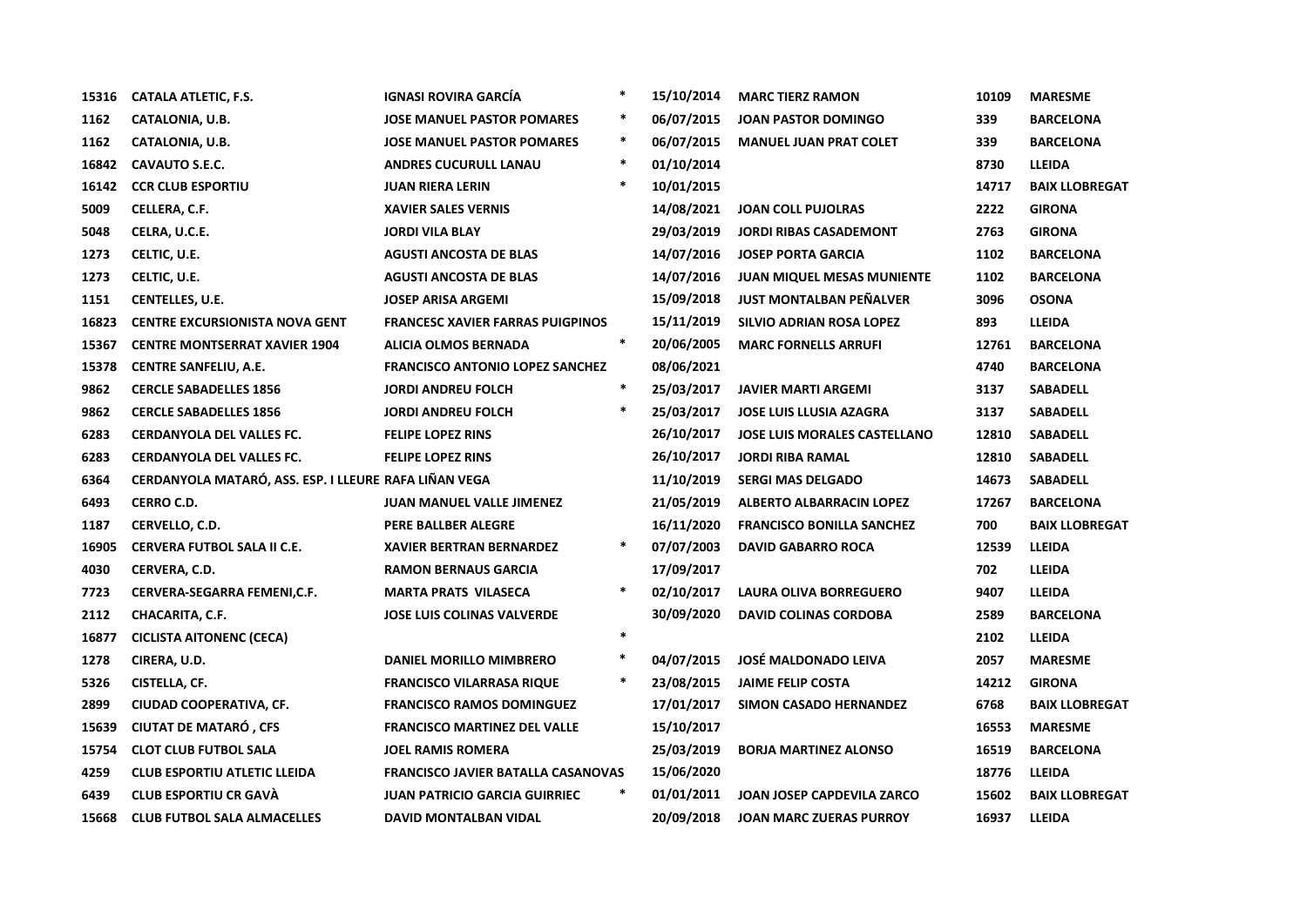| | | | | | | | |
|---|---|---|---|---|---|---|---|
| 15316 | CATALA ATLETIC, F.S. | IGNASI ROVIRA GARCÍA | * | 15/10/2014 | MARC TIERZ RAMON | 10109 | MARESME |
| 1162 | CATALONIA, U.B. | JOSE MANUEL PASTOR POMARES | * | 06/07/2015 | JOAN PASTOR DOMINGO | 339 | BARCELONA |
| 1162 | CATALONIA, U.B. | JOSE MANUEL PASTOR POMARES | * | 06/07/2015 | MANUEL JUAN PRAT COLET | 339 | BARCELONA |
| 16842 | CAVAUTO S.E.C. | ANDRES CUCURULL LANAU | * | 01/10/2014 | | 8730 | LLEIDA |
| 16142 | CCR CLUB ESPORTIU | JUAN RIERA LERIN | * | 10/01/2015 | | 14717 | BAIX LLOBREGAT |
| 5009 | CELLERA, C.F. | XAVIER SALES VERNIS | | 14/08/2021 | JOAN COLL PUJOLRAS | 2222 | GIRONA |
| 5048 | CELRA, U.C.E. | JORDI VILA BLAY | | 29/03/2019 | JORDI RIBAS CASADEMONT | 2763 | GIRONA |
| 1273 | CELTIC, U.E. | AGUSTI ANCOSTA DE BLAS | | 14/07/2016 | JOSEP PORTA GARCIA | 1102 | BARCELONA |
| 1273 | CELTIC, U.E. | AGUSTI ANCOSTA DE BLAS | | 14/07/2016 | JUAN MIQUEL MESAS MUNIENTE | 1102 | BARCELONA |
| 1151 | CENTELLES, U.E. | JOSEP ARISA ARGEMI | | 15/09/2018 | JUST MONTALBAN PEÑALVER | 3096 | OSONA |
| 16823 | CENTRE EXCURSIONISTA NOVA GENT | FRANCESC XAVIER FARRAS PUIGPINOS | | 15/11/2019 | SILVIO ADRIAN ROSA LOPEZ | 893 | LLEIDA |
| 15367 | CENTRE MONTSERRAT XAVIER 1904 | ALICIA OLMOS BERNADA | * | 20/06/2005 | MARC FORNELLS ARRUFI | 12761 | BARCELONA |
| 15378 | CENTRE SANFELIU, A.E. | FRANCISCO ANTONIO LOPEZ SANCHEZ | | 08/06/2021 | | 4740 | BARCELONA |
| 9862 | CERCLE SABADELLES 1856 | JORDI ANDREU FOLCH | * | 25/03/2017 | JAVIER MARTI ARGEMI | 3137 | SABADELL |
| 9862 | CERCLE SABADELLES 1856 | JORDI ANDREU FOLCH | * | 25/03/2017 | JOSE LUIS LLUSIA AZAGRA | 3137 | SABADELL |
| 6283 | CERDANYOLA DEL VALLES FC. | FELIPE LOPEZ RINS | | 26/10/2017 | JOSE LUIS MORALES CASTELLANO | 12810 | SABADELL |
| 6283 | CERDANYOLA DEL VALLES FC. | FELIPE LOPEZ RINS | | 26/10/2017 | JORDI RIBA RAMAL | 12810 | SABADELL |
| 6364 | CERDANYOLA MATARÓ, ASS. ESP. I LLEURE | RAFA LIÑAN VEGA | | 11/10/2019 | SERGI MAS DELGADO | 14673 | SABADELL |
| 6493 | CERRO C.D. | JUAN MANUEL VALLE JIMENEZ | | 21/05/2019 | ALBERTO ALBARRACIN LOPEZ | 17267 | BARCELONA |
| 1187 | CERVELLO, C.D. | PERE BALLBER ALEGRE | | 16/11/2020 | FRANCISCO BONILLA SANCHEZ | 700 | BAIX LLOBREGAT |
| 16905 | CERVERA FUTBOL SALA II C.E. | XAVIER BERTRAN BERNARDEZ | * | 07/07/2003 | DAVID GABARRO ROCA | 12539 | LLEIDA |
| 4030 | CERVERA, C.D. | RAMON BERNAUS GARCIA | | 17/09/2017 | | 702 | LLEIDA |
| 7723 | CERVERA-SEGARRA FEMENI,C.F. | MARTA PRATS VILASECA | * | 02/10/2017 | LAURA OLIVA BORREGUERO | 9407 | LLEIDA |
| 2112 | CHACARITA, C.F. | JOSE LUIS COLINAS VALVERDE | | 30/09/2020 | DAVID COLINAS CORDOBA | 2589 | BARCELONA |
| 16877 | CICLISTA AITONENC (CECA) | | * | | | 2102 | LLEIDA |
| 1278 | CIRERA, U.D. | DANIEL MORILLO MIMBRERO | * | 04/07/2015 | JOSÉ MALDONADO LEIVA | 2057 | MARESME |
| 5326 | CISTELLA, CF. | FRANCISCO VILARRASA RIQUE | * | 23/08/2015 | JAIME FELIP COSTA | 14212 | GIRONA |
| 2899 | CIUDAD COOPERATIVA, CF. | FRANCISCO RAMOS DOMINGUEZ | | 17/01/2017 | SIMON CASADO HERNANDEZ | 6768 | BAIX LLOBREGAT |
| 15639 | CIUTAT DE MATARÓ , CFS | FRANCISCO MARTINEZ DEL VALLE | | 15/10/2017 | | 16553 | MARESME |
| 15754 | CLOT CLUB FUTBOL SALA | JOEL RAMIS ROMERA | | 25/03/2019 | BORJA MARTINEZ ALONSO | 16519 | BARCELONA |
| 4259 | CLUB ESPORTIU ATLETIC LLEIDA | FRANCISCO JAVIER BATALLA CASANOVAS | | 15/06/2020 | | 18776 | LLEIDA |
| 6439 | CLUB ESPORTIU CR GAVÀ | JUAN PATRICIO GARCIA GUIRRIEC | * | 01/01/2011 | JOAN JOSEP CAPDEVILA ZARCO | 15602 | BAIX LLOBREGAT |
| 15668 | CLUB FUTBOL SALA ALMACELLES | DAVID MONTALBAN VIDAL | | 20/09/2018 | JOAN MARC ZUERAS PURROY | 16937 | LLEIDA |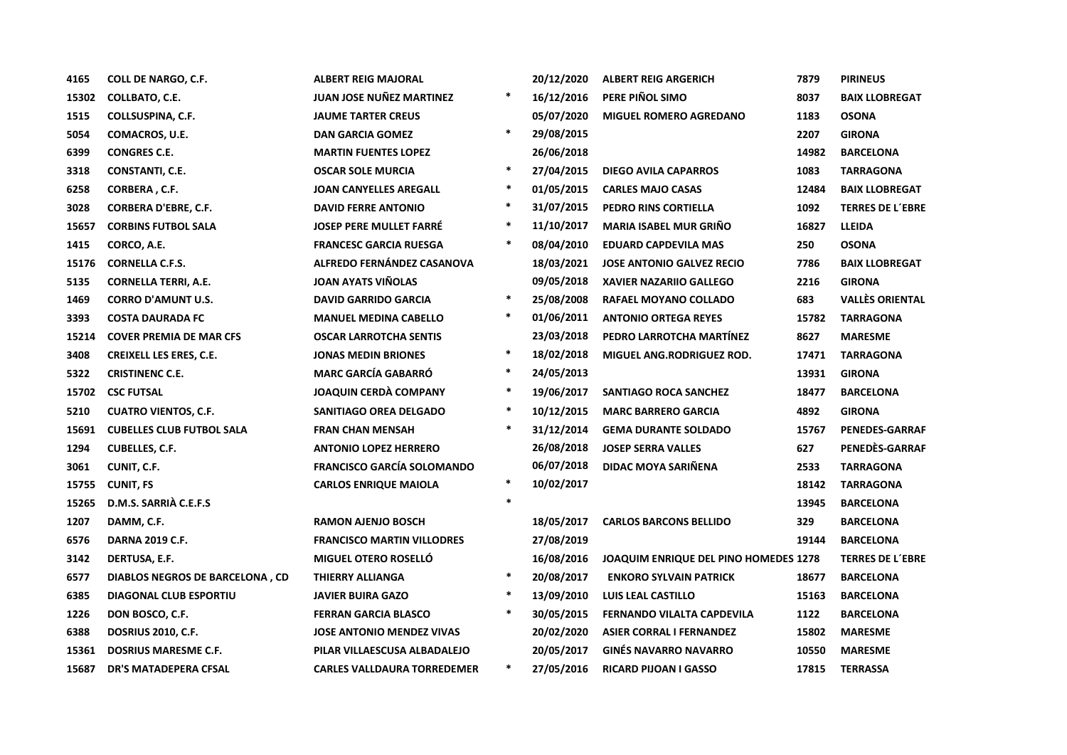| | | | | | | | |
|---|---|---|---|---|---|---|---|
| 4165 | COLL DE NARGO, C.F. | ALBERT REIG MAJORAL | | 20/12/2020 | ALBERT REIG ARGERICH | 7879 | PIRINEUS |
| 15302 | COLLBATO, C.E. | JUAN JOSE NUÑEZ MARTINEZ | * | 16/12/2016 | PERE PIÑOL SIMO | 8037 | BAIX LLOBREGAT |
| 1515 | COLLSUSPINA, C.F. | JAUME TARTER CREUS | | 05/07/2020 | MIGUEL ROMERO AGREDANO | 1183 | OSONA |
| 5054 | COMACROS, U.E. | DAN GARCIA GOMEZ | * | 29/08/2015 | | 2207 | GIRONA |
| 6399 | CONGRES C.E. | MARTIN FUENTES LOPEZ | | 26/06/2018 | | 14982 | BARCELONA |
| 3318 | CONSTANTI, C.E. | OSCAR SOLE MURCIA | * | 27/04/2015 | DIEGO AVILA CAPARROS | 1083 | TARRAGONA |
| 6258 | CORBERA , C.F. | JOAN CANYELLES AREGALL | * | 01/05/2015 | CARLES MAJO CASAS | 12484 | BAIX LLOBREGAT |
| 3028 | CORBERA D'EBRE, C.F. | DAVID FERRE ANTONIO | * | 31/07/2015 | PEDRO RINS CORTIELLA | 1092 | TERRES DE L´EBRE |
| 15657 | CORBINS FUTBOL SALA | JOSEP PERE MULLET FARRÉ | * | 11/10/2017 | MARIA ISABEL MUR GRIÑO | 16827 | LLEIDA |
| 1415 | CORCO, A.E. | FRANCESC GARCIA RUESGA | * | 08/04/2010 | EDUARD CAPDEVILA MAS | 250 | OSONA |
| 15176 | CORNELLA C.F.S. | ALFREDO FERNÁNDEZ CASANOVA | | 18/03/2021 | JOSE ANTONIO GALVEZ RECIO | 7786 | BAIX LLOBREGAT |
| 5135 | CORNELLA TERRI, A.E. | JOAN AYATS VIÑOLAS | | 09/05/2018 | XAVIER NAZARIIO GALLEGO | 2216 | GIRONA |
| 1469 | CORRO D'AMUNT U.S. | DAVID GARRIDO GARCIA | * | 25/08/2008 | RAFAEL MOYANO COLLADO | 683 | VALLÈS ORIENTAL |
| 3393 | COSTA DAURADA FC | MANUEL MEDINA CABELLO | * | 01/06/2011 | ANTONIO ORTEGA REYES | 15782 | TARRAGONA |
| 15214 | COVER PREMIA DE MAR CFS | OSCAR LARROTCHA SENTIS | | 23/03/2018 | PEDRO LARROTCHA MARTÍNEZ | 8627 | MARESME |
| 3408 | CREIXELL LES ERES, C.E. | JONAS MEDIN BRIONES | * | 18/02/2018 | MIGUEL ANG.RODRIGUEZ ROD. | 17471 | TARRAGONA |
| 5322 | CRISTINENC C.E. | MARC GARCÍA GABARRÓ | * | 24/05/2013 | | 13931 | GIRONA |
| 15702 | CSC FUTSAL | JOAQUIN CERDÀ COMPANY | * | 19/06/2017 | SANTIAGO ROCA SANCHEZ | 18477 | BARCELONA |
| 5210 | CUATRO VIENTOS, C.F. | SANITIAGO OREA DELGADO | * | 10/12/2015 | MARC BARRERO GARCIA | 4892 | GIRONA |
| 15691 | CUBELLES CLUB FUTBOL SALA | FRAN CHAN MENSAH | * | 31/12/2014 | GEMA DURANTE SOLDADO | 15767 | PENEDES-GARRAF |
| 1294 | CUBELLES, C.F. | ANTONIO LOPEZ HERRERO | | 26/08/2018 | JOSEP SERRA VALLES | 627 | PENEDÈS-GARRAF |
| 3061 | CUNIT, C.F. | FRANCISCO GARCÍA SOLOMANDO | | 06/07/2018 | DIDAC MOYA SARIÑENA | 2533 | TARRAGONA |
| 15755 | CUNIT, FS | CARLOS ENRIQUE MAIOLA | * | 10/02/2017 | | 18142 | TARRAGONA |
| 15265 | D.M.S. SARRIÀ C.E.F.S | | * | | | 13945 | BARCELONA |
| 1207 | DAMM, C.F. | RAMON AJENJO BOSCH | | 18/05/2017 | CARLOS BARCONS BELLIDO | 329 | BARCELONA |
| 6576 | DARNA 2019 C.F. | FRANCISCO MARTIN VILLODRES | | 27/08/2019 | | 19144 | BARCELONA |
| 3142 | DERTUSA, E.F. | MIGUEL OTERO ROSELLÓ | | 16/08/2016 | JOAQUIM ENRIQUE DEL PINO HOMEDES | 1278 | TERRES DE L´EBRE |
| 6577 | DIABLOS NEGROS DE BARCELONA , CD | THIERRY ALLIANGA | * | 20/08/2017 | ENKORO SYLVAIN PATRICK | 18677 | BARCELONA |
| 6385 | DIAGONAL CLUB ESPORTIU | JAVIER BUIRA GAZO | * | 13/09/2010 | LUIS LEAL CASTILLO | 15163 | BARCELONA |
| 1226 | DON BOSCO, C.F. | FERRAN GARCIA BLASCO | * | 30/05/2015 | FERNANDO VILALTA CAPDEVILA | 1122 | BARCELONA |
| 6388 | DOSRIUS 2010, C.F. | JOSE ANTONIO MENDEZ VIVAS | | 20/02/2020 | ASIER CORRAL I FERNANDEZ | 15802 | MARESME |
| 15361 | DOSRIUS MARESME C.F. | PILAR VILLAESCUSA ALBADALEJO | | 20/05/2017 | GINÉS NAVARRO NAVARRO | 10550 | MARESME |
| 15687 | DR'S MATADEPERA CFSAL | CARLES VALLDAURA TORREDEMER | * | 27/05/2016 | RICARD PIJOAN I GASSO | 17815 | TERRASSA |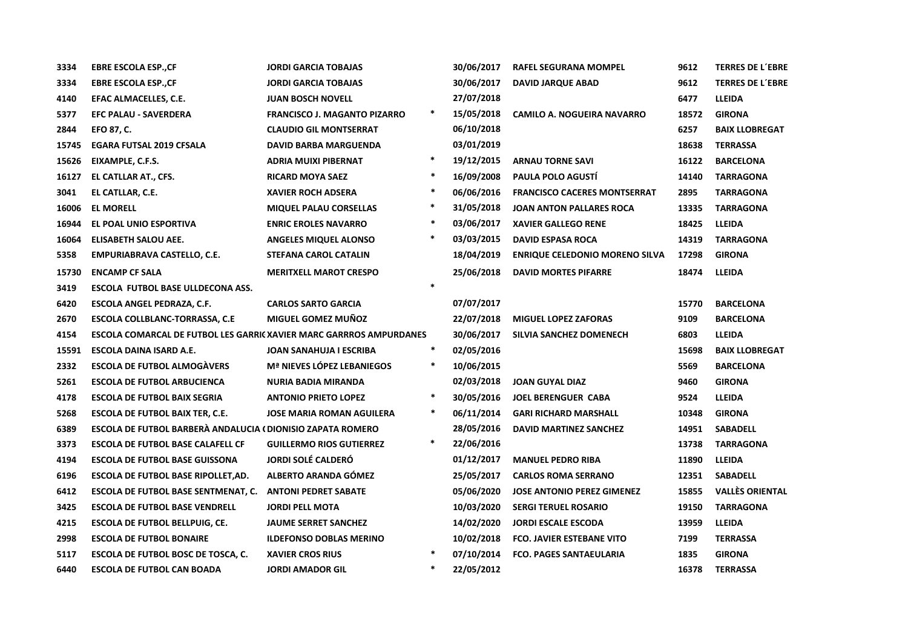| | | | | | | | |
|---|---|---|---|---|---|---|---|
| 3334 | EBRE ESCOLA ESP.,CF | JORDI GARCIA TOBAJAS | | 30/06/2017 | RAFEL SEGURANA MOMPEL | 9612 | TERRES DE L´EBRE |
| 3334 | EBRE ESCOLA ESP.,CF | JORDI GARCIA TOBAJAS | | 30/06/2017 | DAVID JARQUE ABAD | 9612 | TERRES DE L´EBRE |
| 4140 | EFAC ALMACELLES, C.E. | JUAN BOSCH NOVELL | | 27/07/2018 | | 6477 | LLEIDA |
| 5377 | EFC PALAU - SAVERDERA | FRANCISCO J. MAGANTO PIZARRO | * | 15/05/2018 | CAMILO A. NOGUEIRA NAVARRO | 18572 | GIRONA |
| 2844 | EFO 87, C. | CLAUDIO GIL MONTSERRAT | | 06/10/2018 | | 6257 | BAIX LLOBREGAT |
| 15745 | EGARA FUTSAL 2019 CFSALA | DAVID BARBA MARGUENDA | | 03/01/2019 | | 18638 | TERRASSA |
| 15626 | EIXAMPLE, C.F.S. | ADRIA MUIXI PIBERNAT | * | 19/12/2015 | ARNAU TORNE SAVI | 16122 | BARCELONA |
| 16127 | EL CATLLAR AT., CFS. | RICARD MOYA SAEZ | * | 16/09/2008 | PAULA POLO AGUSTÍ | 14140 | TARRAGONA |
| 3041 | EL CATLLAR, C.E. | XAVIER ROCH ADSERA | * | 06/06/2016 | FRANCISCO CACERES MONTSERRAT | 2895 | TARRAGONA |
| 16006 | EL MORELL | MIQUEL PALAU CORSELLAS | * | 31/05/2018 | JOAN ANTON PALLARES ROCA | 13335 | TARRAGONA |
| 16944 | EL POAL UNIO ESPORTIVA | ENRIC EROLES NAVARRO | * | 03/06/2017 | XAVIER GALLEGO RENE | 18425 | LLEIDA |
| 16064 | ELISABETH SALOU AEE. | ANGELES MIQUEL ALONSO | * | 03/03/2015 | DAVID ESPASA ROCA | 14319 | TARRAGONA |
| 5358 | EMPURIABRAVA CASTELLO, C.E. | STEFANA CAROL CATALIN | | 18/04/2019 | ENRIQUE CELEDONIO MORENO SILVA | 17298 | GIRONA |
| 15730 | ENCAMP CF SALA | MERITXELL MAROT CRESPO | | 25/06/2018 | DAVID MORTES PIFARRE | 18474 | LLEIDA |
| 3419 | ESCOLA FUTBOL BASE ULLDECONA ASS. | | * | | | | |
| 6420 | ESCOLA ANGEL PEDRAZA, C.F. | CARLOS SARTO GARCIA | | 07/07/2017 | | 15770 | BARCELONA |
| 2670 | ESCOLA COLLBLANC-TORRASSA, C.E | MIGUEL GOMEZ MUÑOZ | | 22/07/2018 | MIGUEL LOPEZ ZAFORAS | 9109 | BARCELONA |
| 4154 | ESCOLA COMARCAL DE FUTBOL LES GARRIC | XAVIER MARC GARRROS AMPURDANES | | 30/06/2017 | SILVIA SANCHEZ DOMENECH | 6803 | LLEIDA |
| 15591 | ESCOLA DAINA ISARD A.E. | JOAN SANAHUJA I ESCRIBA | * | 02/05/2016 | | 15698 | BAIX LLOBREGAT |
| 2332 | ESCOLA DE FUTBOL ALMOGÀVERS | Mª NIEVES LÓPEZ LEBANIEGOS | * | 10/06/2015 | | 5569 | BARCELONA |
| 5261 | ESCOLA DE FUTBOL ARBUCIENCA | NURIA BADIA MIRANDA | | 02/03/2018 | JOAN GUYAL DIAZ | 9460 | GIRONA |
| 4178 | ESCOLA DE FUTBOL BAIX SEGRIA | ANTONIO PRIETO LOPEZ | * | 30/05/2016 | JOEL BERENGUER CABA | 9524 | LLEIDA |
| 5268 | ESCOLA DE FUTBOL BAIX TER, C.E. | JOSE MARIA ROMAN AGUILERA | * | 06/11/2014 | GARI RICHARD MARSHALL | 10348 | GIRONA |
| 6389 | ESCOLA DE FUTBOL BARBERÀ ANDALUCIA ( | DIONISIO ZAPATA ROMERO | | 28/05/2016 | DAVID MARTINEZ SANCHEZ | 14951 | SABADELL |
| 3373 | ESCOLA DE FUTBOL BASE CALAFELL CF | GUILLERMO RIOS GUTIERREZ | * | 22/06/2016 | | 13738 | TARRAGONA |
| 4194 | ESCOLA DE FUTBOL BASE GUISSONA | JORDI SOLÉ CALDERÓ | | 01/12/2017 | MANUEL PEDRO RIBA | 11890 | LLEIDA |
| 6196 | ESCOLA DE FUTBOL BASE RIPOLLET,AD. | ALBERTO ARANDA GÓMEZ | | 25/05/2017 | CARLOS ROMA SERRANO | 12351 | SABADELL |
| 6412 | ESCOLA DE FUTBOL BASE SENTMENAT, C. | ANTONI PEDRET SABATE | | 05/06/2020 | JOSE ANTONIO PEREZ GIMENEZ | 15855 | VALLÈS ORIENTAL |
| 3425 | ESCOLA DE FUTBOL BASE VENDRELL | JORDI PELL MOTA | | 10/03/2020 | SERGI TERUEL ROSARIO | 19150 | TARRAGONA |
| 4215 | ESCOLA DE FUTBOL BELLPUIG, CE. | JAUME SERRET SANCHEZ | | 14/02/2020 | JORDI ESCALE ESCODA | 13959 | LLEIDA |
| 2998 | ESCOLA DE FUTBOL BONAIRE | ILDEFONSO DOBLAS MERINO | | 10/02/2018 | FCO. JAVIER ESTEBANE VITO | 7199 | TERRASSA |
| 5117 | ESCOLA DE FUTBOL BOSC DE TOSCA, C. | XAVIER CROS RIUS | * | 07/10/2014 | FCO. PAGES SANTAEULARIA | 1835 | GIRONA |
| 6440 | ESCOLA DE FUTBOL CAN BOADA | JORDI AMADOR GIL | * | 22/05/2012 | | 16378 | TERRASSA |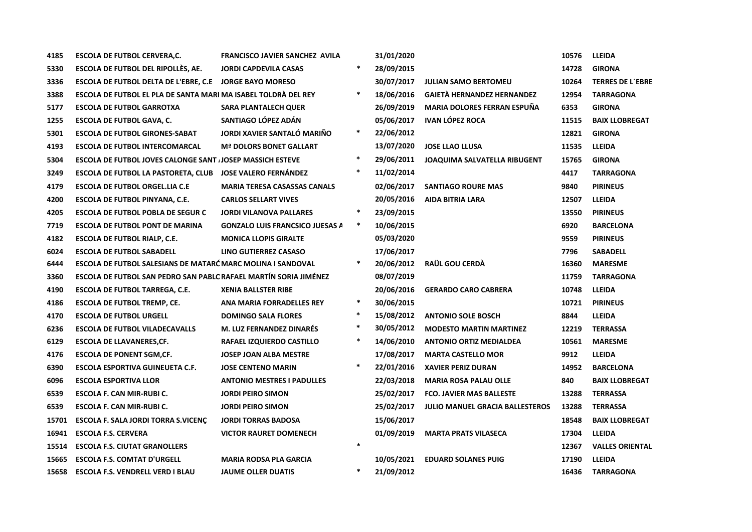| | | | | | | | |
|---|---|---|---|---|---|---|---|
| 4185 | ESCOLA DE FUTBOL CERVERA,C. | FRANCISCO JAVIER SANCHEZ AVILA | | 31/01/2020 | | 10576 | LLEIDA |
| 5330 | ESCOLA DE FUTBOL DEL RIPOLLÈS, AE. | JORDI CAPDEVILA CASAS | * | 28/09/2015 | | 14728 | GIRONA |
| 3336 | ESCOLA DE FUTBOL DELTA DE L'EBRE, C.E | JORGE BAYO MORESO | | 30/07/2017 | JULIAN SAMO BERTOMEU | 10264 | TERRES DE L´EBRE |
| 3388 | ESCOLA DE FUTBOL EL PLA DE SANTA MARI | MA ISABEL TOLDRÀ DEL REY | * | 18/06/2016 | GAIETÀ HERNANDEZ HERNANDEZ | 12954 | TARRAGONA |
| 5177 | ESCOLA DE FUTBOL GARROTXA | SARA PLANTALECH QUER | | 26/09/2019 | MARIA DOLORES FERRAN ESPUÑA | 6353 | GIRONA |
| 1255 | ESCOLA DE FUTBOL GAVA, C. | SANTIAGO LÓPEZ ADÁN | | 05/06/2017 | IVAN LÓPEZ ROCA | 11515 | BAIX LLOBREGAT |
| 5301 | ESCOLA DE FUTBOL GIRONES-SABAT | JORDI XAVIER SANTALÓ MARIÑO | * | 22/06/2012 | | 12821 | GIRONA |
| 4193 | ESCOLA DE FUTBOL INTERCOMARCAL | Mª DOLORS BONET GALLART | | 13/07/2020 | JOSE LLAO LLUSA | 11535 | LLEIDA |
| 5304 | ESCOLA DE FUTBOL JOVES CALONGE SANT A | JOSEP MASSICH ESTEVE | * | 29/06/2011 | JOAQUIMA SALVATELLA RIBUGENT | 15765 | GIRONA |
| 3249 | ESCOLA DE FUTBOL LA PASTORETA, CLUB | JOSE VALERO FERNÁNDEZ | * | 11/02/2014 | | 4417 | TARRAGONA |
| 4179 | ESCOLA DE FUTBOL ORGEL.LIA C.E | MARIA TERESA CASASSAS CANALS | | 02/06/2017 | SANTIAGO ROURE MAS | 9840 | PIRINEUS |
| 4200 | ESCOLA DE FUTBOL PINYANA, C.E. | CARLOS SELLART VIVES | | 20/05/2016 | AIDA BITRIA LARA | 12507 | LLEIDA |
| 4205 | ESCOLA DE FUTBOL POBLA DE SEGUR C | JORDI VILANOVA PALLARES | * | 23/09/2015 | | 13550 | PIRINEUS |
| 7719 | ESCOLA DE FUTBOL PONT DE MARINA | GONZALO LUIS FRANCSICO JUESAS A | * | 10/06/2015 | | 6920 | BARCELONA |
| 4182 | ESCOLA DE FUTBOL RIALP, C.E. | MONICA LLOPIS GIRALTE | | 05/03/2020 | | 9559 | PIRINEUS |
| 6024 | ESCOLA DE FUTBOL SABADELL | LINO GUTIERREZ CASASO | | 17/06/2017 | | 7796 | SABADELL |
| 6444 | ESCOLA DE FUTBOL SALESIANS DE MATARÓ | MARC MOLINA I SANDOVAL | * | 20/06/2012 | RAÜL GOU CERDÀ | 16360 | MARESME |
| 3360 | ESCOLA DE FUTBOL SAN PEDRO SAN PABLO | RAFAEL MARTÍN SORIA JIMÉNEZ | | 08/07/2019 | | 11759 | TARRAGONA |
| 4190 | ESCOLA DE FUTBOL TARREGA, C.E. | XENIA BALLSTER RIBE | | 20/06/2016 | GERARDO CARO CABRERA | 10748 | LLEIDA |
| 4186 | ESCOLA DE FUTBOL TREMP, CE. | ANA MARIA FORRADELLES REY | * | 30/06/2015 | | 10721 | PIRINEUS |
| 4170 | ESCOLA DE FUTBOL URGELL | DOMINGO SALA FLORES | * | 15/08/2012 | ANTONIO SOLE BOSCH | 8844 | LLEIDA |
| 6236 | ESCOLA DE FUTBOL VILADECAVALLS | M. LUZ FERNANDEZ DINARÉS | * | 30/05/2012 | MODESTO MARTIN MARTINEZ | 12219 | TERRASSA |
| 6129 | ESCOLA DE LLAVANERES,CF. | RAFAEL IZQUIERDO CASTILLO | * | 14/06/2010 | ANTONIO ORTIZ MEDIALDEA | 10561 | MARESME |
| 4176 | ESCOLA DE PONENT SGM,CF. | JOSEP JOAN ALBA MESTRE | | 17/08/2017 | MARTA CASTELLO MOR | 9912 | LLEIDA |
| 6390 | ESCOLA ESPORTIVA GUINEUETA C.F. | JOSE CENTENO MARIN | * | 22/01/2016 | XAVIER PERIZ DURAN | 14952 | BARCELONA |
| 6096 | ESCOLA ESPORTIVA LLOR | ANTONIO MESTRES I PADULLES | | 22/03/2018 | MARIA ROSA PALAU OLLE | 840 | BAIX LLOBREGAT |
| 6539 | ESCOLA F. CAN MIR-RUBI C. | JORDI PEIRO SIMON | | 25/02/2017 | FCO. JAVIER MAS BALLESTE | 13288 | TERRASSA |
| 6539 | ESCOLA F. CAN MIR-RUBI C. | JORDI PEIRO SIMON | | 25/02/2017 | JULIO MANUEL GRACIA BALLESTEROS | 13288 | TERRASSA |
| 15701 | ESCOLA F. SALA JORDI TORRA S.VICENÇ | JORDI TORRAS BADOSA | | 15/06/2017 | | 18548 | BAIX LLOBREGAT |
| 16941 | ESCOLA F.S. CERVERA | VICTOR RAURET DOMENECH | | 01/09/2019 | MARTA PRATS VILASECA | 17304 | LLEIDA |
| 15514 | ESCOLA F.S. CIUTAT GRANOLLERS | | * | | | 12367 | VALLES ORIENTAL |
| 15665 | ESCOLA F.S. COMTAT D'URGELL | MARIA RODSA PLA GARCIA | | 10/05/2021 | EDUARD SOLANES PUIG | 17190 | LLEIDA |
| 15658 | ESCOLA F.S. VENDRELL VERD I BLAU | JAUME OLLER DUATIS | * | 21/09/2012 | | 16436 | TARRAGONA |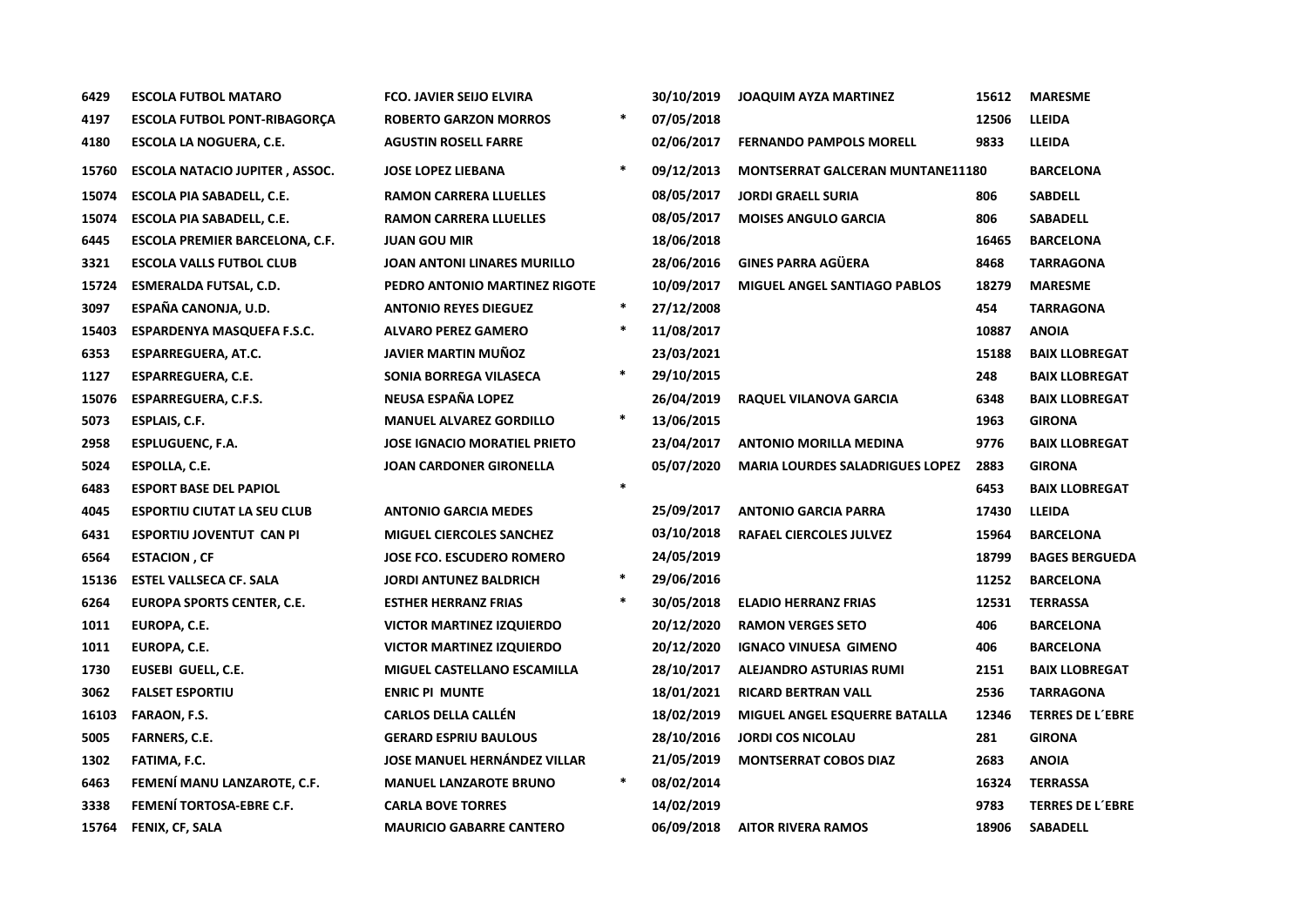| | | | | | | | |
|---|---|---|---|---|---|---|---|
| 6429 | ESCOLA FUTBOL MATARO | FCO. JAVIER SEIJO ELVIRA | | 30/10/2019 | JOAQUIM AYZA MARTINEZ | 15612 | MARESME |
| 4197 | ESCOLA FUTBOL PONT-RIBAGORÇA | ROBERTO GARZON MORROS | * | 07/05/2018 | | 12506 | LLEIDA |
| 4180 | ESCOLA LA NOGUERA, C.E. | AGUSTIN ROSELL FARRE | | 02/06/2017 | FERNANDO PAMPOLS MORELL | 9833 | LLEIDA |
| 15760 | ESCOLA NATACIO JUPITER , ASSOC. | JOSE LOPEZ LIEBANA | * | 09/12/2013 | MONTSERRAT GALCERAN MUNTANE11180 | | BARCELONA |
| 15074 | ESCOLA PIA SABADELL, C.E. | RAMON CARRERA LLUELLES | | 08/05/2017 | JORDI GRAELL SURIA | 806 | SABDELL |
| 15074 | ESCOLA PIA SABADELL, C.E. | RAMON CARRERA LLUELLES | | 08/05/2017 | MOISES ANGULO GARCIA | 806 | SABADELL |
| 6445 | ESCOLA PREMIER BARCELONA, C.F. | JUAN GOU MIR | | 18/06/2018 | | 16465 | BARCELONA |
| 3321 | ESCOLA VALLS FUTBOL CLUB | JOAN ANTONI LINARES MURILLO | | 28/06/2016 | GINES PARRA AGÜERA | 8468 | TARRAGONA |
| 15724 | ESMERALDA FUTSAL, C.D. | PEDRO ANTONIO MARTINEZ RIGOTE | | 10/09/2017 | MIGUEL ANGEL SANTIAGO PABLOS | 18279 | MARESME |
| 3097 | ESPAÑA CANONJA, U.D. | ANTONIO REYES DIEGUEZ | * | 27/12/2008 | | 454 | TARRAGONA |
| 15403 | ESPARDENYA MASQUEFA F.S.C. | ALVARO PEREZ GAMERO | * | 11/08/2017 | | 10887 | ANOIA |
| 6353 | ESPARREGUERA, AT.C. | JAVIER MARTIN MUÑOZ | | 23/03/2021 | | 15188 | BAIX LLOBREGAT |
| 1127 | ESPARREGUERA, C.E. | SONIA BORREGA VILASECA | * | 29/10/2015 | | 248 | BAIX LLOBREGAT |
| 15076 | ESPARREGUERA, C.F.S. | NEUSA ESPAÑA LOPEZ | | 26/04/2019 | RAQUEL VILANOVA GARCIA | 6348 | BAIX LLOBREGAT |
| 5073 | ESPLAIS, C.F. | MANUEL ALVAREZ GORDILLO | * | 13/06/2015 | | 1963 | GIRONA |
| 2958 | ESPLUGUENC, F.A. | JOSE IGNACIO MORATIEL PRIETO | | 23/04/2017 | ANTONIO MORILLA MEDINA | 9776 | BAIX LLOBREGAT |
| 5024 | ESPOLLA, C.E. | JOAN CARDONER GIRONELLA | | 05/07/2020 | MARIA LOURDES SALADRIGUES LOPEZ | 2883 | GIRONA |
| 6483 | ESPORT BASE DEL PAPIOL | | * | | | 6453 | BAIX LLOBREGAT |
| 4045 | ESPORTIU CIUTAT LA SEU CLUB | ANTONIO GARCIA MEDES | | 25/09/2017 | ANTONIO GARCIA PARRA | 17430 | LLEIDA |
| 6431 | ESPORTIU JOVENTUT CAN PI | MIGUEL CIERCOLES SANCHEZ | | 03/10/2018 | RAFAEL CIERCOLES JULVEZ | 15964 | BARCELONA |
| 6564 | ESTACION , CF | JOSE FCO. ESCUDERO ROMERO | | 24/05/2019 | | 18799 | BAGES BERGUEDA |
| 15136 | ESTEL VALLSECA CF. SALA | JORDI ANTUNEZ BALDRICH | * | 29/06/2016 | | 11252 | BARCELONA |
| 6264 | EUROPA SPORTS CENTER, C.E. | ESTHER HERRANZ FRIAS | * | 30/05/2018 | ELADIO HERRANZ FRIAS | 12531 | TERRASSA |
| 1011 | EUROPA, C.E. | VICTOR MARTINEZ IZQUIERDO | | 20/12/2020 | RAMON VERGES SETO | 406 | BARCELONA |
| 1011 | EUROPA, C.E. | VICTOR MARTINEZ IZQUIERDO | | 20/12/2020 | IGNACO VINUESA GIMENO | 406 | BARCELONA |
| 1730 | EUSEBI GUELL, C.E. | MIGUEL CASTELLANO ESCAMILLA | | 28/10/2017 | ALEJANDRO ASTURIAS RUMI | 2151 | BAIX LLOBREGAT |
| 3062 | FALSET ESPORTIU | ENRIC PI MUNTE | | 18/01/2021 | RICARD BERTRAN VALL | 2536 | TARRAGONA |
| 16103 | FARAON, F.S. | CARLOS DELLA CALLÉN | | 18/02/2019 | MIGUEL ANGEL ESQUERRE BATALLA | 12346 | TERRES DE L´EBRE |
| 5005 | FARNERS, C.E. | GERARD ESPRIU BAULOUS | | 28/10/2016 | JORDI COS NICOLAU | 281 | GIRONA |
| 1302 | FATIMA, F.C. | JOSE MANUEL HERNÁNDEZ VILLAR | | 21/05/2019 | MONTSERRAT COBOS DIAZ | 2683 | ANOIA |
| 6463 | FEMENÍ MANU LANZAROTE, C.F. | MANUEL LANZAROTE BRUNO | * | 08/02/2014 | | 16324 | TERRASSA |
| 3338 | FEMENÍ TORTOSA-EBRE C.F. | CARLA BOVE TORRES | | 14/02/2019 | | 9783 | TERRES DE L´EBRE |
| 15764 | FENIX, CF, SALA | MAURICIO GABARRE CANTERO | | 06/09/2018 | AITOR RIVERA RAMOS | 18906 | SABADELL |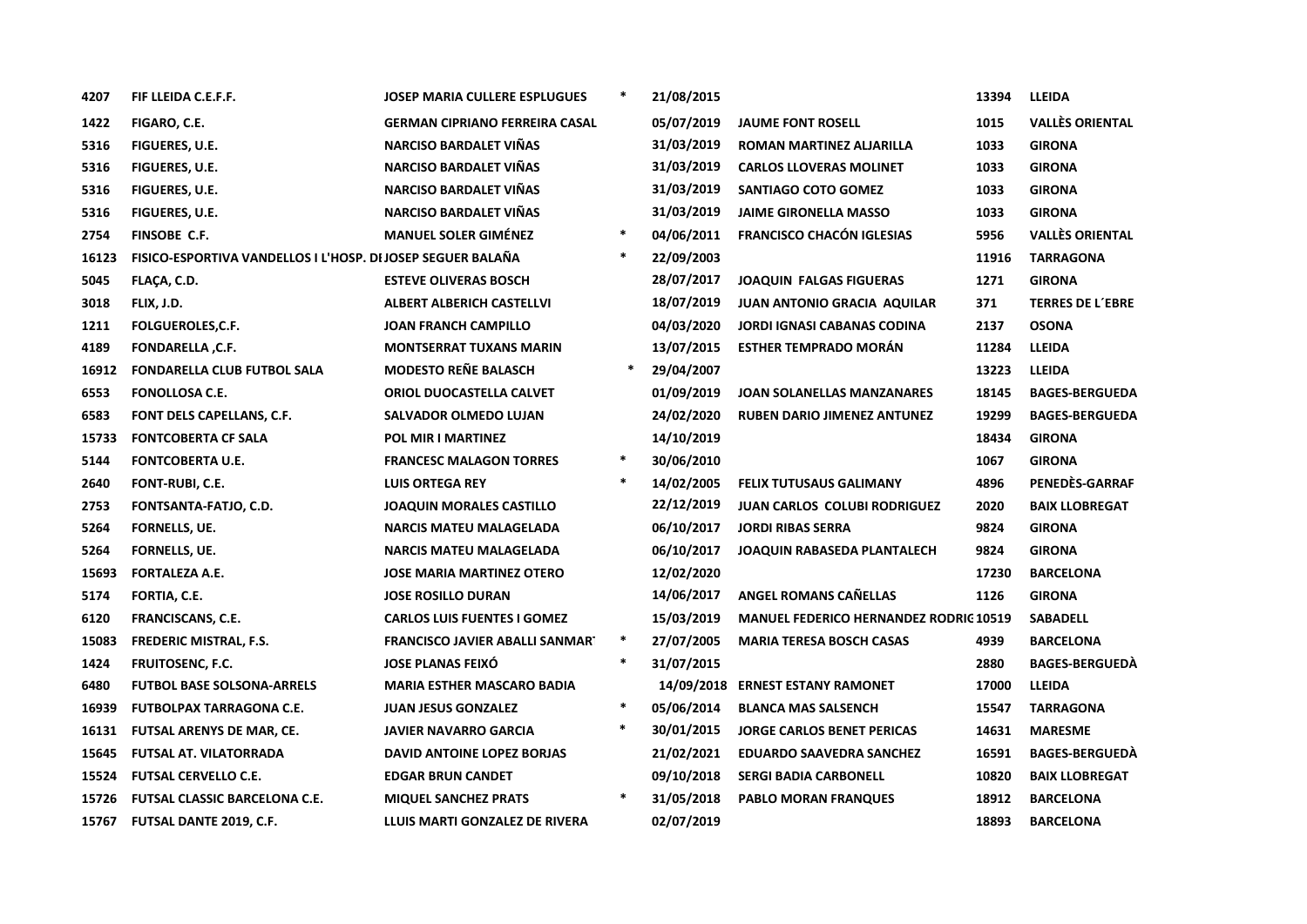| | | | | | | | |
|---|---|---|---|---|---|---|---|
| 4207 | FIF LLEIDA C.E.F.F. | JOSEP MARIA CULLERE ESPLUGUES | * | 21/08/2015 | | 13394 | LLEIDA |
| 1422 | FIGARO, C.E. | GERMAN CIPRIANO FERREIRA CASAL | | 05/07/2019 | JAUME FONT ROSELL | 1015 | VALLÈS ORIENTAL |
| 5316 | FIGUERES, U.E. | NARCISO BARDALET VIÑAS | | 31/03/2019 | ROMAN MARTINEZ ALJARILLA | 1033 | GIRONA |
| 5316 | FIGUERES, U.E. | NARCISO BARDALET VIÑAS | | 31/03/2019 | CARLOS LLOVERAS MOLINET | 1033 | GIRONA |
| 5316 | FIGUERES, U.E. | NARCISO BARDALET VIÑAS | | 31/03/2019 | SANTIAGO COTO GOMEZ | 1033 | GIRONA |
| 5316 | FIGUERES, U.E. | NARCISO BARDALET VIÑAS | | 31/03/2019 | JAIME GIRONELLA MASSO | 1033 | GIRONA |
| 2754 | FINSOBE C.F. | MANUEL SOLER GIMÉNEZ | * | 04/06/2011 | FRANCISCO CHACÓN IGLESIAS | 5956 | VALLÈS ORIENTAL |
| 16123 | FISICO-ESPORTIVA VANDELLOS I L'HOSP. DI | JOSEP SEGUER BALAÑA | * | 22/09/2003 | | 11916 | TARRAGONA |
| 5045 | FLAÇA, C.D. | ESTEVE OLIVERAS BOSCH | | 28/07/2017 | JOAQUIN FALGAS FIGUERAS | 1271 | GIRONA |
| 3018 | FLIX, J.D. | ALBERT ALBERICH CASTELLVI | | 18/07/2019 | JUAN ANTONIO GRACIA AQUILAR | 371 | TERRES DE L´EBRE |
| 1211 | FOLGUEROLES,C.F. | JOAN FRANCH CAMPILLO | | 04/03/2020 | JORDI IGNASI CABANAS CODINA | 2137 | OSONA |
| 4189 | FONDARELLA ,C.F. | MONTSERRAT TUXANS MARIN | | 13/07/2015 | ESTHER TEMPRADO MORÁN | 11284 | LLEIDA |
| 16912 | FONDARELLA CLUB FUTBOL SALA | MODESTO REÑE BALASCH | * | 29/04/2007 | | 13223 | LLEIDA |
| 6553 | FONOLLOSA C.E. | ORIOL DUOCASTELLA CALVET | | 01/09/2019 | JOAN SOLANELLAS MANZANARES | 18145 | BAGES-BERGUEDA |
| 6583 | FONT DELS CAPELLANS, C.F. | SALVADOR OLMEDO LUJAN | | 24/02/2020 | RUBEN DARIO JIMENEZ ANTUNEZ | 19299 | BAGES-BERGUEDA |
| 15733 | FONTCOBERTA CF SALA | POL MIR I MARTINEZ | | 14/10/2019 | | 18434 | GIRONA |
| 5144 | FONTCOBERTA U.E. | FRANCESC MALAGON TORRES | * | 30/06/2010 | | 1067 | GIRONA |
| 2640 | FONT-RUBI, C.E. | LUIS ORTEGA REY | * | 14/02/2005 | FELIX TUTUSAUS GALIMANY | 4896 | PENEDÈS-GARRAF |
| 2753 | FONTSANTA-FATJO, C.D. | JOAQUIN MORALES CASTILLO | | 22/12/2019 | JUAN CARLOS COLUBI RODRIGUEZ | 2020 | BAIX LLOBREGAT |
| 5264 | FORNELLS, UE. | NARCIS MATEU MALAGELADA | | 06/10/2017 | JORDI RIBAS SERRA | 9824 | GIRONA |
| 5264 | FORNELLS, UE. | NARCIS MATEU MALAGELADA | | 06/10/2017 | JOAQUIN RABASEDA PLANTALECH | 9824 | GIRONA |
| 15693 | FORTALEZA A.E. | JOSE MARIA MARTINEZ OTERO | | 12/02/2020 | | 17230 | BARCELONA |
| 5174 | FORTIA, C.E. | JOSE ROSILLO DURAN | | 14/06/2017 | ANGEL ROMANS CAÑELLAS | 1126 | GIRONA |
| 6120 | FRANCISCANS, C.E. | CARLOS LUIS FUENTES I GOMEZ | | 15/03/2019 | MANUEL FEDERICO HERNANDEZ RODRIG | 10519 | SABADELL |
| 15083 | FREDERIC MISTRAL, F.S. | FRANCISCO JAVIER ABALLI SANMART | * | 27/07/2005 | MARIA TERESA BOSCH CASAS | 4939 | BARCELONA |
| 1424 | FRUITOSENC, F.C. | JOSE PLANAS FEIXÓ | * | 31/07/2015 | | 2880 | BAGES-BERGUEDÀ |
| 6480 | FUTBOL BASE SOLSONA-ARRELS | MARIA ESTHER MASCARO BADIA | | 14/09/2018 | ERNEST ESTANY RAMONET | 17000 | LLEIDA |
| 16939 | FUTBOLPAX TARRAGONA C.E. | JUAN JESUS GONZALEZ | * | 05/06/2014 | BLANCA MAS SALSENCH | 15547 | TARRAGONA |
| 16131 | FUTSAL ARENYS DE MAR, CE. | JAVIER NAVARRO GARCIA | * | 30/01/2015 | JORGE CARLOS BENET PERICAS | 14631 | MARESME |
| 15645 | FUTSAL AT. VILATORRADA | DAVID ANTOINE LOPEZ BORJAS | | 21/02/2021 | EDUARDO SAAVEDRA SANCHEZ | 16591 | BAGES-BERGUEDÀ |
| 15524 | FUTSAL CERVELLO C.E. | EDGAR BRUN CANDET | | 09/10/2018 | SERGI BADIA CARBONELL | 10820 | BAIX LLOBREGAT |
| 15726 | FUTSAL CLASSIC BARCELONA C.E. | MIQUEL SANCHEZ PRATS | * | 31/05/2018 | PABLO MORAN FRANQUES | 18912 | BARCELONA |
| 15767 | FUTSAL DANTE 2019, C.F. | LLUIS MARTI GONZALEZ DE RIVERA | | 02/07/2019 | | 18893 | BARCELONA |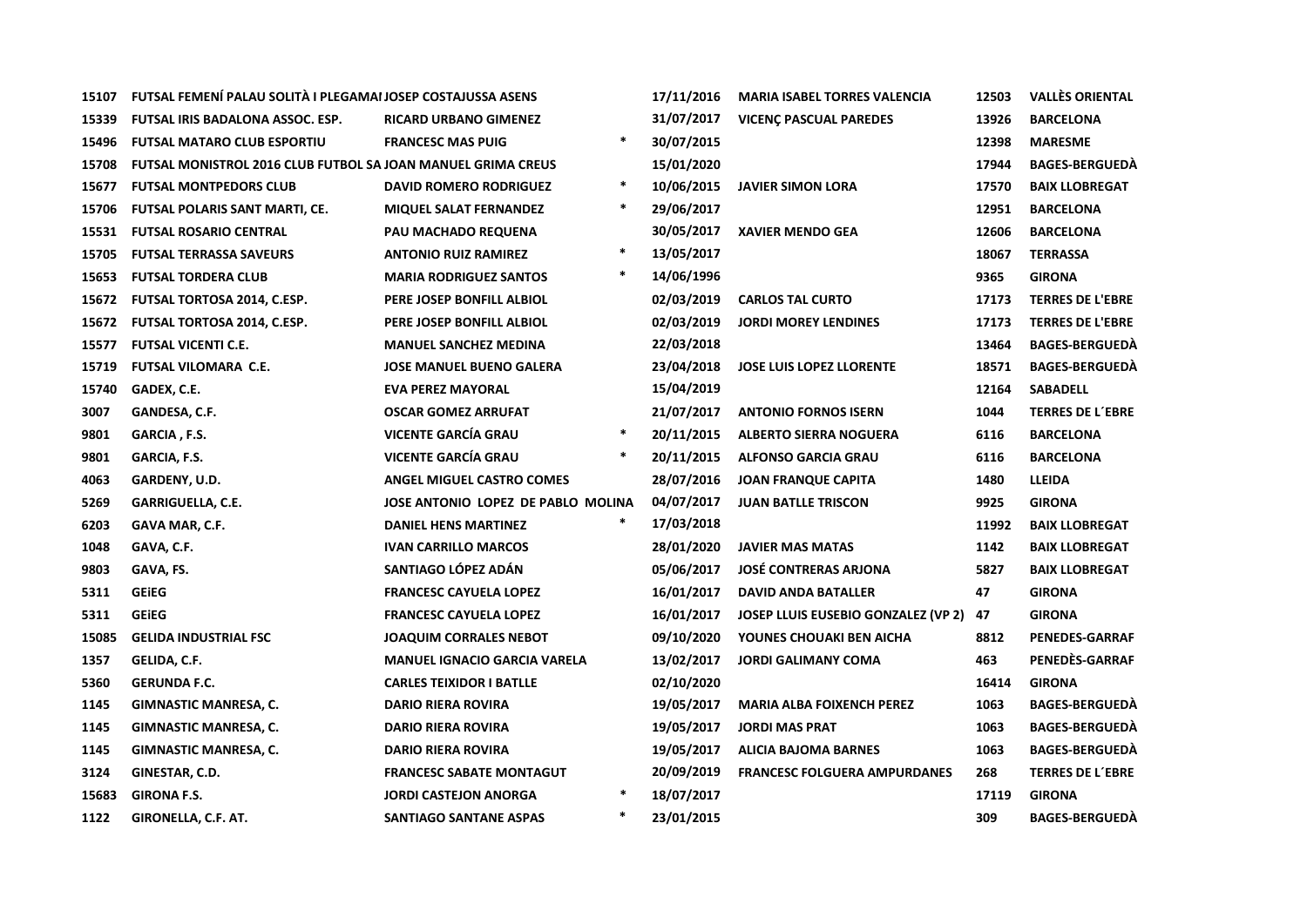| | | | | | | | |
|---|---|---|---|---|---|---|---|
| 15107 | FUTSAL FEMENÍ PALAU SOLITÀ I PLEGAMAI JOSEP COSTAJUSSA ASENS | | | 17/11/2016 | MARIA ISABEL TORRES VALENCIA | 12503 | VALLÈS ORIENTAL |
| 15339 | FUTSAL IRIS BADALONA ASSOC. ESP. | RICARD URBANO GIMENEZ | | 31/07/2017 | VICENÇ PASCUAL PAREDES | 13926 | BARCELONA |
| 15496 | FUTSAL MATARO CLUB ESPORTIU | FRANCESC MAS PUIG | * | 30/07/2015 | | 12398 | MARESME |
| 15708 | FUTSAL MONISTROL 2016 CLUB FUTBOL SA JOAN MANUEL GRIMA CREUS | | | 15/01/2020 | | 17944 | BAGES-BERGUEDÀ |
| 15677 | FUTSAL MONTPEDORS CLUB | DAVID ROMERO RODRIGUEZ | * | 10/06/2015 | JAVIER SIMON LORA | 17570 | BAIX LLOBREGAT |
| 15706 | FUTSAL POLARIS SANT MARTI, CE. | MIQUEL SALAT FERNANDEZ | * | 29/06/2017 | | 12951 | BARCELONA |
| 15531 | FUTSAL ROSARIO CENTRAL | PAU MACHADO REQUENA | | 30/05/2017 | XAVIER MENDO GEA | 12606 | BARCELONA |
| 15705 | FUTSAL TERRASSA SAVEURS | ANTONIO RUIZ RAMIREZ | * | 13/05/2017 | | 18067 | TERRASSA |
| 15653 | FUTSAL TORDERA CLUB | MARIA RODRIGUEZ SANTOS | * | 14/06/1996 | | 9365 | GIRONA |
| 15672 | FUTSAL TORTOSA 2014, C.ESP. | PERE JOSEP BONFILL ALBIOL | | 02/03/2019 | CARLOS TAL CURTO | 17173 | TERRES DE L'EBRE |
| 15672 | FUTSAL TORTOSA 2014, C.ESP. | PERE JOSEP BONFILL ALBIOL | | 02/03/2019 | JORDI MOREY LENDINES | 17173 | TERRES DE L'EBRE |
| 15577 | FUTSAL VICENTI C.E. | MANUEL SANCHEZ MEDINA | | 22/03/2018 | | 13464 | BAGES-BERGUEDÀ |
| 15719 | FUTSAL VILOMARA C.E. | JOSE MANUEL BUENO GALERA | | 23/04/2018 | JOSE LUIS LOPEZ LLORENTE | 18571 | BAGES-BERGUEDÀ |
| 15740 | GADEX, C.E. | EVA PEREZ MAYORAL | | 15/04/2019 | | 12164 | SABADELL |
| 3007 | GANDESA, C.F. | OSCAR GOMEZ ARRUFAT | | 21/07/2017 | ANTONIO FORNOS ISERN | 1044 | TERRES DE L´EBRE |
| 9801 | GARCIA , F.S. | VICENTE GARCÍA GRAU | * | 20/11/2015 | ALBERTO SIERRA NOGUERA | 6116 | BARCELONA |
| 9801 | GARCIA, F.S. | VICENTE GARCÍA GRAU | * | 20/11/2015 | ALFONSO GARCIA GRAU | 6116 | BARCELONA |
| 4063 | GARDENY, U.D. | ANGEL MIGUEL CASTRO COMES | | 28/07/2016 | JOAN FRANQUE CAPITA | 1480 | LLEIDA |
| 5269 | GARRIGUELLA, C.E. | JOSE ANTONIO LOPEZ DE PABLO MOLINA | | 04/07/2017 | JUAN BATLLE TRISCON | 9925 | GIRONA |
| 6203 | GAVA MAR, C.F. | DANIEL HENS MARTINEZ | * | 17/03/2018 | | 11992 | BAIX LLOBREGAT |
| 1048 | GAVA, C.F. | IVAN CARRILLO MARCOS | | 28/01/2020 | JAVIER MAS MATAS | 1142 | BAIX LLOBREGAT |
| 9803 | GAVA, FS. | SANTIAGO LÓPEZ ADÁN | | 05/06/2017 | JOSÉ CONTRERAS ARJONA | 5827 | BAIX LLOBREGAT |
| 5311 | GEiEG | FRANCESC CAYUELA LOPEZ | | 16/01/2017 | DAVID ANDA BATALLER | 47 | GIRONA |
| 5311 | GEiEG | FRANCESC CAYUELA LOPEZ | | 16/01/2017 | JOSEP LLUIS EUSEBIO GONZALEZ (VP 2) | 47 | GIRONA |
| 15085 | GELIDA INDUSTRIAL FSC | JOAQUIM CORRALES NEBOT | | 09/10/2020 | YOUNES CHOUAKI BEN AICHA | 8812 | PENEDES-GARRAF |
| 1357 | GELIDA, C.F. | MANUEL IGNACIO GARCIA VARELA | | 13/02/2017 | JORDI GALIMANY COMA | 463 | PENEDÈS-GARRAF |
| 5360 | GERUNDA F.C. | CARLES TEIXIDOR I BATLLE | | 02/10/2020 | | 16414 | GIRONA |
| 1145 | GIMNASTIC MANRESA, C. | DARIO RIERA ROVIRA | | 19/05/2017 | MARIA ALBA FOIXENCH PEREZ | 1063 | BAGES-BERGUEDÀ |
| 1145 | GIMNASTIC MANRESA, C. | DARIO RIERA ROVIRA | | 19/05/2017 | JORDI MAS PRAT | 1063 | BAGES-BERGUEDÀ |
| 1145 | GIMNASTIC MANRESA, C. | DARIO RIERA ROVIRA | | 19/05/2017 | ALICIA BAJOMA BARNES | 1063 | BAGES-BERGUEDÀ |
| 3124 | GINESTAR, C.D. | FRANCESC SABATE MONTAGUT | | 20/09/2019 | FRANCESC FOLGUERA AMPURDANES | 268 | TERRES DE L´EBRE |
| 15683 | GIRONA F.S. | JORDI CASTEJON ANORGA | * | 18/07/2017 | | 17119 | GIRONA |
| 1122 | GIRONELLA, C.F. AT. | SANTIAGO SANTANE ASPAS | * | 23/01/2015 | | 309 | BAGES-BERGUEDÀ |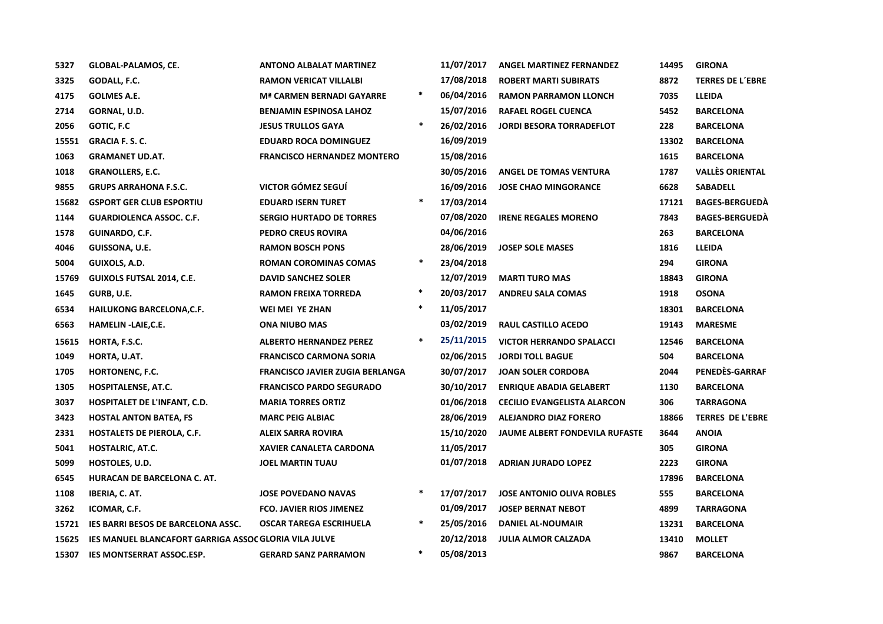| | | | | | | | |
|---|---|---|---|---|---|---|---|
| 5327 | GLOBAL-PALAMOS, CE. | ANTONO ALBALAT MARTINEZ | | 11/07/2017 | ANGEL MARTINEZ FERNANDEZ | 14495 | GIRONA |
| 3325 | GODALL, F.C. | RAMON VERICAT VILLALBI | | 17/08/2018 | ROBERT MARTI SUBIRATS | 8872 | TERRES DE L´EBRE |
| 4175 | GOLMES A.E. | Mª CARMEN BERNADI GAYARRE | * | 06/04/2016 | RAMON PARRAMON LLONCH | 7035 | LLEIDA |
| 2714 | GORNAL, U.D. | BENJAMIN ESPINOSA LAHOZ | | 15/07/2016 | RAFAEL ROGEL CUENCA | 5452 | BARCELONA |
| 2056 | GOTIC, F.C | JESUS TRULLOS GAYA | * | 26/02/2016 | JORDI BESORA TORRADEFLOT | 228 | BARCELONA |
| 15551 | GRACIA F. S. C. | EDUARD ROCA DOMINGUEZ | | 16/09/2019 | | 13302 | BARCELONA |
| 1063 | GRAMANET UD.AT. | FRANCISCO HERNANDEZ MONTERO | | 15/08/2016 | | 1615 | BARCELONA |
| 1018 | GRANOLLERS, E.C. | | | 30/05/2016 | ANGEL DE TOMAS VENTURA | 1787 | VALLÈS ORIENTAL |
| 9855 | GRUPS ARRAHONA F.S.C. | VICTOR GÓMEZ SEGUÍ | | 16/09/2016 | JOSE CHAO MINGORANCE | 6628 | SABADELL |
| 15682 | GSPORT GER CLUB ESPORTIU | EDUARD ISERN TURET | * | 17/03/2014 | | 17121 | BAGES-BERGUEDÀ |
| 1144 | GUARDIOLENCA ASSOC. C.F. | SERGIO HURTADO DE TORRES | | 07/08/2020 | IRENE REGALES MORENO | 7843 | BAGES-BERGUEDÀ |
| 1578 | GUINARDO, C.F. | PEDRO CREUS ROVIRA | | 04/06/2016 | | 263 | BARCELONA |
| 4046 | GUISSONA, U.E. | RAMON BOSCH PONS | | 28/06/2019 | JOSEP SOLE MASES | 1816 | LLEIDA |
| 5004 | GUIXOLS, A.D. | ROMAN COROMINAS COMAS | * | 23/04/2018 | | 294 | GIRONA |
| 15769 | GUIXOLS FUTSAL 2014, C.E. | DAVID SANCHEZ SOLER | | 12/07/2019 | MARTI TURO MAS | 18843 | GIRONA |
| 1645 | GURB, U.E. | RAMON FREIXA TORREDA | * | 20/03/2017 | ANDREU SALA COMAS | 1918 | OSONA |
| 6534 | HAILUKONG BARCELONA,C.F. | WEI MEI YE ZHAN | * | 11/05/2017 | | 18301 | BARCELONA |
| 6563 | HAMELIN -LAIE,C.E. | ONA NIUBO MAS | | 03/02/2019 | RAUL CASTILLO ACEDO | 19143 | MARESME |
| 15615 | HORTA, F.S.C. | ALBERTO HERNANDEZ PEREZ | * | 25/11/2015 | VICTOR HERRANDO SPALACCI | 12546 | BARCELONA |
| 1049 | HORTA, U.AT. | FRANCISCO CARMONA SORIA | | 02/06/2015 | JORDI TOLL BAGUE | 504 | BARCELONA |
| 1705 | HORTONENC, F.C. | FRANCISCO JAVIER ZUGIA BERLANGA | | 30/07/2017 | JOAN SOLER CORDOBA | 2044 | PENEDÈS-GARRAF |
| 1305 | HOSPITALENSE, AT.C. | FRANCISCO PARDO SEGURADO | | 30/10/2017 | ENRIQUE ABADIA GELABERT | 1130 | BARCELONA |
| 3037 | HOSPITALET DE L'INFANT, C.D. | MARIA TORRES ORTIZ | | 01/06/2018 | CECILIO EVANGELISTA ALARCON | 306 | TARRAGONA |
| 3423 | HOSTAL ANTON BATEA, FS | MARC PEIG ALBIAC | | 28/06/2019 | ALEJANDRO DIAZ FORERO | 18866 | TERRES DE L'EBRE |
| 2331 | HOSTALETS DE PIEROLA, C.F. | ALEIX SARRA ROVIRA | | 15/10/2020 | JAUME ALBERT FONDEVILA RUFASTE | 3644 | ANOIA |
| 5041 | HOSTALRIC, AT.C. | XAVIER CANALETA CARDONA | | 11/05/2017 | | 305 | GIRONA |
| 5099 | HOSTOLES, U.D. | JOEL MARTIN TUAU | | 01/07/2018 | ADRIAN JURADO LOPEZ | 2223 | GIRONA |
| 6545 | HURACAN DE BARCELONA C. AT. | | | | | 17896 | BARCELONA |
| 1108 | IBERIA, C. AT. | JOSE POVEDANO NAVAS | * | 17/07/2017 | JOSE ANTONIO OLIVA ROBLES | 555 | BARCELONA |
| 3262 | ICOMAR, C.F. | FCO. JAVIER RIOS JIMENEZ | | 01/09/2017 | JOSEP BERNAT NEBOT | 4899 | TARRAGONA |
| 15721 | IES BARRI BESOS DE BARCELONA ASSC. | OSCAR TAREGA ESCRIHUELA | * | 25/05/2016 | DANIEL AL-NOUMAIR | 13231 | BARCELONA |
| 15625 | IES MANUEL BLANCAFORT GARRIGA ASSOC | GLORIA VILA JULVE | | 20/12/2018 | JULIA ALMOR CALZADA | 13410 | MOLLET |
| 15307 | IES MONTSERRAT ASSOC.ESP. | GERARD SANZ PARRAMON | * | 05/08/2013 | | 9867 | BARCELONA |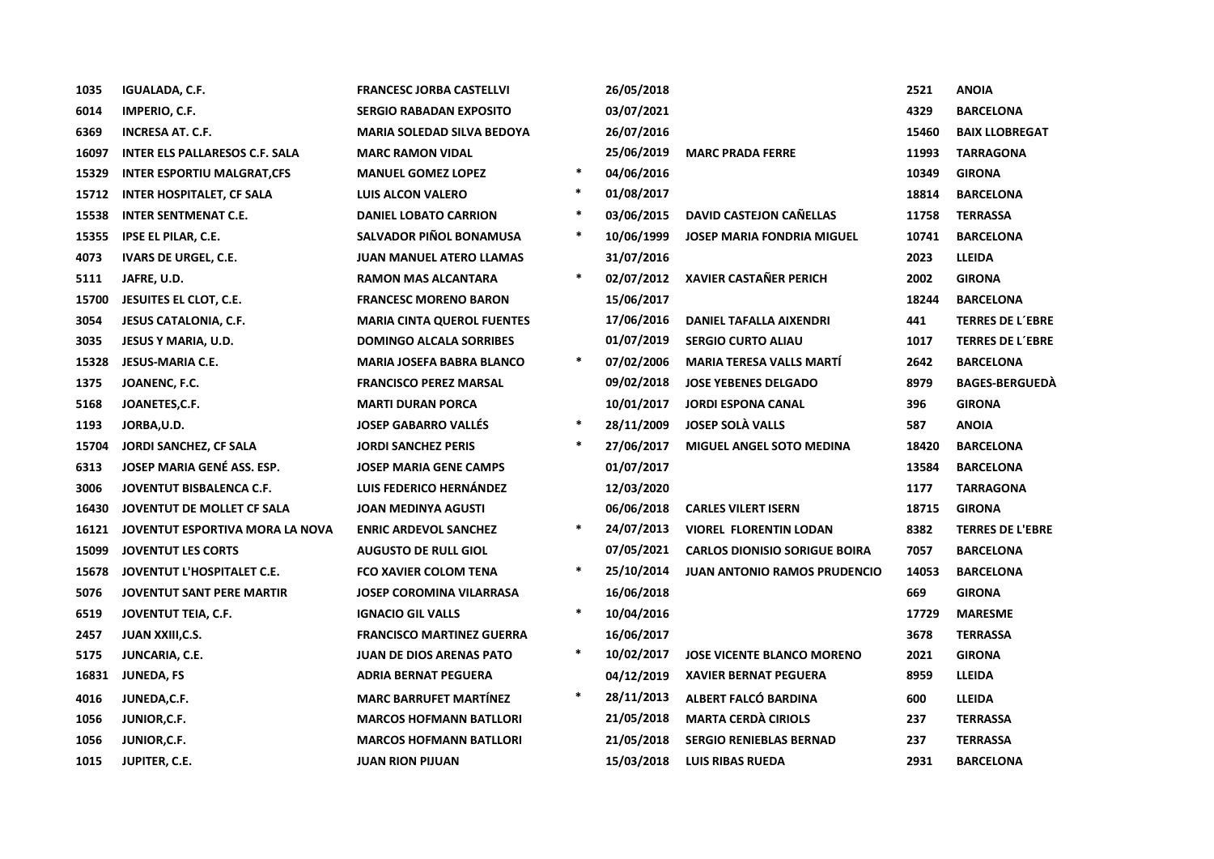| | | | | | | | |
|---|---|---|---|---|---|---|---|
| 1035 | IGUALADA, C.F. | FRANCESC JORBA CASTELLVI | | 26/05/2018 | | 2521 | ANOIA |
| 6014 | IMPERIO, C.F. | SERGIO RABADAN EXPOSITO | | 03/07/2021 | | 4329 | BARCELONA |
| 6369 | INCRESA AT. C.F. | MARIA SOLEDAD SILVA BEDOYA | | 26/07/2016 | | 15460 | BAIX LLOBREGAT |
| 16097 | INTER ELS PALLARESOS C.F. SALA | MARC RAMON VIDAL | | 25/06/2019 | MARC PRADA FERRE | 11993 | TARRAGONA |
| 15329 | INTER ESPORTIU MALGRAT,CFS | MANUEL GOMEZ LOPEZ | * | 04/06/2016 | | 10349 | GIRONA |
| 15712 | INTER HOSPITALET, CF SALA | LUIS ALCON VALERO | * | 01/08/2017 | | 18814 | BARCELONA |
| 15538 | INTER SENTMENAT C.E. | DANIEL LOBATO CARRION | * | 03/06/2015 | DAVID CASTEJON CAÑELLAS | 11758 | TERRASSA |
| 15355 | IPSE EL PILAR, C.E. | SALVADOR PIÑOL BONAMUSA | * | 10/06/1999 | JOSEP MARIA FONDRIA MIGUEL | 10741 | BARCELONA |
| 4073 | IVARS DE URGEL, C.E. | JUAN MANUEL ATERO LLAMAS | | 31/07/2016 | | 2023 | LLEIDA |
| 5111 | JAFRE, U.D. | RAMON MAS ALCANTARA | * | 02/07/2012 | XAVIER CASTAÑER PERICH | 2002 | GIRONA |
| 15700 | JESUITES EL CLOT, C.E. | FRANCESC MORENO BARON | | 15/06/2017 | | 18244 | BARCELONA |
| 3054 | JESUS CATALONIA, C.F. | MARIA CINTA QUEROL FUENTES | | 17/06/2016 | DANIEL TAFALLA AIXENDRI | 441 | TERRES DE L´EBRE |
| 3035 | JESUS Y MARIA, U.D. | DOMINGO ALCALA SORRIBES | | 01/07/2019 | SERGIO CURTO ALIAU | 1017 | TERRES DE L´EBRE |
| 15328 | JESUS-MARIA C.E. | MARIA JOSEFA BABRA BLANCO | * | 07/02/2006 | MARIA TERESA VALLS MARTÍ | 2642 | BARCELONA |
| 1375 | JOANENC, F.C. | FRANCISCO PEREZ MARSAL | | 09/02/2018 | JOSE YEBENES DELGADO | 8979 | BAGES-BERGUEDÀ |
| 5168 | JOANETES,C.F. | MARTI DURAN PORCA | | 10/01/2017 | JORDI ESPONA CANAL | 396 | GIRONA |
| 1193 | JORBA,U.D. | JOSEP GABARRO VALLÉS | * | 28/11/2009 | JOSEP SOLÀ VALLS | 587 | ANOIA |
| 15704 | JORDI SANCHEZ, CF SALA | JORDI SANCHEZ PERIS | * | 27/06/2017 | MIGUEL ANGEL SOTO MEDINA | 18420 | BARCELONA |
| 6313 | JOSEP MARIA GENÉ ASS. ESP. | JOSEP MARIA GENE CAMPS | | 01/07/2017 | | 13584 | BARCELONA |
| 3006 | JOVENTUT BISBALENCA C.F. | LUIS FEDERICO HERNÁNDEZ | | 12/03/2020 | | 1177 | TARRAGONA |
| 16430 | JOVENTUT DE MOLLET CF SALA | JOAN MEDINYA AGUSTI | | 06/06/2018 | CARLES VILERT ISERN | 18715 | GIRONA |
| 16121 | JOVENTUT ESPORTIVA MORA LA NOVA | ENRIC ARDEVOL SANCHEZ | * | 24/07/2013 | VIOREL FLORENTIN LODAN | 8382 | TERRES DE L'EBRE |
| 15099 | JOVENTUT LES CORTS | AUGUSTO DE RULL GIOL | | 07/05/2021 | CARLOS DIONISIO SORIGUE BOIRA | 7057 | BARCELONA |
| 15678 | JOVENTUT L'HOSPITALET C.E. | FCO XAVIER COLOM TENA | * | 25/10/2014 | JUAN ANTONIO RAMOS PRUDENCIO | 14053 | BARCELONA |
| 5076 | JOVENTUT SANT PERE MARTIR | JOSEP COROMINA VILARRASA | | 16/06/2018 | | 669 | GIRONA |
| 6519 | JOVENTUT TEIA, C.F. | IGNACIO GIL VALLS | * | 10/04/2016 | | 17729 | MARESME |
| 2457 | JUAN XXIII,C.S. | FRANCISCO MARTINEZ GUERRA | | 16/06/2017 | | 3678 | TERRASSA |
| 5175 | JUNCARIA, C.E. | JUAN DE DIOS ARENAS PATO | * | 10/02/2017 | JOSE VICENTE BLANCO MORENO | 2021 | GIRONA |
| 16831 | JUNEDA, FS | ADRIA BERNAT PEGUERA | | 04/12/2019 | XAVIER BERNAT PEGUERA | 8959 | LLEIDA |
| 4016 | JUNEDA,C.F. | MARC BARRUFET MARTÍNEZ | * | 28/11/2013 | ALBERT FALCÓ BARDINA | 600 | LLEIDA |
| 1056 | JUNIOR,C.F. | MARCOS HOFMANN BATLLORI | | 21/05/2018 | MARTA CERDÀ CIRIOLS | 237 | TERRASSA |
| 1056 | JUNIOR,C.F. | MARCOS HOFMANN BATLLORI | | 21/05/2018 | SERGIO RENIEBLAS BERNAD | 237 | TERRASSA |
| 1015 | JUPITER, C.E. | JUAN RION PIJUAN | | 15/03/2018 | LUIS RIBAS RUEDA | 2931 | BARCELONA |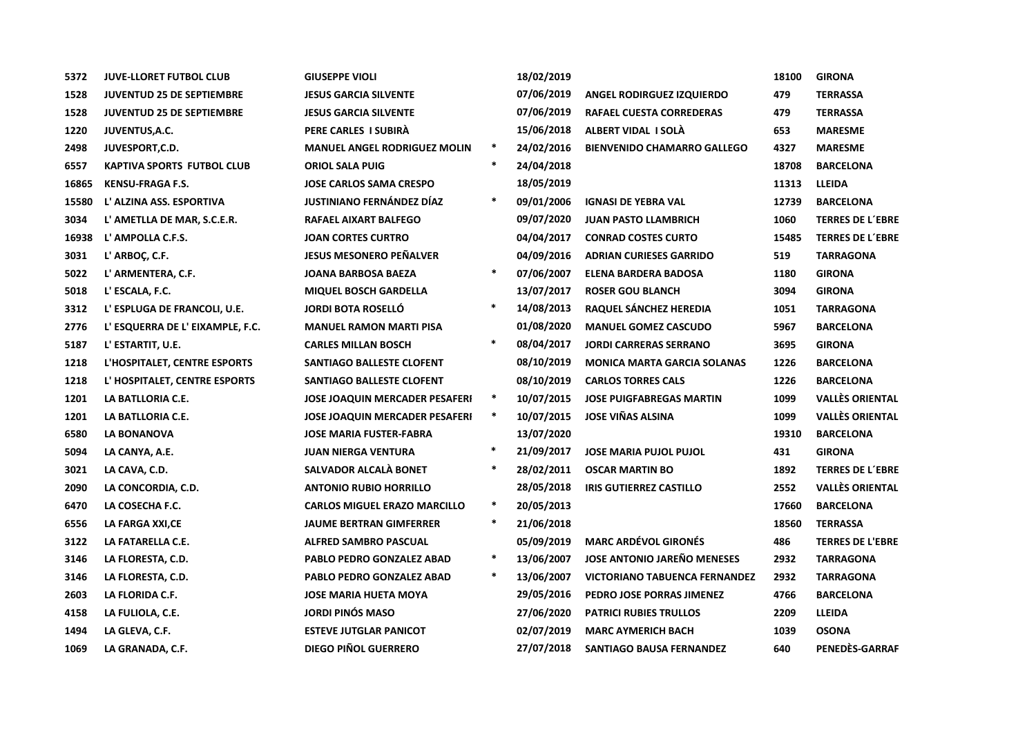| | | | | | | | |
|---|---|---|---|---|---|---|---|
| 5372 | JUVE-LLORET FUTBOL CLUB | GIUSEPPE VIOLI | | 18/02/2019 | | 18100 | GIRONA |
| 1528 | JUVENTUD 25 DE SEPTIEMBRE | JESUS GARCIA SILVENTE | | 07/06/2019 | ANGEL RODIRGUEZ IZQUIERDO | 479 | TERRASSA |
| 1528 | JUVENTUD 25 DE SEPTIEMBRE | JESUS GARCIA SILVENTE | | 07/06/2019 | RAFAEL CUESTA CORREDERAS | 479 | TERRASSA |
| 1220 | JUVENTUS,A.C. | PERE CARLES I SUBIRÀ | | 15/06/2018 | ALBERT VIDAL I SOLÀ | 653 | MARESME |
| 2498 | JUVESPORT,C.D. | MANUEL ANGEL RODRIGUEZ MOLIN | * | 24/02/2016 | BIENVENIDO CHAMARRO GALLEGO | 4327 | MARESME |
| 6557 | KAPTIVA SPORTS FUTBOL CLUB | ORIOL SALA PUIG | * | 24/04/2018 | | 18708 | BARCELONA |
| 16865 | KENSU-FRAGA F.S. | JOSE CARLOS SAMA CRESPO | | 18/05/2019 | | 11313 | LLEIDA |
| 15580 | L' ALZINA ASS. ESPORTIVA | JUSTINIANO FERNÁNDEZ DÍAZ | * | 09/01/2006 | IGNASI DE YEBRA VAL | 12739 | BARCELONA |
| 3034 | L' AMETLLA DE MAR, S.C.E.R. | RAFAEL AIXART BALFEGO | | 09/07/2020 | JUAN PASTO LLAMBRICH | 1060 | TERRES DE L´EBRE |
| 16938 | L' AMPOLLA C.F.S. | JOAN CORTES CURTRO | | 04/04/2017 | CONRAD COSTES CURTO | 15485 | TERRES DE L´EBRE |
| 3031 | L' ARBOÇ, C.F. | JESUS MESONERO PEÑALVER | | 04/09/2016 | ADRIAN CURIESES GARRIDO | 519 | TARRAGONA |
| 5022 | L' ARMENTERA, C.F. | JOANA BARBOSA BAEZA | * | 07/06/2007 | ELENA BARDERA BADOSA | 1180 | GIRONA |
| 5018 | L' ESCALA, F.C. | MIQUEL BOSCH GARDELLA | | 13/07/2017 | ROSER GOU BLANCH | 3094 | GIRONA |
| 3312 | L' ESPLUGA DE FRANCOLI, U.E. | JORDI BOTA ROSELLÓ | * | 14/08/2013 | RAQUEL SÁNCHEZ HEREDIA | 1051 | TARRAGONA |
| 2776 | L' ESQUERRA DE L' EIXAMPLE, F.C. | MANUEL RAMON MARTI PISA | | 01/08/2020 | MANUEL GOMEZ CASCUDO | 5967 | BARCELONA |
| 5187 | L' ESTARTIT, U.E. | CARLES MILLAN BOSCH | * | 08/04/2017 | JORDI CARRERAS SERRANO | 3695 | GIRONA |
| 1218 | L'HOSPITALET, CENTRE ESPORTS | SANTIAGO BALLESTE CLOFENT | | 08/10/2019 | MONICA MARTA GARCIA SOLANAS | 1226 | BARCELONA |
| 1218 | L' HOSPITALET, CENTRE ESPORTS | SANTIAGO BALLESTE CLOFENT | | 08/10/2019 | CARLOS TORRES CALS | 1226 | BARCELONA |
| 1201 | LA BATLLORIA C.E. | JOSE JOAQUIN MERCADER PESAFERI | * | 10/07/2015 | JOSE PUIGFABREGAS MARTIN | 1099 | VALLÈS ORIENTAL |
| 1201 | LA BATLLORIA C.E. | JOSE JOAQUIN MERCADER PESAFERI | * | 10/07/2015 | JOSE VIÑAS ALSINA | 1099 | VALLÈS ORIENTAL |
| 6580 | LA BONANOVA | JOSE MARIA FUSTER-FABRA | | 13/07/2020 | | 19310 | BARCELONA |
| 5094 | LA CANYA, A.E. | JUAN NIERGA VENTURA | * | 21/09/2017 | JOSE MARIA PUJOL PUJOL | 431 | GIRONA |
| 3021 | LA CAVA, C.D. | SALVADOR ALCALÀ BONET | * | 28/02/2011 | OSCAR MARTIN BO | 1892 | TERRES DE L´EBRE |
| 2090 | LA CONCORDIA, C.D. | ANTONIO RUBIO HORRILLO | | 28/05/2018 | IRIS GUTIERREZ CASTILLO | 2552 | VALLÈS ORIENTAL |
| 6470 | LA COSECHA F.C. | CARLOS MIGUEL ERAZO MARCILLO | * | 20/05/2013 | | 17660 | BARCELONA |
| 6556 | LA FARGA XXI,CE | JAUME BERTRAN GIMFERRER | * | 21/06/2018 | | 18560 | TERRASSA |
| 3122 | LA FATARELLA C.E. | ALFRED SAMBRO PASCUAL | | 05/09/2019 | MARC ARDÉVOL GIRONÉS | 486 | TERRES DE L'EBRE |
| 3146 | LA FLORESTA, C.D. | PABLO PEDRO GONZALEZ ABAD | * | 13/06/2007 | JOSE ANTONIO JAREÑO MENESES | 2932 | TARRAGONA |
| 3146 | LA FLORESTA, C.D. | PABLO PEDRO GONZALEZ ABAD | * | 13/06/2007 | VICTORIANO TABUENCA FERNANDEZ | 2932 | TARRAGONA |
| 2603 | LA FLORIDA C.F. | JOSE MARIA HUETA MOYA | | 29/05/2016 | PEDRO JOSE PORRAS JIMENEZ | 4766 | BARCELONA |
| 4158 | LA FULIOLA, C.E. | JORDI PINÓS MASO | | 27/06/2020 | PATRICI RUBIES TRULLOS | 2209 | LLEIDA |
| 1494 | LA GLEVA, C.F. | ESTEVE JUTGLAR PANICOT | | 02/07/2019 | MARC AYMERICH BACH | 1039 | OSONA |
| 1069 | LA GRANADA, C.F. | DIEGO PIÑOL GUERRERO | | 27/07/2018 | SANTIAGO BAUSA FERNANDEZ | 640 | PENEDÈS-GARRAF |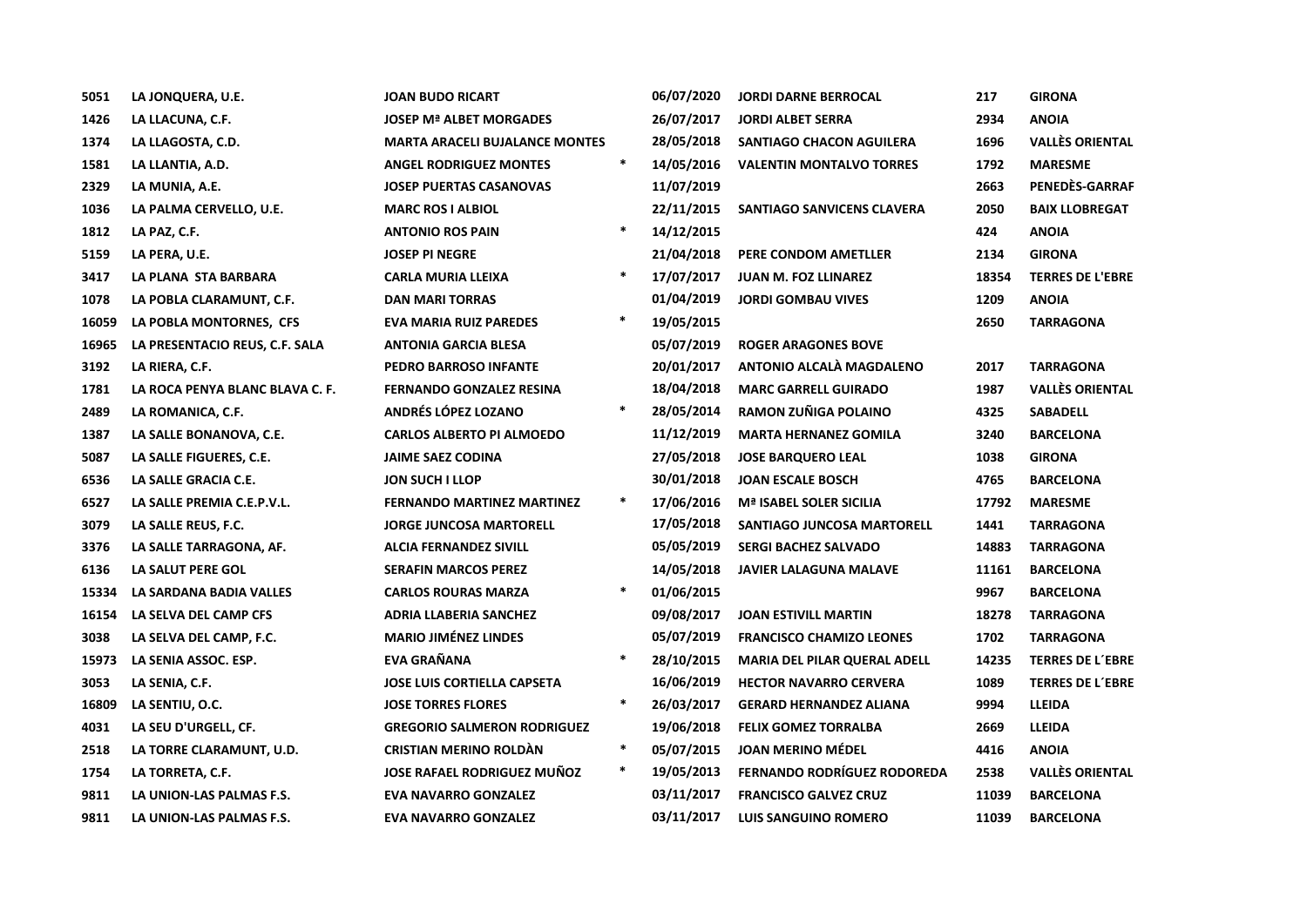| | | | | | | | |
|---|---|---|---|---|---|---|---|
| 5051 | LA JONQUERA, U.E. | JOAN BUDO RICART | | 06/07/2020 | JORDI DARNE BERROCAL | 217 | GIRONA |
| 1426 | LA LLACUNA, C.F. | JOSEP Mª ALBET MORGADES | | 26/07/2017 | JORDI ALBET SERRA | 2934 | ANOIA |
| 1374 | LA LLAGOSTA, C.D. | MARTA ARACELI BUJALANCE MONTES | | 28/05/2018 | SANTIAGO CHACON AGUILERA | 1696 | VALLÈS ORIENTAL |
| 1581 | LA LLANTIA, A.D. | ANGEL RODRIGUEZ MONTES | * | 14/05/2016 | VALENTIN MONTALVO TORRES | 1792 | MARESME |
| 2329 | LA MUNIA, A.E. | JOSEP PUERTAS CASANOVAS | | 11/07/2019 | | 2663 | PENEDÈS-GARRAF |
| 1036 | LA PALMA CERVELLO, U.E. | MARC ROS I ALBIOL | | 22/11/2015 | SANTIAGO SANVICENS CLAVERA | 2050 | BAIX LLOBREGAT |
| 1812 | LA PAZ, C.F. | ANTONIO ROS PAIN | * | 14/12/2015 | | 424 | ANOIA |
| 5159 | LA PERA, U.E. | JOSEP PI NEGRE | | 21/04/2018 | PERE CONDOM AMETLLER | 2134 | GIRONA |
| 3417 | LA PLANA STA BARBARA | CARLA MURIA LLEIXA | * | 17/07/2017 | JUAN M. FOZ LLINAREZ | 18354 | TERRES DE L'EBRE |
| 1078 | LA POBLA CLARAMUNT, C.F. | DAN MARI TORRAS | | 01/04/2019 | JORDI GOMBAU VIVES | 1209 | ANOIA |
| 16059 | LA POBLA MONTORNES, CFS | EVA MARIA RUIZ PAREDES | * | 19/05/2015 | | 2650 | TARRAGONA |
| 16965 | LA PRESENTACIO REUS, C.F. SALA | ANTONIA GARCIA BLESA | | 05/07/2019 | ROGER ARAGONES BOVE | | |
| 3192 | LA RIERA, C.F. | PEDRO BARROSO INFANTE | | 20/01/2017 | ANTONIO ALCALÀ MAGDALENO | 2017 | TARRAGONA |
| 1781 | LA ROCA PENYA BLANC BLAVA C. F. | FERNANDO GONZALEZ RESINA | | 18/04/2018 | MARC GARRELL GUIRADO | 1987 | VALLÈS ORIENTAL |
| 2489 | LA ROMANICA, C.F. | ANDRÉS LÓPEZ LOZANO | * | 28/05/2014 | RAMON ZUÑIGA POLAINO | 4325 | SABADELL |
| 1387 | LA SALLE BONANOVA, C.E. | CARLOS ALBERTO PI ALMOEDO | | 11/12/2019 | MARTA HERNANEZ GOMILA | 3240 | BARCELONA |
| 5087 | LA SALLE FIGUERES, C.E. | JAIME SAEZ CODINA | | 27/05/2018 | JOSE BARQUERO LEAL | 1038 | GIRONA |
| 6536 | LA SALLE GRACIA C.E. | JON SUCH I LLOP | | 30/01/2018 | JOAN ESCALE BOSCH | 4765 | BARCELONA |
| 6527 | LA SALLE PREMIA C.E.P.V.L. | FERNANDO MARTINEZ MARTINEZ | * | 17/06/2016 | Mª ISABEL SOLER SICILIA | 17792 | MARESME |
| 3079 | LA SALLE REUS, F.C. | JORGE JUNCOSA MARTORELL | | 17/05/2018 | SANTIAGO JUNCOSA MARTORELL | 1441 | TARRAGONA |
| 3376 | LA SALLE TARRAGONA, AF. | ALCIA FERNANDEZ SIVILL | | 05/05/2019 | SERGI BACHEZ SALVADO | 14883 | TARRAGONA |
| 6136 | LA SALUT PERE GOL | SERAFIN MARCOS PEREZ | | 14/05/2018 | JAVIER LALAGUNA MALAVE | 11161 | BARCELONA |
| 15334 | LA SARDANA BADIA VALLES | CARLOS ROURAS MARZA | * | 01/06/2015 | | 9967 | BARCELONA |
| 16154 | LA SELVA DEL CAMP CFS | ADRIA LLABERIA SANCHEZ | | 09/08/2017 | JOAN ESTIVILL MARTIN | 18278 | TARRAGONA |
| 3038 | LA SELVA DEL CAMP, F.C. | MARIO JIMÉNEZ LINDES | | 05/07/2019 | FRANCISCO CHAMIZO LEONES | 1702 | TARRAGONA |
| 15973 | LA SENIA ASSOC. ESP. | EVA GRAÑANA | * | 28/10/2015 | MARIA DEL PILAR QUERAL ADELL | 14235 | TERRES DE L´EBRE |
| 3053 | LA SENIA, C.F. | JOSE LUIS CORTIELLA CAPSETA | | 16/06/2019 | HECTOR NAVARRO CERVERA | 1089 | TERRES DE L´EBRE |
| 16809 | LA SENTIU, O.C. | JOSE TORRES FLORES | * | 26/03/2017 | GERARD HERNANDEZ ALIANA | 9994 | LLEIDA |
| 4031 | LA SEU D'URGELL, CF. | GREGORIO SALMERON RODRIGUEZ | | 19/06/2018 | FELIX GOMEZ TORRALBA | 2669 | LLEIDA |
| 2518 | LA TORRE CLARAMUNT, U.D. | CRISTIAN MERINO ROLDÀN | * | 05/07/2015 | JOAN MERINO MÉDEL | 4416 | ANOIA |
| 1754 | LA TORRETA, C.F. | JOSE RAFAEL RODRIGUEZ MUÑOZ | * | 19/05/2013 | FERNANDO RODRÍGUEZ RODOREDA | 2538 | VALLÈS ORIENTAL |
| 9811 | LA UNION-LAS PALMAS F.S. | EVA NAVARRO GONZALEZ | | 03/11/2017 | FRANCISCO GALVEZ CRUZ | 11039 | BARCELONA |
| 9811 | LA UNION-LAS PALMAS F.S. | EVA NAVARRO GONZALEZ | | 03/11/2017 | LUIS SANGUINO ROMERO | 11039 | BARCELONA |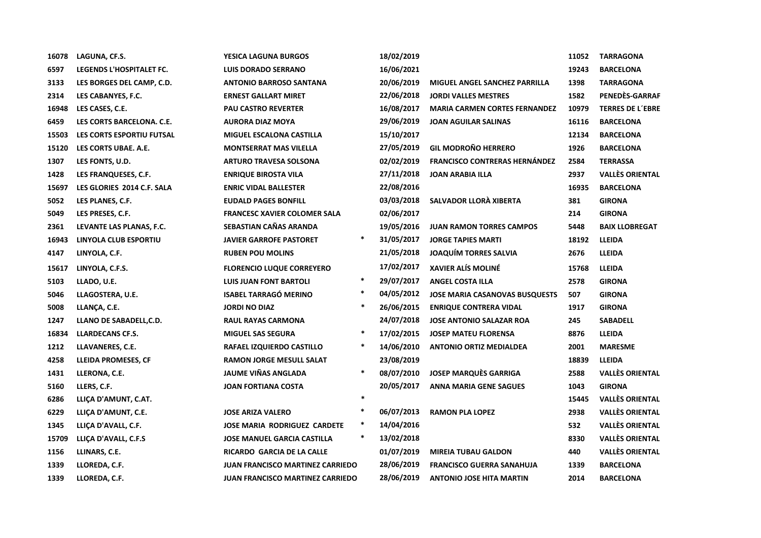| | | | | | | | |
|---|---|---|---|---|---|---|---|
| 16078 | LAGUNA, CF.S. | YESICA LAGUNA BURGOS | | 18/02/2019 | | 11052 | TARRAGONA |
| 6597 | LEGENDS L'HOSPITALET FC. | LUIS DORADO SERRANO | | 16/06/2021 | | 19243 | BARCELONA |
| 3133 | LES BORGES DEL CAMP, C.D. | ANTONIO BARROSO SANTANA | | 20/06/2019 | MIGUEL ANGEL SANCHEZ PARRILLA | 1398 | TARRAGONA |
| 2314 | LES CABANYES, F.C. | ERNEST GALLART MIRET | | 22/06/2018 | JORDI VALLES MESTRES | 1582 | PENEDÈS-GARRAF |
| 16948 | LES CASES, C.E. | PAU CASTRO REVERTER | | 16/08/2017 | MARIA CARMEN CORTES FERNANDEZ | 10979 | TERRES DE L´EBRE |
| 6459 | LES CORTS BARCELONA. C.E. | AURORA DIAZ MOYA | | 29/06/2019 | JOAN AGUILAR SALINAS | 16116 | BARCELONA |
| 15503 | LES CORTS ESPORTIU FUTSAL | MIGUEL ESCALONA CASTILLA | | 15/10/2017 | | 12134 | BARCELONA |
| 15120 | LES CORTS UBAE. A.E. | MONTSERRAT MAS VILELLA | | 27/05/2019 | GIL MODROÑO HERRERO | 1926 | BARCELONA |
| 1307 | LES FONTS, U.D. | ARTURO TRAVESA SOLSONA | | 02/02/2019 | FRANCISCO CONTRERAS HERNÁNDEZ | 2584 | TERRASSA |
| 1428 | LES FRANQUESES, C.F. | ENRIQUE BIROSTA VILA | | 27/11/2018 | JOAN ARABIA ILLA | 2937 | VALLÈS ORIENTAL |
| 15697 | LES GLORIES 2014 C.F. SALA | ENRIC VIDAL BALLESTER | | 22/08/2016 | | 16935 | BARCELONA |
| 5052 | LES PLANES, C.F. | EUDALD PAGES BONFILL | | 03/03/2018 | SALVADOR LLORÀ XIBERTA | 381 | GIRONA |
| 5049 | LES PRESES, C.F. | FRANCESC XAVIER COLOMER SALA | | 02/06/2017 | | 214 | GIRONA |
| 2361 | LEVANTE LAS PLANAS, F.C. | SEBASTIAN CAÑAS ARANDA | | 19/05/2016 | JUAN RAMON TORRES CAMPOS | 5448 | BAIX LLOBREGAT |
| 16943 | LINYOLA CLUB ESPORTIU | JAVIER GARROFE PASTORET | * | 31/05/2017 | JORGE TAPIES MARTI | 18192 | LLEIDA |
| 4147 | LINYOLA, C.F. | RUBEN POU MOLINS | | 21/05/2018 | JOAQUÍM TORRES SALVIA | 2676 | LLEIDA |
| 15617 | LINYOLA, C.F.S. | FLORENCIO LUQUE CORREYERO | | 17/02/2017 | XAVIER ALÍS MOLINÉ | 15768 | LLEIDA |
| 5103 | LLADO, U.E. | LUIS JUAN FONT BARTOLI | * | 29/07/2017 | ANGEL COSTA ILLA | 2578 | GIRONA |
| 5046 | LLAGOSTERA, U.E. | ISABEL TARRAGÓ MERINO | * | 04/05/2012 | JOSE MARIA CASANOVAS BUSQUESTS | 507 | GIRONA |
| 5008 | LLANÇA, C.E. | JORDI NO DIAZ | * | 26/06/2015 | ENRIQUE CONTRERA VIDAL | 1917 | GIRONA |
| 1247 | LLANO DE SABADELL,C.D. | RAUL RAYAS CARMONA | | 24/07/2018 | JOSE ANTONIO SALAZAR ROA | 245 | SABADELL |
| 16834 | LLARDECANS CF.S. | MIGUEL SAS SEGURA | * | 17/02/2015 | JOSEP MATEU FLORENSA | 8876 | LLEIDA |
| 1212 | LLAVANERES, C.E. | RAFAEL IZQUIERDO CASTILLO | * | 14/06/2010 | ANTONIO ORTIZ MEDIALDEA | 2001 | MARESME |
| 4258 | LLEIDA PROMESES, CF | RAMON JORGE MESULL SALAT | | 23/08/2019 | | 18839 | LLEIDA |
| 1431 | LLERONA, C.E. | JAUME VIÑAS ANGLADA | * | 08/07/2010 | JOSEP MARQUÈS GARRIGA | 2588 | VALLÈS ORIENTAL |
| 5160 | LLERS, C.F. | JOAN FORTIANA COSTA | | 20/05/2017 | ANNA MARIA GENE SAGUES | 1043 | GIRONA |
| 6286 | LLIÇA D'AMUNT, C.AT. | | * | | | 15445 | VALLÈS ORIENTAL |
| 6229 | LLIÇA D'AMUNT, C.E. | JOSE ARIZA VALERO | * | 06/07/2013 | RAMON PLA LOPEZ | 2938 | VALLÈS ORIENTAL |
| 1345 | LLIÇA D'AVALL, C.F. | JOSE MARIA RODRIGUEZ CARDETE | * | 14/04/2016 | | 532 | VALLÈS ORIENTAL |
| 15709 | LLIÇA D'AVALL, C.F.S | JOSE MANUEL GARCIA CASTILLA | * | 13/02/2018 | | 8330 | VALLÈS ORIENTAL |
| 1156 | LLINARS, C.E. | RICARDO GARCIA DE LA CALLE | | 01/07/2019 | MIREIA TUBAU GALDON | 440 | VALLÈS ORIENTAL |
| 1339 | LLOREDA, C.F. | JUAN FRANCISCO MARTINEZ CARRIEDO | | 28/06/2019 | FRANCISCO GUERRA SANAHUJA | 1339 | BARCELONA |
| 1339 | LLOREDA, C.F. | JUAN FRANCISCO MARTINEZ CARRIEDO | | 28/06/2019 | ANTONIO JOSE HITA MARTIN | 2014 | BARCELONA |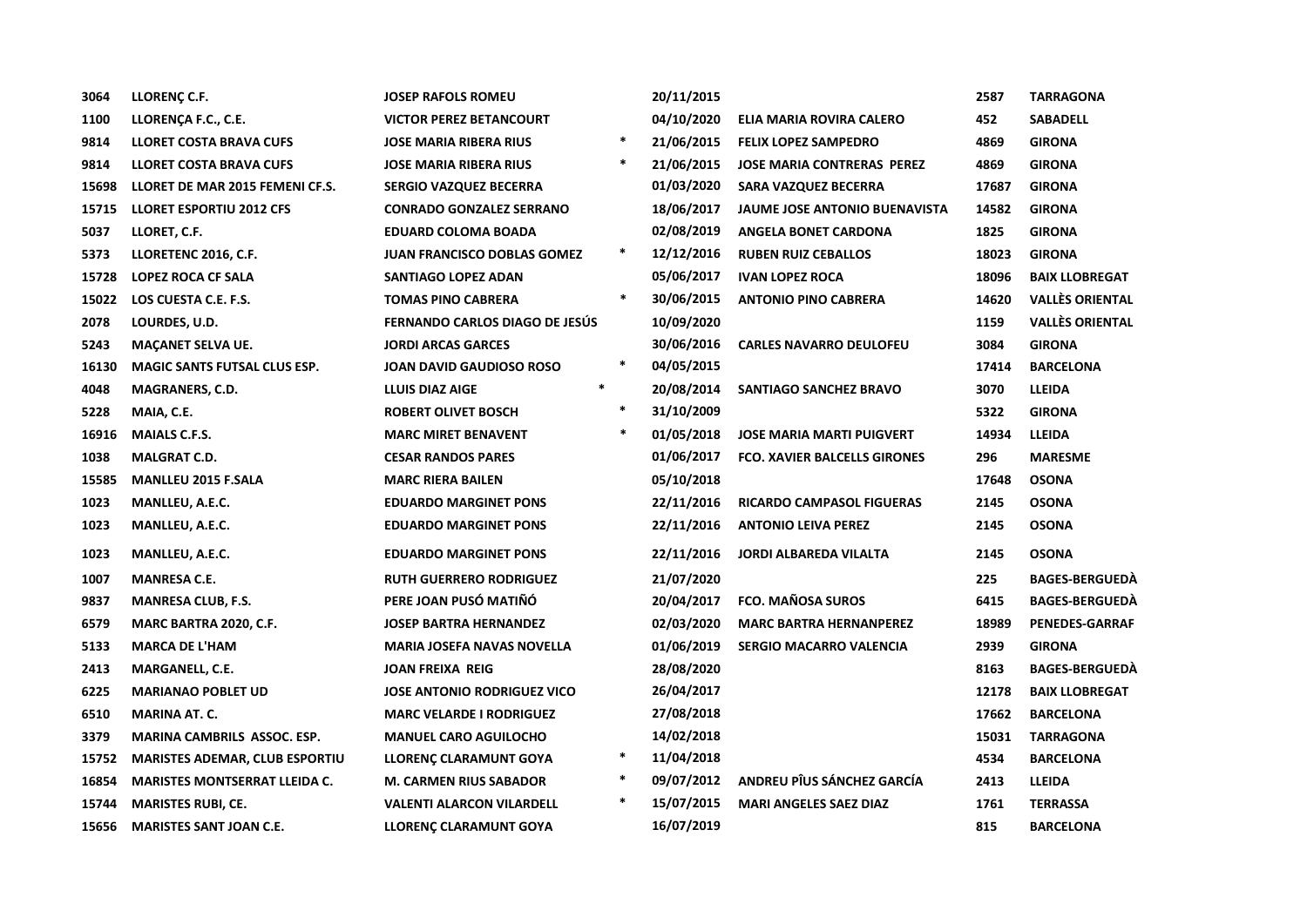| | | | | | | | |
|---|---|---|---|---|---|---|---|
| 3064 | LLORENÇ C.F. | JOSEP RAFOLS ROMEU | | 20/11/2015 | | 2587 | TARRAGONA |
| 1100 | LLORENÇA F.C., C.E. | VICTOR PEREZ BETANCOURT | | 04/10/2020 | ELIA MARIA ROVIRA CALERO | 452 | SABADELL |
| 9814 | LLORET COSTA BRAVA CUFS | JOSE MARIA RIBERA RIUS | * | 21/06/2015 | FELIX LOPEZ SAMPEDRO | 4869 | GIRONA |
| 9814 | LLORET COSTA BRAVA CUFS | JOSE MARIA RIBERA RIUS | * | 21/06/2015 | JOSE MARIA CONTRERAS PEREZ | 4869 | GIRONA |
| 15698 | LLORET DE MAR 2015 FEMENI CF.S. | SERGIO VAZQUEZ BECERRA | | 01/03/2020 | SARA VAZQUEZ BECERRA | 17687 | GIRONA |
| 15715 | LLORET ESPORTIU 2012 CFS | CONRADO GONZALEZ SERRANO | | 18/06/2017 | JAUME JOSE ANTONIO BUENAVISTA | 14582 | GIRONA |
| 5037 | LLORET, C.F. | EDUARD COLOMA BOADA | | 02/08/2019 | ANGELA BONET CARDONA | 1825 | GIRONA |
| 5373 | LLORETENC 2016, C.F. | JUAN FRANCISCO DOBLAS GOMEZ | * | 12/12/2016 | RUBEN RUIZ CEBALLOS | 18023 | GIRONA |
| 15728 | LOPEZ ROCA CF SALA | SANTIAGO LOPEZ ADAN | | 05/06/2017 | IVAN LOPEZ ROCA | 18096 | BAIX LLOBREGAT |
| 15022 | LOS CUESTA C.E. F.S. | TOMAS PINO CABRERA | * | 30/06/2015 | ANTONIO PINO CABRERA | 14620 | VALLÈS ORIENTAL |
| 2078 | LOURDES, U.D. | FERNANDO CARLOS DIAGO DE JESÚS | | 10/09/2020 | | 1159 | VALLÈS ORIENTAL |
| 5243 | MAÇANET SELVA UE. | JORDI ARCAS GARCES | | 30/06/2016 | CARLES NAVARRO DEULOFEU | 3084 | GIRONA |
| 16130 | MAGIC SANTS FUTSAL CLUS ESP. | JOAN DAVID GAUDIOSO ROSO | * | 04/05/2015 | | 17414 | BARCELONA |
| 4048 | MAGRANERS, C.D. | LLUIS DIAZ AIGE | * | 20/08/2014 | SANTIAGO SANCHEZ BRAVO | 3070 | LLEIDA |
| 5228 | MAIA, C.E. | ROBERT OLIVET BOSCH | * | 31/10/2009 | | 5322 | GIRONA |
| 16916 | MAIALS C.F.S. | MARC MIRET BENAVENT | * | 01/05/2018 | JOSE MARIA MARTI PUIGVERT | 14934 | LLEIDA |
| 1038 | MALGRAT C.D. | CESAR RANDOS PARES | | 01/06/2017 | FCO. XAVIER BALCELLS GIRONES | 296 | MARESME |
| 15585 | MANLLEU 2015 F.SALA | MARC RIERA BAILEN | | 05/10/2018 | | 17648 | OSONA |
| 1023 | MANLLEU, A.E.C. | EDUARDO MARGINET PONS | | 22/11/2016 | RICARDO CAMPASOL FIGUERAS | 2145 | OSONA |
| 1023 | MANLLEU, A.E.C. | EDUARDO MARGINET PONS | | 22/11/2016 | ANTONIO LEIVA PEREZ | 2145 | OSONA |
| 1023 | MANLLEU, A.E.C. | EDUARDO MARGINET PONS | | 22/11/2016 | JORDI ALBAREDA VILALTA | 2145 | OSONA |
| 1007 | MANRESA C.E. | RUTH GUERRERO RODRIGUEZ | | 21/07/2020 | | 225 | BAGES-BERGUEDÀ |
| 9837 | MANRESA CLUB, F.S. | PERE JOAN PUSÓ MATIÑÓ | | 20/04/2017 | FCO. MAÑOSA SUROS | 6415 | BAGES-BERGUEDÀ |
| 6579 | MARC BARTRA 2020, C.F. | JOSEP BARTRA HERNANDEZ | | 02/03/2020 | MARC BARTRA HERNANPEREZ | 18989 | PENEDES-GARRAF |
| 5133 | MARCA DE L'HAM | MARIA JOSEFA NAVAS NOVELLA | | 01/06/2019 | SERGIO MACARRO VALENCIA | 2939 | GIRONA |
| 2413 | MARGANELL, C.E. | JOAN FREIXA REIG | | 28/08/2020 | | 8163 | BAGES-BERGUEDÀ |
| 6225 | MARIANAO POBLET UD | JOSE ANTONIO RODRIGUEZ VICO | | 26/04/2017 | | 12178 | BAIX LLOBREGAT |
| 6510 | MARINA AT. C. | MARC VELARDE I RODRIGUEZ | | 27/08/2018 | | 17662 | BARCELONA |
| 3379 | MARINA CAMBRILS ASSOC. ESP. | MANUEL CARO AGUILOCHO | | 14/02/2018 | | 15031 | TARRAGONA |
| 15752 | MARISTES ADEMAR, CLUB ESPORTIU | LLORENÇ CLARAMUNT GOYA | * | 11/04/2018 | | 4534 | BARCELONA |
| 16854 | MARISTES MONTSERRAT LLEIDA C. | M. CARMEN RIUS SABADOR | * | 09/07/2012 | ANDREU PÎUS SÁNCHEZ GARCÍA | 2413 | LLEIDA |
| 15744 | MARISTES RUBI, CE. | VALENTI ALARCON VILARDELL | * | 15/07/2015 | MARI ANGELES SAEZ DIAZ | 1761 | TERRASSA |
| 15656 | MARISTES SANT JOAN C.E. | LLORENÇ CLARAMUNT GOYA | | 16/07/2019 | | 815 | BARCELONA |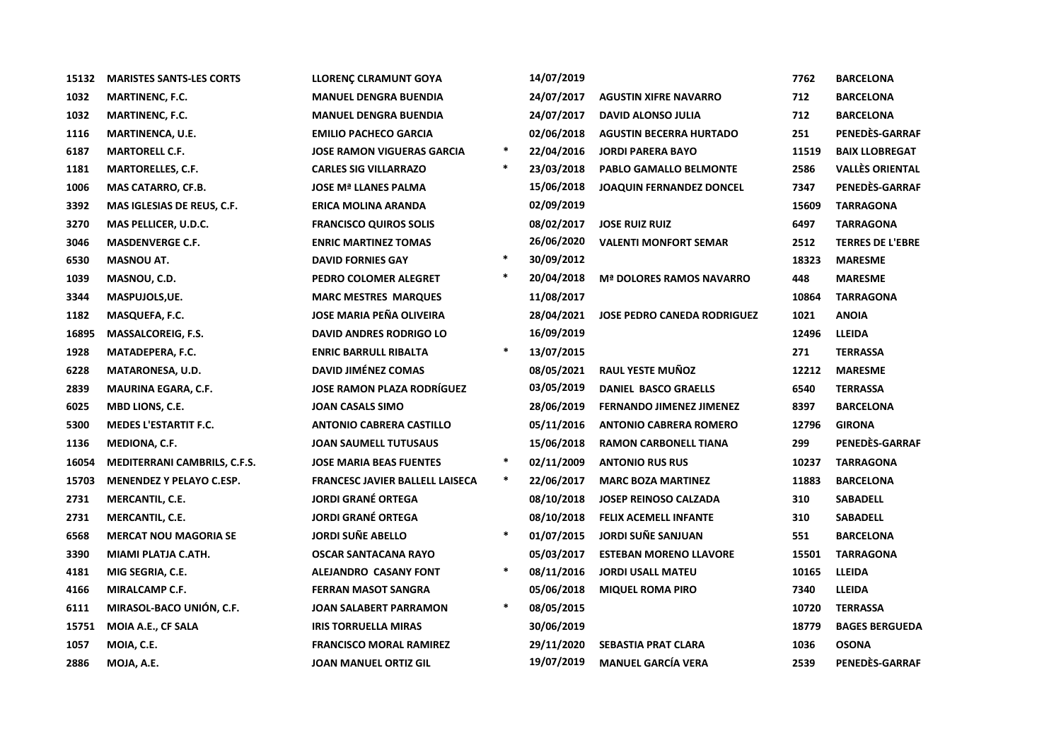| | | | | | | | |
|---|---|---|---|---|---|---|---|
| 15132 | MARISTES SANTS-LES CORTS | LLORENÇ CLRAMUNT GOYA | | 14/07/2019 | | 7762 | BARCELONA |
| 1032 | MARTINENC, F.C. | MANUEL DENGRA BUENDIA | | 24/07/2017 | AGUSTIN XIFRE NAVARRO | 712 | BARCELONA |
| 1032 | MARTINENC, F.C. | MANUEL DENGRA BUENDIA | | 24/07/2017 | DAVID ALONSO JULIA | 712 | BARCELONA |
| 1116 | MARTINENCA, U.E. | EMILIO PACHECO GARCIA | | 02/06/2018 | AGUSTIN BECERRA HURTADO | 251 | PENEDÈS-GARRAF |
| 6187 | MARTORELL C.F. | JOSE RAMON VIGUERAS GARCIA | * | 22/04/2016 | JORDI PARERA BAYO | 11519 | BAIX LLOBREGAT |
| 1181 | MARTORELLES, C.F. | CARLES SIG VILLARRAZO | * | 23/03/2018 | PABLO GAMALLO BELMONTE | 2586 | VALLÈS ORIENTAL |
| 1006 | MAS CATARRO, CF.B. | JOSE Mª LLANES PALMA | | 15/06/2018 | JOAQUIN FERNANDEZ DONCEL | 7347 | PENEDÈS-GARRAF |
| 3392 | MAS IGLESIAS DE REUS, C.F. | ERICA MOLINA ARANDA | | 02/09/2019 | | 15609 | TARRAGONA |
| 3270 | MAS PELLICER, U.D.C. | FRANCISCO QUIROS SOLIS | | 08/02/2017 | JOSE RUIZ RUIZ | 6497 | TARRAGONA |
| 3046 | MASDENVERGE C.F. | ENRIC MARTINEZ TOMAS | | 26/06/2020 | VALENTI MONFORT SEMAR | 2512 | TERRES DE L'EBRE |
| 6530 | MASNOU AT. | DAVID FORNIES GAY | * | 30/09/2012 | | 18323 | MARESME |
| 1039 | MASNOU, C.D. | PEDRO COLOMER ALEGRET | * | 20/04/2018 | Mª DOLORES RAMOS NAVARRO | 448 | MARESME |
| 3344 | MASPUJOLS,UE. | MARC MESTRES MARQUES | | 11/08/2017 | | 10864 | TARRAGONA |
| 1182 | MASQUEFA, F.C. | JOSE MARIA PEÑA OLIVEIRA | | 28/04/2021 | JOSE PEDRO CANEDA RODRIGUEZ | 1021 | ANOIA |
| 16895 | MASSALCOREIG, F.S. | DAVID ANDRES RODRIGO LO | | 16/09/2019 | | 12496 | LLEIDA |
| 1928 | MATADEPERA, F.C. | ENRIC BARRULL RIBALTA | * | 13/07/2015 | | 271 | TERRASSA |
| 6228 | MATARONESA, U.D. | DAVID JIMÉNEZ COMAS | | 08/05/2021 | RAUL YESTE MUÑOZ | 12212 | MARESME |
| 2839 | MAURINA EGARA, C.F. | JOSE RAMON PLAZA RODRÍGUEZ | | 03/05/2019 | DANIEL BASCO GRAELLS | 6540 | TERRASSA |
| 6025 | MBD LIONS, C.E. | JOAN CASALS SIMO | | 28/06/2019 | FERNANDO JIMENEZ JIMENEZ | 8397 | BARCELONA |
| 5300 | MEDES L'ESTARTIT F.C. | ANTONIO CABRERA CASTILLO | | 05/11/2016 | ANTONIO CABRERA ROMERO | 12796 | GIRONA |
| 1136 | MEDIONA, C.F. | JOAN SAUMELL TUTUSAUS | | 15/06/2018 | RAMON CARBONELL TIANA | 299 | PENEDÈS-GARRAF |
| 16054 | MEDITERRANI CAMBRILS, C.F.S. | JOSE MARIA BEAS FUENTES | * | 02/11/2009 | ANTONIO RUS RUS | 10237 | TARRAGONA |
| 15703 | MENENDEZ Y PELAYO C.ESP. | FRANCESC JAVIER BALLELL LAISECA | * | 22/06/2017 | MARC BOZA MARTINEZ | 11883 | BARCELONA |
| 2731 | MERCANTIL, C.E. | JORDI GRANÉ ORTEGA | | 08/10/2018 | JOSEP REINOSO CALZADA | 310 | SABADELL |
| 2731 | MERCANTIL, C.E. | JORDI GRANÉ ORTEGA | | 08/10/2018 | FELIX ACEMELL INFANTE | 310 | SABADELL |
| 6568 | MERCAT NOU MAGORIA SE | JORDI SUÑE ABELLO | * | 01/07/2015 | JORDI SUÑE SANJUAN | 551 | BARCELONA |
| 3390 | MIAMI PLATJA C.ATH. | OSCAR SANTACANA RAYO | | 05/03/2017 | ESTEBAN MORENO LLAVORE | 15501 | TARRAGONA |
| 4181 | MIG SEGRIA, C.E. | ALEJANDRO CASANY FONT | * | 08/11/2016 | JORDI USALL MATEU | 10165 | LLEIDA |
| 4166 | MIRALCAMP C.F. | FERRAN MASOT SANGRA | | 05/06/2018 | MIQUEL ROMA PIRO | 7340 | LLEIDA |
| 6111 | MIRASOL-BACO UNIÓN, C.F. | JOAN SALABERT PARRAMON | * | 08/05/2015 | | 10720 | TERRASSA |
| 15751 | MOIA A.E., CF SALA | IRIS TORRUELLA MIRAS | | 30/06/2019 | | 18779 | BAGES BERGUEDA |
| 1057 | MOIA, C.E. | FRANCISCO MORAL RAMIREZ | | 29/11/2020 | SEBASTIA PRAT CLARA | 1036 | OSONA |
| 2886 | MOJA, A.E. | JOAN MANUEL ORTIZ GIL | | 19/07/2019 | MANUEL GARCÍA VERA | 2539 | PENEDÈS-GARRAF |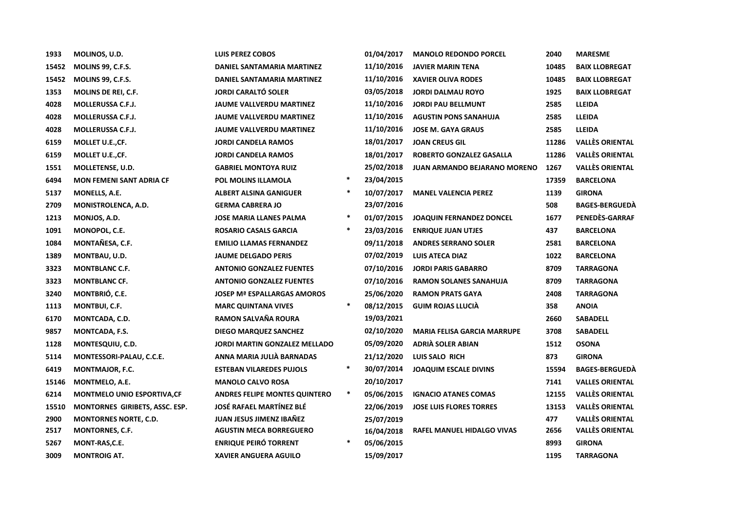| | | | | | | | |
|---|---|---|---|---|---|---|---|
| 1933 | MOLINOS, U.D. | LUIS PEREZ COBOS | | 01/04/2017 | MANOLO REDONDO PORCEL | 2040 | MARESME |
| 15452 | MOLINS 99, C.F.S. | DANIEL SANTAMARIA MARTINEZ | | 11/10/2016 | JAVIER MARIN TENA | 10485 | BAIX LLOBREGAT |
| 15452 | MOLINS 99, C.F.S. | DANIEL SANTAMARIA MARTINEZ | | 11/10/2016 | XAVIER OLIVA RODES | 10485 | BAIX LLOBREGAT |
| 1353 | MOLINS DE REI, C.F. | JORDI CARALTÓ SOLER | | 03/05/2018 | JORDI DALMAU ROYO | 1925 | BAIX LLOBREGAT |
| 4028 | MOLLERUSSA C.F.J. | JAUME VALLVERDU MARTINEZ | | 11/10/2016 | JORDI PAU BELLMUNT | 2585 | LLEIDA |
| 4028 | MOLLERUSSA C.F.J. | JAUME VALLVERDU MARTINEZ | | 11/10/2016 | AGUSTIN PONS SANAHUJA | 2585 | LLEIDA |
| 4028 | MOLLERUSSA C.F.J. | JAUME VALLVERDU MARTINEZ | | 11/10/2016 | JOSE M. GAYA GRAUS | 2585 | LLEIDA |
| 6159 | MOLLET U.E.,CF. | JORDI CANDELA RAMOS | | 18/01/2017 | JOAN CREUS GIL | 11286 | VALLÈS ORIENTAL |
| 6159 | MOLLET U.E.,CF. | JORDI CANDELA RAMOS | | 18/01/2017 | ROBERTO GONZALEZ GASALLA | 11286 | VALLÈS ORIENTAL |
| 1551 | MOLLETENSE, U.D. | GABRIEL MONTOYA RUIZ | | 25/02/2018 | JUAN ARMANDO BEJARANO MORENO | 1267 | VALLÈS ORIENTAL |
| 6494 | MON FEMENI SANT ADRIA CF | POL MOLINS ILLAMOLA | * | 23/04/2015 | | 17359 | BARCELONA |
| 5137 | MONELLS, A.E. | ALBERT ALSINA GANIGUER | * | 10/07/2017 | MANEL VALENCIA PEREZ | 1139 | GIRONA |
| 2709 | MONISTROLENCA, A.D. | GERMA CABRERA JO | | 23/07/2016 | | 508 | BAGES-BERGUEDÀ |
| 1213 | MONJOS, A.D. | JOSE MARIA LLANES PALMA | * | 01/07/2015 | JOAQUIN FERNANDEZ DONCEL | 1677 | PENEDÈS-GARRAF |
| 1091 | MONOPOL, C.E. | ROSARIO CASALS GARCIA | * | 23/03/2016 | ENRIQUE JUAN UTJES | 437 | BARCELONA |
| 1084 | MONTAÑESA, C.F. | EMILIO LLAMAS FERNANDEZ | | 09/11/2018 | ANDRES SERRANO SOLER | 2581 | BARCELONA |
| 1389 | MONTBAU, U.D. | JAUME DELGADO PERIS | | 07/02/2019 | LUIS ATECA DIAZ | 1022 | BARCELONA |
| 3323 | MONTBLANC C.F. | ANTONIO GONZALEZ FUENTES | | 07/10/2016 | JORDI PARIS GABARRO | 8709 | TARRAGONA |
| 3323 | MONTBLANC CF. | ANTONIO GONZALEZ FUENTES | | 07/10/2016 | RAMON SOLANES SANAHUJA | 8709 | TARRAGONA |
| 3240 | MONTBRIÓ, C.E. | JOSEP Mª ESPALLARGAS AMOROS | | 25/06/2020 | RAMON PRATS GAYA | 2408 | TARRAGONA |
| 1113 | MONTBUI, C.F. | MARC QUINTANA VIVES | * | 08/12/2015 | GUIM ROJAS LLUCIÀ | 358 | ANOIA |
| 6170 | MONTCADA, C.D. | RAMON SALVAÑA ROURA | | 19/03/2021 | | 2660 | SABADELL |
| 9857 | MONTCADA, F.S. | DIEGO MARQUEZ SANCHEZ | | 02/10/2020 | MARIA FELISA GARCIA MARRUPE | 3708 | SABADELL |
| 1128 | MONTESQUIU, C.D. | JORDI MARTIN GONZALEZ MELLADO | | 05/09/2020 | ADRIÀ SOLER ABIAN | 1512 | OSONA |
| 5114 | MONTESSORI-PALAU, C.C.E. | ANNA MARIA JULIÀ BARNADAS | | 21/12/2020 | LUIS SALO RICH | 873 | GIRONA |
| 6419 | MONTMAJOR, F.C. | ESTEBAN VILAREDES PUJOLS | * | 30/07/2014 | JOAQUIM ESCALE DIVINS | 15594 | BAGES-BERGUEDÀ |
| 15146 | MONTMELO, A.E. | MANOLO CALVO ROSA | | 20/10/2017 | | 7141 | VALLES ORIENTAL |
| 6214 | MONTMELO UNIO ESPORTIVA,CF | ANDRES FELIPE MONTES QUINTERO | * | 05/06/2015 | IGNACIO ATANES COMAS | 12155 | VALLÈS ORIENTAL |
| 15510 | MONTORNES GIRIBETS, ASSC. ESP. | JOSÉ RAFAEL MARTÍNEZ BLÉ | | 22/06/2019 | JOSE LUIS FLORES TORRES | 13153 | VALLÈS ORIENTAL |
| 2900 | MONTORNES NORTE, C.D. | JUAN JESUS JIMENZ IBAÑEZ | | 25/07/2019 | | 477 | VALLÈS ORIENTAL |
| 2517 | MONTORNES, C.F. | AGUSTIN MECA BORREGUERO | | 16/04/2018 | RAFEL MANUEL HIDALGO VIVAS | 2656 | VALLÈS ORIENTAL |
| 5267 | MONT-RAS,C.E. | ENRIQUE PEIRÓ TORRENT | * | 05/06/2015 | | 8993 | GIRONA |
| 3009 | MONTROIG AT. | XAVIER ANGUERA AGUILO | | 15/09/2017 | | 1195 | TARRAGONA |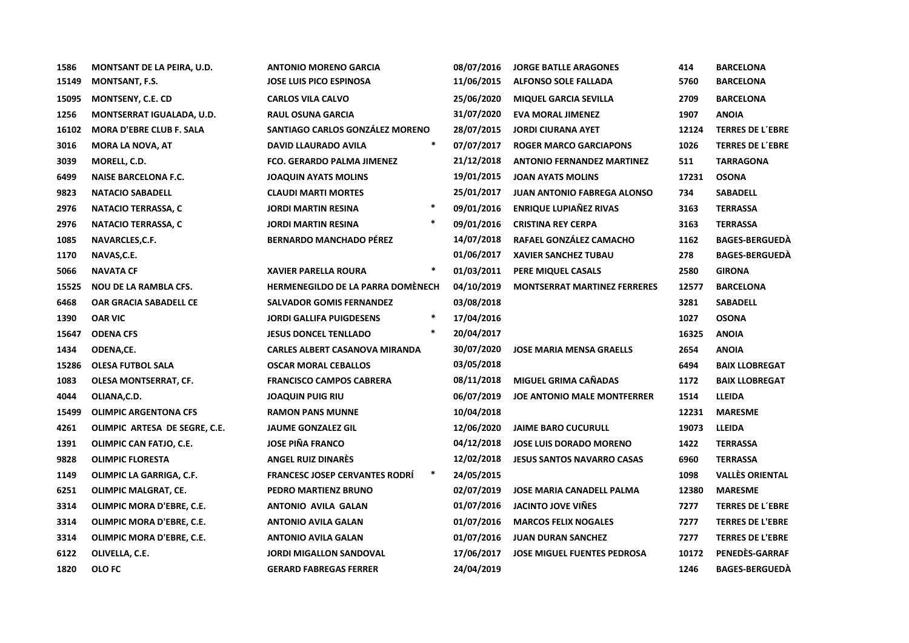| | | | | | | | |
|---|---|---|---|---|---|---|---|
| 1586 | MONTSANT DE LA PEIRA, U.D. | ANTONIO MORENO GARCIA | | 08/07/2016 | JORGE BATLLE ARAGONES | 414 | BARCELONA |
| 15149 | MONTSANT, F.S. | JOSE LUIS PICO ESPINOSA | | 11/06/2015 | ALFONSO SOLE FALLADA | 5760 | BARCELONA |
| 15095 | MONTSENY, C.E. CD | CARLOS VILA CALVO | | 25/06/2020 | MIQUEL GARCIA SEVILLA | 2709 | BARCELONA |
| 1256 | MONTSERRAT IGUALADA, U.D. | RAUL OSUNA GARCIA | | 31/07/2020 | EVA MORAL JIMENEZ | 1907 | ANOIA |
| 16102 | MORA D'EBRE CLUB F. SALA | SANTIAGO CARLOS GONZÁLEZ MORENO | | 28/07/2015 | JORDI CIURANA AYET | 12124 | TERRES DE L´EBRE |
| 3016 | MORA LA NOVA, AT | DAVID LLAURADO AVILA | * | 07/07/2017 | ROGER MARCO GARCIAPONS | 1026 | TERRES DE L´EBRE |
| 3039 | MORELL, C.D. | FCO. GERARDO PALMA JIMENEZ | | 21/12/2018 | ANTONIO FERNANDEZ MARTINEZ | 511 | TARRAGONA |
| 6499 | NAISE BARCELONA F.C. | JOAQUIN AYATS MOLINS | | 19/01/2015 | JOAN AYATS MOLINS | 17231 | OSONA |
| 9823 | NATACIO SABADELL | CLAUDI MARTI MORTES | | 25/01/2017 | JUAN ANTONIO FABREGA ALONSO | 734 | SABADELL |
| 2976 | NATACIO TERRASSA, C | JORDI MARTIN RESINA | * | 09/01/2016 | ENRIQUE LUPIAÑEZ RIVAS | 3163 | TERRASSA |
| 2976 | NATACIO TERRASSA, C | JORDI MARTIN RESINA | * | 09/01/2016 | CRISTINA REY CERPA | 3163 | TERRASSA |
| 1085 | NAVARCLES,C.F. | BERNARDO MANCHADO PÉREZ | | 14/07/2018 | RAFAEL GONZÁLEZ CAMACHO | 1162 | BAGES-BERGUEDÀ |
| 1170 | NAVAS,C.E. | | | 01/06/2017 | XAVIER SANCHEZ TUBAU | 278 | BAGES-BERGUEDÀ |
| 5066 | NAVATA CF | XAVIER PARELLA ROURA | * | 01/03/2011 | PERE MIQUEL CASALS | 2580 | GIRONA |
| 15525 | NOU DE LA RAMBLA CFS. | HERMENEGILDO DE LA PARRA DOMÈNECH | | 04/10/2019 | MONTSERRAT MARTINEZ FERRERES | 12577 | BARCELONA |
| 6468 | OAR GRACIA SABADELL CE | SALVADOR GOMIS FERNANDEZ | | 03/08/2018 | | 3281 | SABADELL |
| 1390 | OAR VIC | JORDI GALLIFA PUIGDESENS | * | 17/04/2016 | | 1027 | OSONA |
| 15647 | ODENA CFS | JESUS DONCEL TENLLADO | * | 20/04/2017 | | 16325 | ANOIA |
| 1434 | ODENA,CE. | CARLES ALBERT CASANOVA MIRANDA | | 30/07/2020 | JOSE MARIA MENSA GRAELLS | 2654 | ANOIA |
| 15286 | OLESA FUTBOL SALA | OSCAR MORAL CEBALLOS | | 03/05/2018 | | 6494 | BAIX LLOBREGAT |
| 1083 | OLESA MONTSERRAT, CF. | FRANCISCO CAMPOS CABRERA | | 08/11/2018 | MIGUEL GRIMA CAÑADAS | 1172 | BAIX LLOBREGAT |
| 4044 | OLIANA,C.D. | JOAQUIN PUIG RIU | | 06/07/2019 | JOE ANTONIO MALE MONTFERRER | 1514 | LLEIDA |
| 15499 | OLIMPIC ARGENTONA CFS | RAMON PANS MUNNE | | 10/04/2018 | | 12231 | MARESME |
| 4261 | OLIMPIC ARTESA DE SEGRE, C.E. | JAUME GONZALEZ GIL | | 12/06/2020 | JAIME BARO CUCURULL | 19073 | LLEIDA |
| 1391 | OLIMPIC CAN FATJO, C.E. | JOSE PIÑA FRANCO | | 04/12/2018 | JOSE LUIS DORADO MORENO | 1422 | TERRASSA |
| 9828 | OLIMPIC FLORESTA | ANGEL RUIZ DINARÈS | | 12/02/2018 | JESUS SANTOS NAVARRO CASAS | 6960 | TERRASSA |
| 1149 | OLIMPIC LA GARRIGA, C.F. | FRANCESC JOSEP CERVANTES RODRÍ | * | 24/05/2015 | | 1098 | VALLÈS ORIENTAL |
| 6251 | OLIMPIC MALGRAT, CE. | PEDRO MARTIENZ BRUNO | | 02/07/2019 | JOSE MARIA CANADELL PALMA | 12380 | MARESME |
| 3314 | OLIMPIC MORA D'EBRE, C.E. | ANTONIO AVILA GALAN | | 01/07/2016 | JACINTO JOVE VIÑES | 7277 | TERRES DE L´EBRE |
| 3314 | OLIMPIC MORA D'EBRE, C.E. | ANTONIO AVILA GALAN | | 01/07/2016 | MARCOS FELIX NOGALES | 7277 | TERRES DE L'EBRE |
| 3314 | OLIMPIC MORA D'EBRE, C.E. | ANTONIO AVILA GALAN | | 01/07/2016 | JUAN DURAN SANCHEZ | 7277 | TERRES DE L'EBRE |
| 6122 | OLIVELLA, C.E. | JORDI MIGALLON SANDOVAL | | 17/06/2017 | JOSE MIGUEL FUENTES PEDROSA | 10172 | PENEDÈS-GARRAF |
| 1820 | OLO FC | GERARD FABREGAS FERRER | | 24/04/2019 | | 1246 | BAGES-BERGUEDÀ |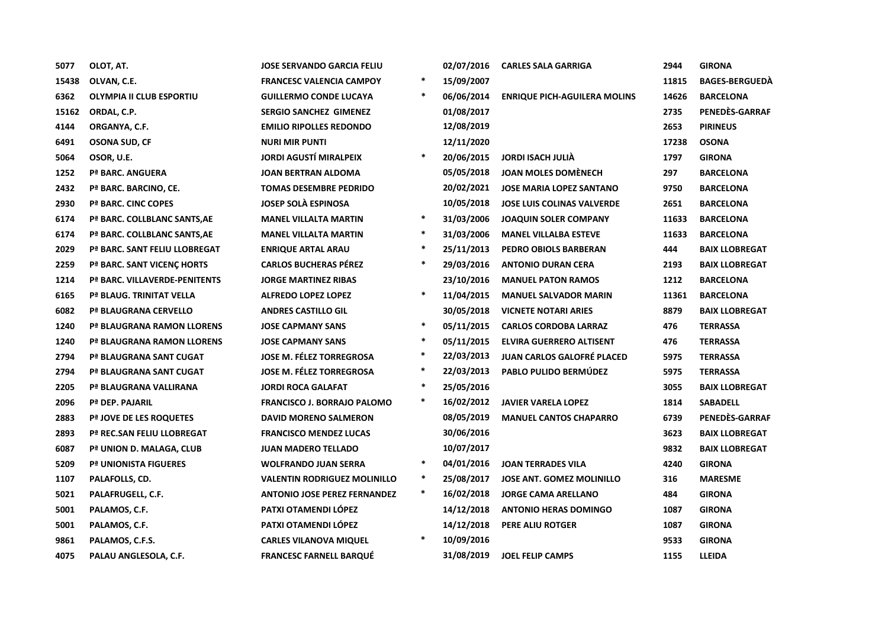| | | | | | | | |
|---|---|---|---|---|---|---|---|
| 5077 | OLOT, AT. | JOSE SERVANDO GARCIA FELIU | | 02/07/2016 | CARLES SALA GARRIGA | 2944 | GIRONA |
| 15438 | OLVAN, C.E. | FRANCESC VALENCIA CAMPOY | * | 15/09/2007 | | 11815 | BAGES-BERGUEDÀ |
| 6362 | OLYMPIA II CLUB ESPORTIU | GUILLERMO CONDE LUCAYA | * | 06/06/2014 | ENRIQUE PICH-AGUILERA MOLINS | 14626 | BARCELONA |
| 15162 | ORDAL, C.P. | SERGIO SANCHEZ GIMENEZ | | 01/08/2017 | | 2735 | PENEDÈS-GARRAF |
| 4144 | ORGANYA, C.F. | EMILIO RIPOLLES REDONDO | | 12/08/2019 | | 2653 | PIRINEUS |
| 6491 | OSONA SUD, CF | NURI MIR PUNTI | | 12/11/2020 | | 17238 | OSONA |
| 5064 | OSOR, U.E. | JORDI AGUSTÍ MIRALPEIX | * | 20/06/2015 | JORDI ISACH JULIÀ | 1797 | GIRONA |
| 1252 | Pª BARC. ANGUERA | JOAN BERTRAN ALDOMA | | 05/05/2018 | JOAN MOLES DOMÈNECH | 297 | BARCELONA |
| 2432 | Pª BARC. BARCINO, CE. | TOMAS DESEMBRE PEDRIDO | | 20/02/2021 | JOSE MARIA LOPEZ SANTANO | 9750 | BARCELONA |
| 2930 | Pª BARC. CINC COPES | JOSEP SOLÀ ESPINOSA | | 10/05/2018 | JOSE LUIS COLINAS VALVERDE | 2651 | BARCELONA |
| 6174 | Pª BARC. COLLBLANC SANTS,AE | MANEL VILLALTA MARTIN | * | 31/03/2006 | JOAQUIN SOLER COMPANY | 11633 | BARCELONA |
| 6174 | Pª BARC. COLLBLANC SANTS,AE | MANEL VILLALTA MARTIN | * | 31/03/2006 | MANEL VILLALBA ESTEVE | 11633 | BARCELONA |
| 2029 | Pª BARC. SANT FELIU LLOBREGAT | ENRIQUE ARTAL ARAU | * | 25/11/2013 | PEDRO OBIOLS BARBERAN | 444 | BAIX LLOBREGAT |
| 2259 | Pª BARC. SANT VICENÇ HORTS | CARLOS BUCHERAS PÉREZ | * | 29/03/2016 | ANTONIO DURAN CERA | 2193 | BAIX LLOBREGAT |
| 1214 | Pª BARC. VILLAVERDE-PENITENTS | JORGE MARTINEZ RIBAS | | 23/10/2016 | MANUEL PATON RAMOS | 1212 | BARCELONA |
| 6165 | Pª BLAUG. TRINITAT VELLA | ALFREDO LOPEZ LOPEZ | * | 11/04/2015 | MANUEL SALVADOR MARIN | 11361 | BARCELONA |
| 6082 | Pª BLAUGRANA CERVELLO | ANDRES CASTILLO GIL | | 30/05/2018 | VICNETE NOTARI ARIES | 8879 | BAIX LLOBREGAT |
| 1240 | Pª BLAUGRANA RAMON LLORENS | JOSE CAPMANY SANS | * | 05/11/2015 | CARLOS CORDOBA LARRAZ | 476 | TERRASSA |
| 1240 | Pª BLAUGRANA RAMON LLORENS | JOSE CAPMANY SANS | * | 05/11/2015 | ELVIRA GUERRERO ALTISENT | 476 | TERRASSA |
| 2794 | Pª BLAUGRANA SANT CUGAT | JOSE M. FÉLEZ TORREGROSA | * | 22/03/2013 | JUAN CARLOS GALOFRÉ PLACED | 5975 | TERRASSA |
| 2794 | Pª BLAUGRANA SANT CUGAT | JOSE M. FÉLEZ TORREGROSA | * | 22/03/2013 | PABLO PULIDO BERMÚDEZ | 5975 | TERRASSA |
| 2205 | Pª BLAUGRANA VALLIRANA | JORDI ROCA GALAFAT | * | 25/05/2016 | | 3055 | BAIX LLOBREGAT |
| 2096 | Pª DEP. PAJARIL | FRANCISCO J. BORRAJO PALOMO | * | 16/02/2012 | JAVIER VARELA LOPEZ | 1814 | SABADELL |
| 2883 | Pª JOVE DE LES ROQUETES | DAVID MORENO SALMERON | | 08/05/2019 | MANUEL CANTOS CHAPARRO | 6739 | PENEDÈS-GARRAF |
| 2893 | Pª REC.SAN FELIU LLOBREGAT | FRANCISCO MENDEZ LUCAS | | 30/06/2016 | | 3623 | BAIX LLOBREGAT |
| 6087 | Pª UNION D. MALAGA, CLUB | JUAN MADERO TELLADO | | 10/07/2017 | | 9832 | BAIX LLOBREGAT |
| 5209 | Pª UNIONISTA FIGUERES | WOLFRANDO JUAN SERRA | * | 04/01/2016 | JOAN TERRADES VILA | 4240 | GIRONA |
| 1107 | PALAFOLLS, CD. | VALENTIN RODRIGUEZ MOLINILLO | * | 25/08/2017 | JOSE ANT. GOMEZ MOLINILLO | 316 | MARESME |
| 5021 | PALAFRUGELL, C.F. | ANTONIO JOSE PEREZ FERNANDEZ | * | 16/02/2018 | JORGE CAMA ARELLANO | 484 | GIRONA |
| 5001 | PALAMOS, C.F. | PATXI OTAMENDI LÓPEZ | | 14/12/2018 | ANTONIO HERAS DOMINGO | 1087 | GIRONA |
| 5001 | PALAMOS, C.F. | PATXI OTAMENDI LÓPEZ | | 14/12/2018 | PERE ALIU ROTGER | 1087 | GIRONA |
| 9861 | PALAMOS, C.F.S. | CARLES VILANOVA MIQUEL | * | 10/09/2016 | | 9533 | GIRONA |
| 4075 | PALAU ANGLESOLA, C.F. | FRANCESC FARNELL BARQUÉ | | 31/08/2019 | JOEL FELIP CAMPS | 1155 | LLEIDA |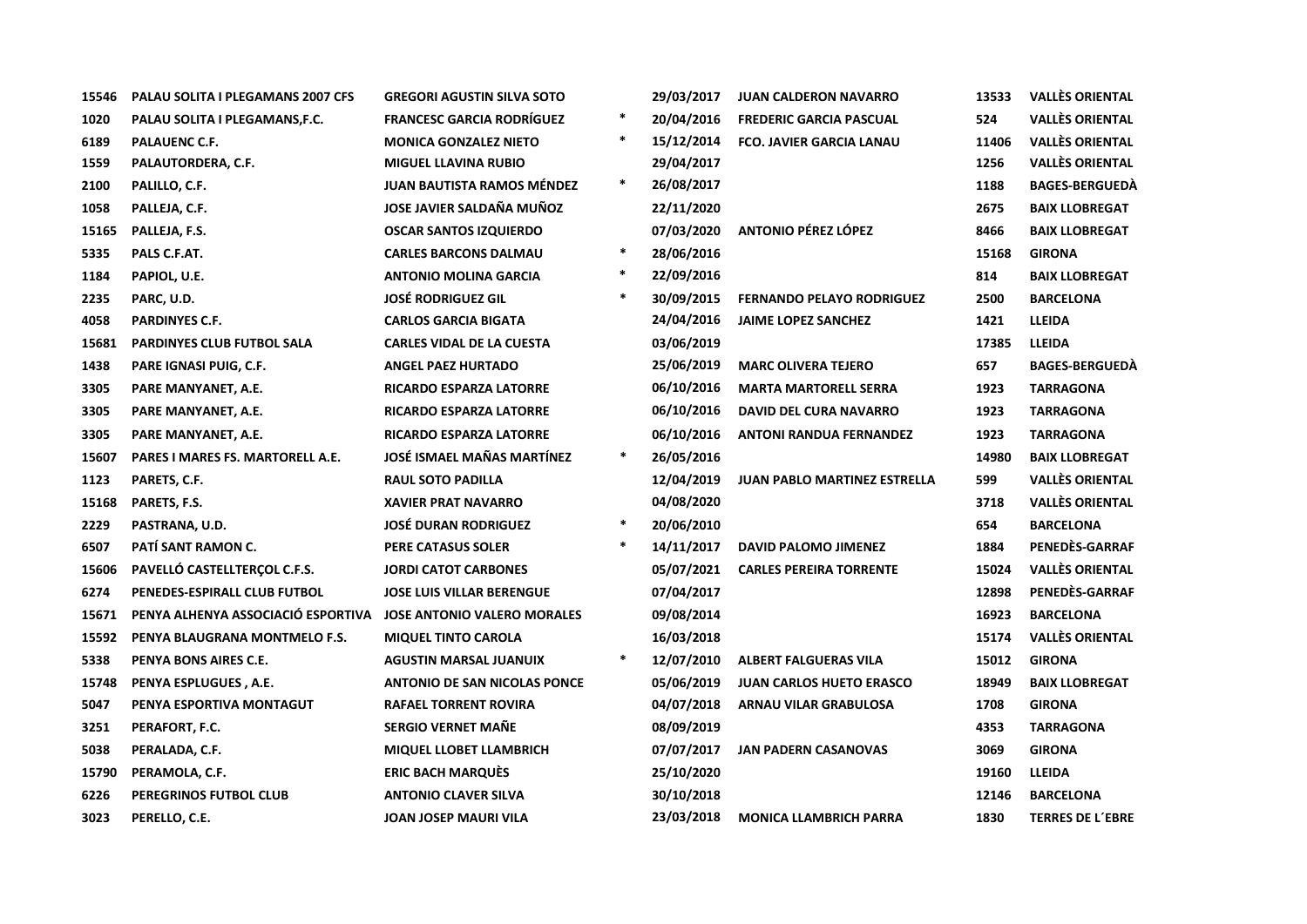| | | | | | | | |
|---|---|---|---|---|---|---|---|
| 15546 | PALAU SOLITA I PLEGAMANS 2007 CFS | GREGORI AGUSTIN SILVA SOTO | | 29/03/2017 | JUAN CALDERON NAVARRO | 13533 | VALLÈS ORIENTAL |
| 1020 | PALAU SOLITA I PLEGAMANS,F.C. | FRANCESC GARCIA RODRÍGUEZ | * | 20/04/2016 | FREDERIC GARCIA PASCUAL | 524 | VALLÈS ORIENTAL |
| 6189 | PALAUENC C.F. | MONICA GONZALEZ NIETO | * | 15/12/2014 | FCO. JAVIER GARCIA LANAU | 11406 | VALLÈS ORIENTAL |
| 1559 | PALAUTORDERA, C.F. | MIGUEL LLAVINA RUBIO | | 29/04/2017 | | 1256 | VALLÈS ORIENTAL |
| 2100 | PALILLO, C.F. | JUAN BAUTISTA RAMOS MÉNDEZ | * | 26/08/2017 | | 1188 | BAGES-BERGUEDÀ |
| 1058 | PALLEJA, C.F. | JOSE JAVIER SALDAÑA MUÑOZ | | 22/11/2020 | | 2675 | BAIX LLOBREGAT |
| 15165 | PALLEJA, F.S. | OSCAR SANTOS IZQUIERDO | | 07/03/2020 | ANTONIO PÉREZ LÓPEZ | 8466 | BAIX LLOBREGAT |
| 5335 | PALS C.F.AT. | CARLES BARCONS DALMAU | * | 28/06/2016 | | 15168 | GIRONA |
| 1184 | PAPIOL, U.E. | ANTONIO MOLINA GARCIA | * | 22/09/2016 | | 814 | BAIX LLOBREGAT |
| 2235 | PARC, U.D. | JOSÉ RODRIGUEZ GIL | * | 30/09/2015 | FERNANDO PELAYO RODRIGUEZ | 2500 | BARCELONA |
| 4058 | PARDINYES C.F. | CARLOS GARCIA BIGATA | | 24/04/2016 | JAIME LOPEZ SANCHEZ | 1421 | LLEIDA |
| 15681 | PARDINYES CLUB FUTBOL SALA | CARLES VIDAL DE LA CUESTA | | 03/06/2019 | | 17385 | LLEIDA |
| 1438 | PARE IGNASI PUIG, C.F. | ANGEL PAEZ HURTADO | | 25/06/2019 | MARC OLIVERA TEJERO | 657 | BAGES-BERGUEDÀ |
| 3305 | PARE MANYANET, A.E. | RICARDO ESPARZA LATORRE | | 06/10/2016 | MARTA MARTORELL SERRA | 1923 | TARRAGONA |
| 3305 | PARE MANYANET, A.E. | RICARDO ESPARZA LATORRE | | 06/10/2016 | DAVID DEL CURA NAVARRO | 1923 | TARRAGONA |
| 3305 | PARE MANYANET, A.E. | RICARDO ESPARZA LATORRE | | 06/10/2016 | ANTONI RANDUA FERNANDEZ | 1923 | TARRAGONA |
| 15607 | PARES I MARES FS. MARTORELL A.E. | JOSÉ ISMAEL MAÑAS MARTÍNEZ | * | 26/05/2016 | | 14980 | BAIX LLOBREGAT |
| 1123 | PARETS, C.F. | RAUL SOTO PADILLA | | 12/04/2019 | JUAN PABLO MARTINEZ ESTRELLA | 599 | VALLÈS ORIENTAL |
| 15168 | PARETS, F.S. | XAVIER PRAT NAVARRO | | 04/08/2020 | | 3718 | VALLÈS ORIENTAL |
| 2229 | PASTRANA, U.D. | JOSÉ DURAN RODRIGUEZ | * | 20/06/2010 | | 654 | BARCELONA |
| 6507 | PATÍ SANT RAMON C. | PERE CATASUS SOLER | * | 14/11/2017 | DAVID PALOMO JIMENEZ | 1884 | PENEDÈS-GARRAF |
| 15606 | PAVELLÓ CASTELLTERÇOL C.F.S. | JORDI CATOT CARBONES | | 05/07/2021 | CARLES PEREIRA TORRENTE | 15024 | VALLÈS ORIENTAL |
| 6274 | PENEDES-ESPIRALL CLUB FUTBOL | JOSE LUIS VILLAR BERENGUE | | 07/04/2017 | | 12898 | PENEDÈS-GARRAF |
| 15671 | PENYA ALHENYA ASSOCIACIÓ ESPORTIVA | JOSE ANTONIO VALERO MORALES | | 09/08/2014 | | 16923 | BARCELONA |
| 15592 | PENYA BLAUGRANA MONTMELO F.S. | MIQUEL TINTO CAROLA | | 16/03/2018 | | 15174 | VALLÈS ORIENTAL |
| 5338 | PENYA BONS AIRES C.E. | AGUSTIN MARSAL JUANUIX | * | 12/07/2010 | ALBERT FALGUERAS VILA | 15012 | GIRONA |
| 15748 | PENYA ESPLUGUES , A.E. | ANTONIO DE SAN NICOLAS PONCE | | 05/06/2019 | JUAN CARLOS HUETO ERASCO | 18949 | BAIX LLOBREGAT |
| 5047 | PENYA ESPORTIVA MONTAGUT | RAFAEL TORRENT ROVIRA | | 04/07/2018 | ARNAU VILAR GRABULOSA | 1708 | GIRONA |
| 3251 | PERAFORT, F.C. | SERGIO VERNET MAÑE | | 08/09/2019 | | 4353 | TARRAGONA |
| 5038 | PERALADA, C.F. | MIQUEL LLOBET LLAMBRICH | | 07/07/2017 | JAN PADERN CASANOVAS | 3069 | GIRONA |
| 15790 | PERAMOLA, C.F. | ERIC BACH MARQUÈS | | 25/10/2020 | | 19160 | LLEIDA |
| 6226 | PEREGRINOS FUTBOL CLUB | ANTONIO CLAVER SILVA | | 30/10/2018 | | 12146 | BARCELONA |
| 3023 | PERELLO, C.E. | JOAN JOSEP MAURI VILA | | 23/03/2018 | MONICA LLAMBRICH PARRA | 1830 | TERRES DE L´EBRE |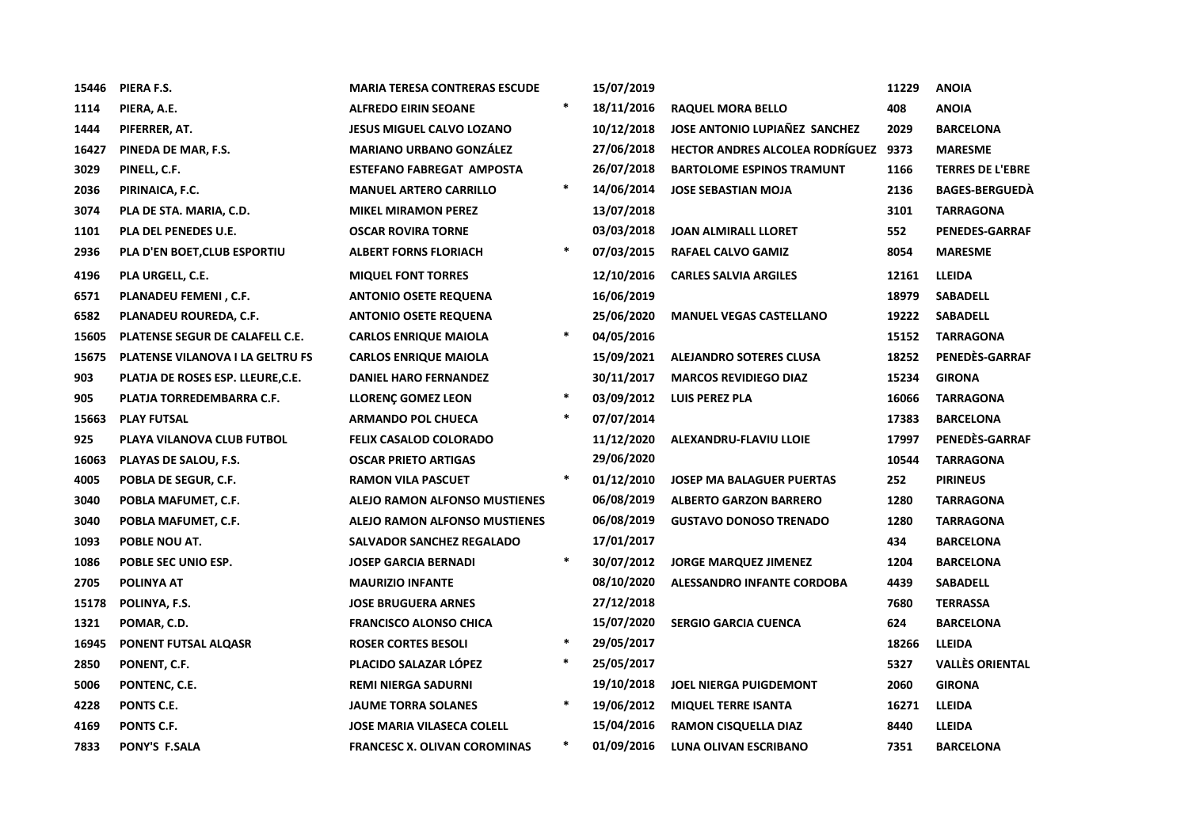| | | | | | | | |
|---|---|---|---|---|---|---|---|
| 15446 | PIERA F.S. | MARIA TERESA CONTRERAS ESCUDE | | 15/07/2019 | | 11229 | ANOIA |
| 1114 | PIERA, A.E. | ALFREDO EIRIN SEOANE | * | 18/11/2016 | RAQUEL MORA BELLO | 408 | ANOIA |
| 1444 | PIFERRER, AT. | JESUS MIGUEL CALVO LOZANO | | 10/12/2018 | JOSE ANTONIO LUPIAÑEZ SANCHEZ | 2029 | BARCELONA |
| 16427 | PINEDA DE MAR, F.S. | MARIANO URBANO GONZÁLEZ | | 27/06/2018 | HECTOR ANDRES ALCOLEA RODRÍGUEZ | 9373 | MARESME |
| 3029 | PINELL, C.F. | ESTEFANO FABREGAT AMPOSTA | | 26/07/2018 | BARTOLOME ESPINOS TRAMUNT | 1166 | TERRES DE L'EBRE |
| 2036 | PIRINAICA, F.C. | MANUEL ARTERO CARRILLO | * | 14/06/2014 | JOSE SEBASTIAN MOJA | 2136 | BAGES-BERGUEDÀ |
| 3074 | PLA DE STA. MARIA, C.D. | MIKEL MIRAMON PEREZ | | 13/07/2018 | | 3101 | TARRAGONA |
| 1101 | PLA DEL PENEDES U.E. | OSCAR ROVIRA TORNE | | 03/03/2018 | JOAN ALMIRALL LLORET | 552 | PENEDES-GARRAF |
| 2936 | PLA D'EN BOET,CLUB ESPORTIU | ALBERT FORNS FLORIACH | * | 07/03/2015 | RAFAEL CALVO GAMIZ | 8054 | MARESME |
| 4196 | PLA URGELL, C.E. | MIQUEL FONT TORRES | | 12/10/2016 | CARLES SALVIA ARGILES | 12161 | LLEIDA |
| 6571 | PLANADEU FEMENI , C.F. | ANTONIO OSETE REQUENA | | 16/06/2019 | | 18979 | SABADELL |
| 6582 | PLANADEU ROUREDA, C.F. | ANTONIO OSETE REQUENA | | 25/06/2020 | MANUEL VEGAS CASTELLANO | 19222 | SABADELL |
| 15605 | PLATENSE SEGUR DE CALAFELL C.E. | CARLOS ENRIQUE MAIOLA | * | 04/05/2016 | | 15152 | TARRAGONA |
| 15675 | PLATENSE VILANOVA I LA GELTRU FS | CARLOS ENRIQUE MAIOLA | | 15/09/2021 | ALEJANDRO SOTERES CLUSA | 18252 | PENEDÈS-GARRAF |
| 903 | PLATJA DE ROSES ESP. LLEURE,C.E. | DANIEL HARO FERNANDEZ | | 30/11/2017 | MARCOS REVIDIEGO DIAZ | 15234 | GIRONA |
| 905 | PLATJA TORREDEMBARRA C.F. | LLORENÇ GOMEZ LEON | * | 03/09/2012 | LUIS PEREZ PLA | 16066 | TARRAGONA |
| 15663 | PLAY FUTSAL | ARMANDO POL CHUECA | * | 07/07/2014 | | 17383 | BARCELONA |
| 925 | PLAYA VILANOVA CLUB FUTBOL | FELIX CASALOD COLORADO | | 11/12/2020 | ALEXANDRU-FLAVIU LLOIE | 17997 | PENEDÈS-GARRAF |
| 16063 | PLAYAS DE SALOU, F.S. | OSCAR PRIETO ARTIGAS | | 29/06/2020 | | 10544 | TARRAGONA |
| 4005 | POBLA DE SEGUR, C.F. | RAMON VILA PASCUET | * | 01/12/2010 | JOSEP MA BALAGUER PUERTAS | 252 | PIRINEUS |
| 3040 | POBLA MAFUMET, C.F. | ALEJO RAMON ALFONSO MUSTIENES | | 06/08/2019 | ALBERTO GARZON BARRERO | 1280 | TARRAGONA |
| 3040 | POBLA MAFUMET, C.F. | ALEJO RAMON ALFONSO MUSTIENES | | 06/08/2019 | GUSTAVO DONOSO TRENADO | 1280 | TARRAGONA |
| 1093 | POBLE NOU AT. | SALVADOR SANCHEZ REGALADO | | 17/01/2017 | | 434 | BARCELONA |
| 1086 | POBLE SEC UNIO ESP. | JOSEP GARCIA BERNADI | * | 30/07/2012 | JORGE MARQUEZ JIMENEZ | 1204 | BARCELONA |
| 2705 | POLINYA AT | MAURIZIO INFANTE | | 08/10/2020 | ALESSANDRO INFANTE CORDOBA | 4439 | SABADELL |
| 15178 | POLINYA, F.S. | JOSE BRUGUERA ARNES | | 27/12/2018 | | 7680 | TERRASSA |
| 1321 | POMAR, C.D. | FRANCISCO ALONSO CHICA | | 15/07/2020 | SERGIO GARCIA CUENCA | 624 | BARCELONA |
| 16945 | PONENT FUTSAL ALQASR | ROSER CORTES BESOLI | * | 29/05/2017 | | 18266 | LLEIDA |
| 2850 | PONENT, C.F. | PLACIDO SALAZAR LÓPEZ | * | 25/05/2017 | | 5327 | VALLÈS ORIENTAL |
| 5006 | PONTENC, C.E. | REMI NIERGA SADURNI | | 19/10/2018 | JOEL NIERGA PUIGDEMONT | 2060 | GIRONA |
| 4228 | PONTS C.E. | JAUME TORRA SOLANES | * | 19/06/2012 | MIQUEL TERRE ISANTA | 16271 | LLEIDA |
| 4169 | PONTS C.F. | JOSE MARIA VILASECA COLELL | | 15/04/2016 | RAMON CISQUELLA DIAZ | 8440 | LLEIDA |
| 7833 | PONY'S F.SALA | FRANCESC X. OLIVAN COROMINAS | * | 01/09/2016 | LUNA OLIVAN ESCRIBANO | 7351 | BARCELONA |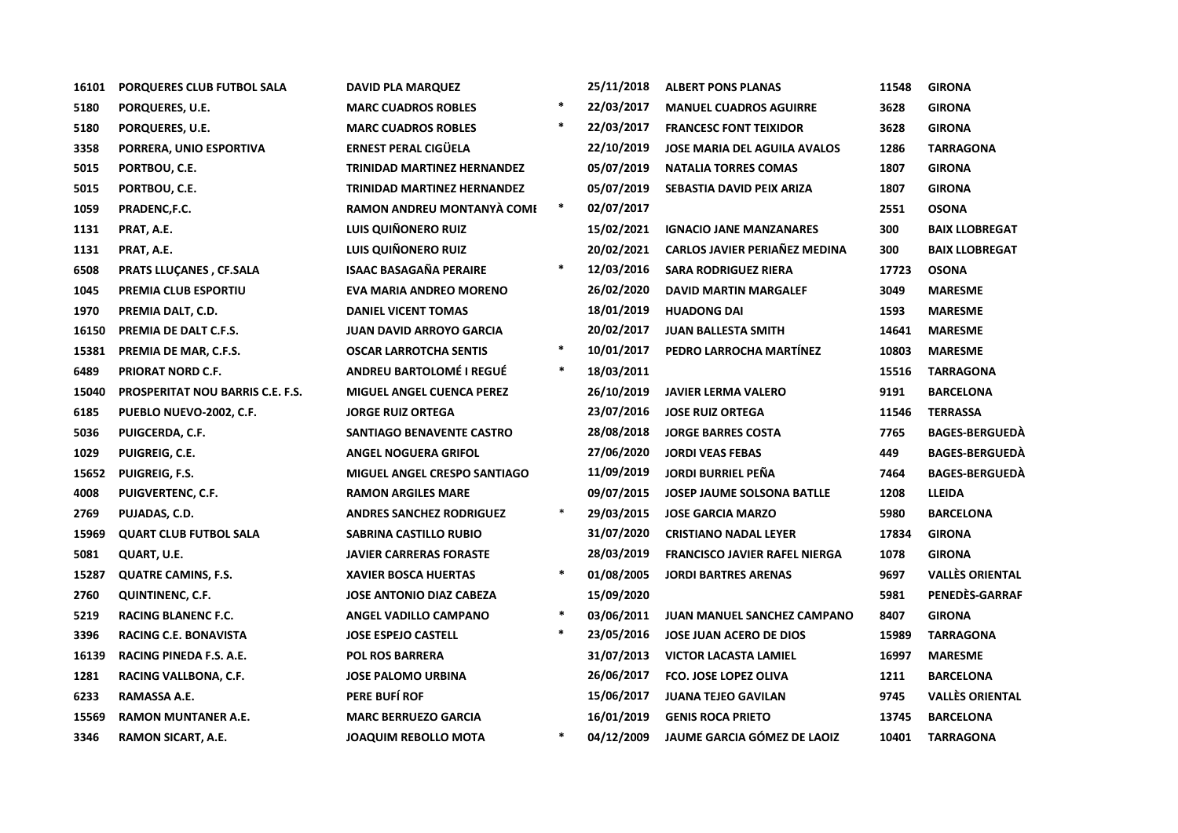| | | | | | | | |
|---|---|---|---|---|---|---|---|
| 16101 | PORQUERES CLUB FUTBOL SALA | DAVID PLA MARQUEZ | | 25/11/2018 | ALBERT PONS PLANAS | 11548 | GIRONA |
| 5180 | PORQUERES, U.E. | MARC CUADROS ROBLES | * | 22/03/2017 | MANUEL CUADROS AGUIRRE | 3628 | GIRONA |
| 5180 | PORQUERES, U.E. | MARC CUADROS ROBLES | * | 22/03/2017 | FRANCESC FONT TEIXIDOR | 3628 | GIRONA |
| 3358 | PORRERA, UNIO ESPORTIVA | ERNEST PERAL CIGÜELA | | 22/10/2019 | JOSE MARIA DEL AGUILA AVALOS | 1286 | TARRAGONA |
| 5015 | PORTBOU, C.E. | TRINIDAD MARTINEZ HERNANDEZ | | 05/07/2019 | NATALIA TORRES COMAS | 1807 | GIRONA |
| 5015 | PORTBOU, C.E. | TRINIDAD MARTINEZ HERNANDEZ | | 05/07/2019 | SEBASTIA DAVID PEIX ARIZA | 1807 | GIRONA |
| 1059 | PRADENC,F.C. | RAMON ANDREU MONTANYÀ COMI | * | 02/07/2017 | | 2551 | OSONA |
| 1131 | PRAT, A.E. | LUIS QUIÑONERO RUIZ | | 15/02/2021 | IGNACIO JANE MANZANARES | 300 | BAIX LLOBREGAT |
| 1131 | PRAT, A.E. | LUIS QUIÑONERO RUIZ | | 20/02/2021 | CARLOS JAVIER PERIAÑEZ MEDINA | 300 | BAIX LLOBREGAT |
| 6508 | PRATS LLUÇANES , CF.SALA | ISAAC BASAGAÑA PERAIRE | * | 12/03/2016 | SARA RODRIGUEZ RIERA | 17723 | OSONA |
| 1045 | PREMIA CLUB ESPORTIU | EVA MARIA ANDREO MORENO | | 26/02/2020 | DAVID MARTIN MARGALEF | 3049 | MARESME |
| 1970 | PREMIA DALT, C.D. | DANIEL VICENT TOMAS | | 18/01/2019 | HUADONG DAI | 1593 | MARESME |
| 16150 | PREMIA DE DALT C.F.S. | JUAN DAVID ARROYO GARCIA | | 20/02/2017 | JUAN BALLESTA SMITH | 14641 | MARESME |
| 15381 | PREMIA DE MAR, C.F.S. | OSCAR LARROTCHA SENTIS | * | 10/01/2017 | PEDRO LARROCHA MARTÍNEZ | 10803 | MARESME |
| 6489 | PRIORAT NORD C.F. | ANDREU BARTOLOMÉ I REGUÉ | * | 18/03/2011 | | 15516 | TARRAGONA |
| 15040 | PROSPERITAT NOU BARRIS C.E. F.S. | MIGUEL ANGEL CUENCA PEREZ | | 26/10/2019 | JAVIER LERMA VALERO | 9191 | BARCELONA |
| 6185 | PUEBLO NUEVO-2002, C.F. | JORGE RUIZ ORTEGA | | 23/07/2016 | JOSE RUIZ ORTEGA | 11546 | TERRASSA |
| 5036 | PUIGCERDA, C.F. | SANTIAGO BENAVENTE CASTRO | | 28/08/2018 | JORGE BARRES COSTA | 7765 | BAGES-BERGUEDÀ |
| 1029 | PUIGREIG, C.E. | ANGEL NOGUERA GRIFOL | | 27/06/2020 | JORDI VEAS FEBAS | 449 | BAGES-BERGUEDÀ |
| 15652 | PUIGREIG, F.S. | MIGUEL ANGEL CRESPO SANTIAGO | | 11/09/2019 | JORDI BURRIEL PEÑA | 7464 | BAGES-BERGUEDÀ |
| 4008 | PUIGVERTENC, C.F. | RAMON ARGILES MARE | | 09/07/2015 | JOSEP JAUME SOLSONA BATLLE | 1208 | LLEIDA |
| 2769 | PUJADAS, C.D. | ANDRES SANCHEZ RODRIGUEZ | * | 29/03/2015 | JOSE GARCIA MARZO | 5980 | BARCELONA |
| 15969 | QUART CLUB FUTBOL SALA | SABRINA CASTILLO RUBIO | | 31/07/2020 | CRISTIANO NADAL LEYER | 17834 | GIRONA |
| 5081 | QUART, U.E. | JAVIER CARRERAS FORASTE | | 28/03/2019 | FRANCISCO JAVIER RAFEL NIERGA | 1078 | GIRONA |
| 15287 | QUATRE CAMINS, F.S. | XAVIER BOSCA HUERTAS | * | 01/08/2005 | JORDI BARTRES ARENAS | 9697 | VALLÈS ORIENTAL |
| 2760 | QUINTINENC, C.F. | JOSE ANTONIO DIAZ CABEZA | | 15/09/2020 | | 5981 | PENEDÈS-GARRAF |
| 5219 | RACING BLANENC F.C. | ANGEL VADILLO CAMPANO | * | 03/06/2011 | JUAN MANUEL SANCHEZ CAMPANO | 8407 | GIRONA |
| 3396 | RACING C.E. BONAVISTA | JOSE ESPEJO CASTELL | * | 23/05/2016 | JOSE JUAN ACERO DE DIOS | 15989 | TARRAGONA |
| 16139 | RACING PINEDA F.S. A.E. | POL ROS BARRERA | | 31/07/2013 | VICTOR LACASTA LAMIEL | 16997 | MARESME |
| 1281 | RACING VALLBONA, C.F. | JOSE PALOMO URBINA | | 26/06/2017 | FCO. JOSE LOPEZ OLIVA | 1211 | BARCELONA |
| 6233 | RAMASSA A.E. | PERE BUFÍ ROF | | 15/06/2017 | JUANA TEJEO GAVILAN | 9745 | VALLÈS ORIENTAL |
| 15569 | RAMON MUNTANER A.E. | MARC BERRUEZO GARCIA | | 16/01/2019 | GENIS ROCA PRIETO | 13745 | BARCELONA |
| 3346 | RAMON SICART, A.E. | JOAQUIM REBOLLO MOTA | * | 04/12/2009 | JAUME GARCIA GÓMEZ DE LAOIZ | 10401 | TARRAGONA |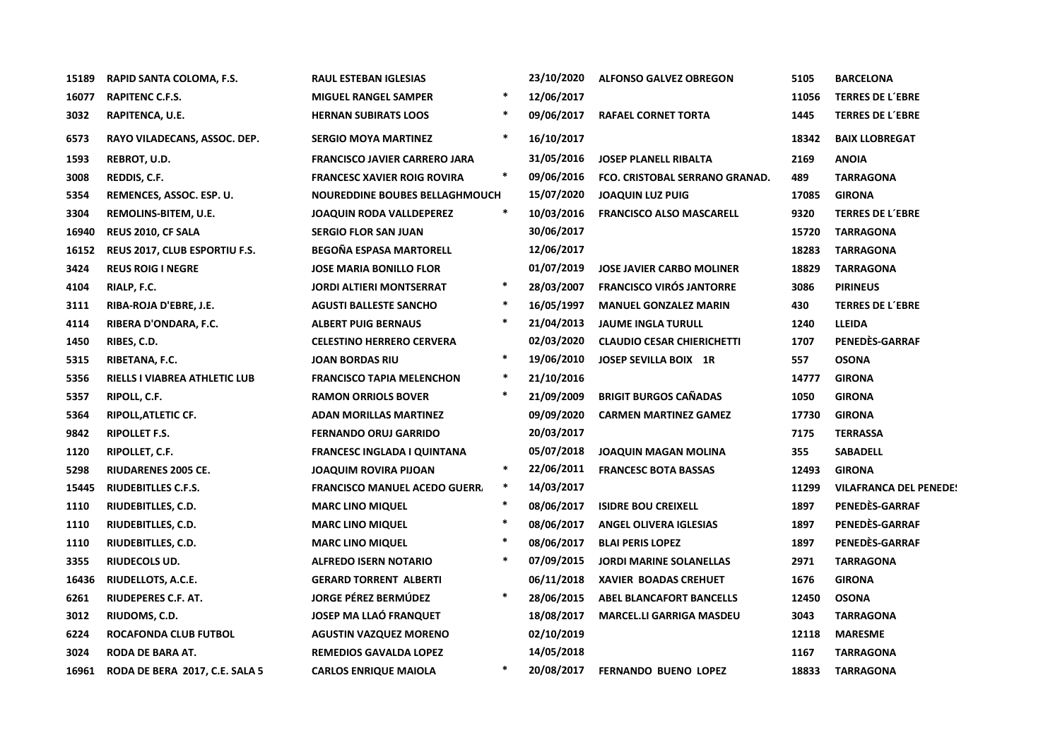| | | | | | | | |
|---|---|---|---|---|---|---|---|
| 15189 | RAPID SANTA COLOMA, F.S. | RAUL ESTEBAN IGLESIAS | | 23/10/2020 | ALFONSO GALVEZ OBREGON | 5105 | BARCELONA |
| 16077 | RAPITENC C.F.S. | MIGUEL RANGEL SAMPER | * | 12/06/2017 | | 11056 | TERRES DE L´EBRE |
| 3032 | RAPITENCA, U.E. | HERNAN SUBIRATS LOOS | * | 09/06/2017 | RAFAEL CORNET TORTA | 1445 | TERRES DE L´EBRE |
| 6573 | RAYO VILADECANS, ASSOC. DEP. | SERGIO MOYA MARTINEZ | * | 16/10/2017 | | 18342 | BAIX LLOBREGAT |
| 1593 | REBROT, U.D. | FRANCISCO JAVIER CARRERO JARA | | 31/05/2016 | JOSEP PLANELL RIBALTA | 2169 | ANOIA |
| 3008 | REDDIS, C.F. | FRANCESC XAVIER ROIG ROVIRA | * | 09/06/2016 | FCO. CRISTOBAL SERRANO GRANAD. | 489 | TARRAGONA |
| 5354 | REMENCES, ASSOC. ESP. U. | NOUREDDINE BOUBES BELLAGHMOUCH | | 15/07/2020 | JOAQUIN LUZ PUIG | 17085 | GIRONA |
| 3304 | REMOLINS-BITEM, U.E. | JOAQUIN RODA VALLDEPEREZ | * | 10/03/2016 | FRANCISCO ALSO MASCARELL | 9320 | TERRES DE L´EBRE |
| 16940 | REUS 2010, CF SALA | SERGIO FLOR SAN JUAN | | 30/06/2017 | | 15720 | TARRAGONA |
| 16152 | REUS 2017, CLUB ESPORTIU F.S. | BEGOÑA ESPASA MARTORELL | | 12/06/2017 | | 18283 | TARRAGONA |
| 3424 | REUS ROIG I NEGRE | JOSE MARIA BONILLO FLOR | | 01/07/2019 | JOSE JAVIER CARBO MOLINER | 18829 | TARRAGONA |
| 4104 | RIALP, F.C. | JORDI ALTIERI MONTSERRAT | * | 28/03/2007 | FRANCISCO VIRÓS JANTORRE | 3086 | PIRINEUS |
| 3111 | RIBA-ROJA D'EBRE, J.E. | AGUSTI BALLESTE SANCHO | * | 16/05/1997 | MANUEL GONZALEZ MARIN | 430 | TERRES DE L´EBRE |
| 4114 | RIBERA D'ONDARA, F.C. | ALBERT PUIG BERNAUS | * | 21/04/2013 | JAUME INGLA TURULL | 1240 | LLEIDA |
| 1450 | RIBES, C.D. | CELESTINO HERRERO CERVERA | | 02/03/2020 | CLAUDIO CESAR CHIERICHETTI | 1707 | PENEDÈS-GARRAF |
| 5315 | RIBETANA, F.C. | JOAN BORDAS RIU | * | 19/06/2010 | JOSEP SEVILLA BOIX 1R | 557 | OSONA |
| 5356 | RIELLS I VIABREA ATHLETIC LUB | FRANCISCO TAPIA MELENCHON | * | 21/10/2016 | | 14777 | GIRONA |
| 5357 | RIPOLL, C.F. | RAMON ORRIOLS BOVER | * | 21/09/2009 | BRIGIT BURGOS CAÑADAS | 1050 | GIRONA |
| 5364 | RIPOLL,ATLETIC CF. | ADAN MORILLAS MARTINEZ | | 09/09/2020 | CARMEN MARTINEZ GAMEZ | 17730 | GIRONA |
| 9842 | RIPOLLET F.S. | FERNANDO ORUJ GARRIDO | | 20/03/2017 | | 7175 | TERRASSA |
| 1120 | RIPOLLET, C.F. | FRANCESC INGLADA I QUINTANA | | 05/07/2018 | JOAQUIN MAGAN MOLINA | 355 | SABADELL |
| 5298 | RIUDARENES 2005 CE. | JOAQUIM ROVIRA PIJOAN | * | 22/06/2011 | FRANCESC BOTA BASSAS | 12493 | GIRONA |
| 15445 | RIUDEBITLLES C.F.S. | FRANCISCO MANUEL ACEDO GUERR/ | * | 14/03/2017 | | 11299 | VILAFRANCA DEL PENEDE! |
| 1110 | RIUDEBITLLES, C.D. | MARC LINO MIQUEL | * | 08/06/2017 | ISIDRE BOU CREIXELL | 1897 | PENEDÈS-GARRAF |
| 1110 | RIUDEBITLLES, C.D. | MARC LINO MIQUEL | * | 08/06/2017 | ANGEL OLIVERA IGLESIAS | 1897 | PENEDÈS-GARRAF |
| 1110 | RIUDEBITLLES, C.D. | MARC LINO MIQUEL | * | 08/06/2017 | BLAI PERIS LOPEZ | 1897 | PENEDÈS-GARRAF |
| 3355 | RIUDECOLS UD. | ALFREDO ISERN NOTARIO | * | 07/09/2015 | JORDI MARINE SOLANELLAS | 2971 | TARRAGONA |
| 16436 | RIUDELLOTS, A.C.E. | GERARD TORRENT ALBERTI | | 06/11/2018 | XAVIER BOADAS CREHUET | 1676 | GIRONA |
| 6261 | RIUDEPERES C.F. AT. | JORGE PÉREZ BERMÚDEZ | * | 28/06/2015 | ABEL BLANCAFORT BANCELLS | 12450 | OSONA |
| 3012 | RIUDOMS, C.D. | JOSEP MA LLAÓ FRANQUET | | 18/08/2017 | MARCEL.LI GARRIGA MASDEU | 3043 | TARRAGONA |
| 6224 | ROCAFONDA CLUB FUTBOL | AGUSTIN VAZQUEZ MORENO | | 02/10/2019 | | 12118 | MARESME |
| 3024 | RODA DE BARA AT. | REMEDIOS GAVALDA LOPEZ | | 14/05/2018 | | 1167 | TARRAGONA |
| 16961 | RODA DE BERA 2017, C.E. SALA 5 | CARLOS ENRIQUE MAIOLA | * | 20/08/2017 | FERNANDO BUENO LOPEZ | 18833 | TARRAGONA |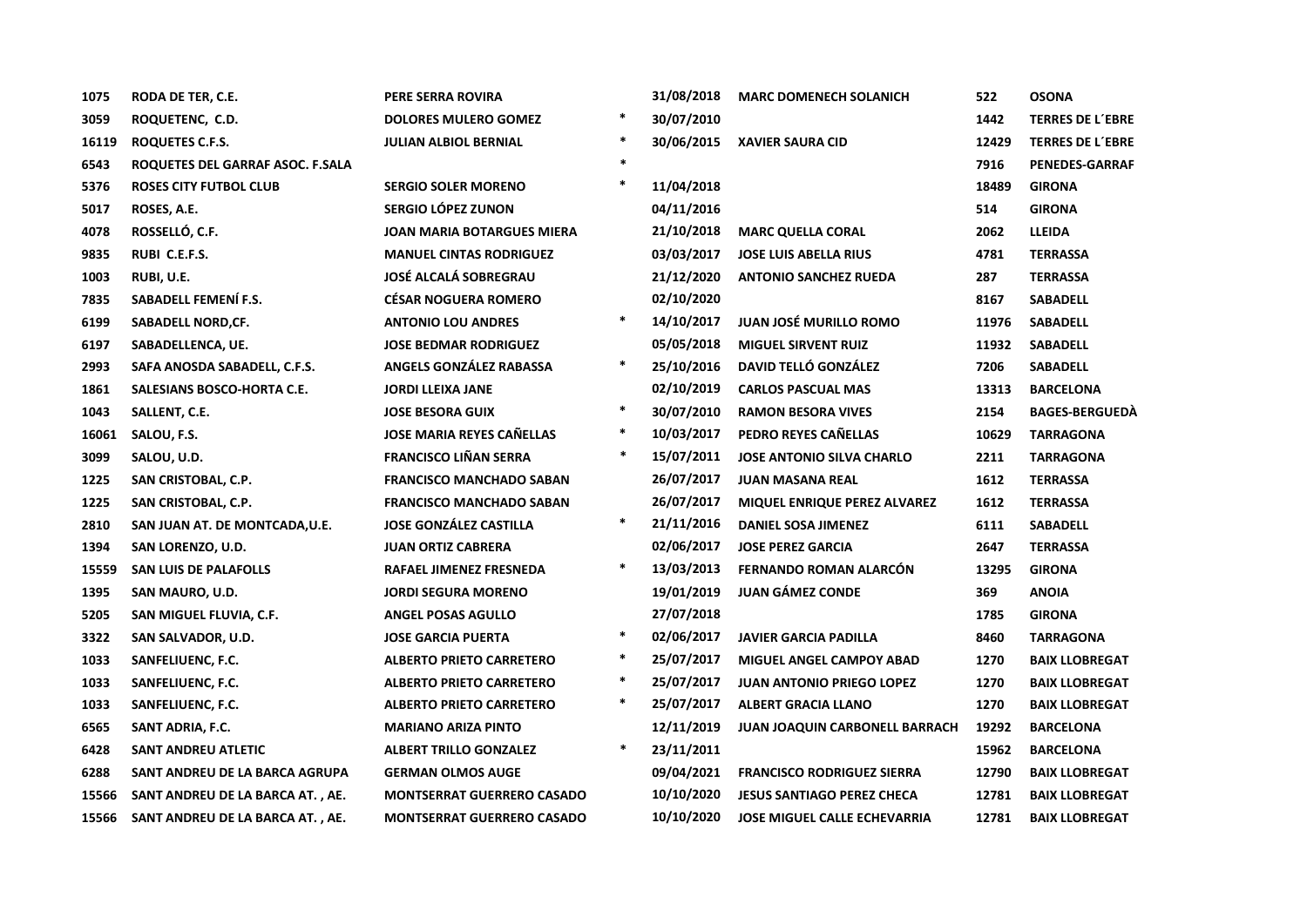| | | | | | | | |
|---|---|---|---|---|---|---|---|
| 1075 | RODA DE TER, C.E. | PERE SERRA ROVIRA | | 31/08/2018 | MARC DOMENECH SOLANICH | 522 | OSONA |
| 3059 | ROQUETENC, C.D. | DOLORES MULERO GOMEZ | * | 30/07/2010 | | 1442 | TERRES DE L´EBRE |
| 16119 | ROQUETES C.F.S. | JULIAN ALBIOL BERNIAL | * | 30/06/2015 | XAVIER SAURA CID | 12429 | TERRES DE L´EBRE |
| 6543 | ROQUETES DEL GARRAF ASOC. F.SALA | | * | | | 7916 | PENEDES-GARRAF |
| 5376 | ROSES CITY FUTBOL CLUB | SERGIO SOLER MORENO | * | 11/04/2018 | | 18489 | GIRONA |
| 5017 | ROSES, A.E. | SERGIO LÓPEZ ZUNON | | 04/11/2016 | | 514 | GIRONA |
| 4078 | ROSSELLÓ, C.F. | JOAN MARIA BOTARGUES MIERA | | 21/10/2018 | MARC QUELLA CORAL | 2062 | LLEIDA |
| 9835 | RUBI C.E.F.S. | MANUEL CINTAS RODRIGUEZ | | 03/03/2017 | JOSE LUIS ABELLA RIUS | 4781 | TERRASSA |
| 1003 | RUBI, U.E. | JOSÉ ALCALÁ SOBREGRAU | | 21/12/2020 | ANTONIO SANCHEZ RUEDA | 287 | TERRASSA |
| 7835 | SABADELL FEMENÍ F.S. | CÉSAR NOGUERA ROMERO | | 02/10/2020 | | 8167 | SABADELL |
| 6199 | SABADELL NORD,CF. | ANTONIO LOU ANDRES | * | 14/10/2017 | JUAN JOSÉ MURILLO ROMO | 11976 | SABADELL |
| 6197 | SABADELLENCA, UE. | JOSE BEDMAR RODRIGUEZ | | 05/05/2018 | MIGUEL SIRVENT RUIZ | 11932 | SABADELL |
| 2993 | SAFA ANOSDA SABADELL, C.F.S. | ANGELS GONZÁLEZ RABASSA | * | 25/10/2016 | DAVID TELLÓ GONZÁLEZ | 7206 | SABADELL |
| 1861 | SALESIANS BOSCO-HORTA C.E. | JORDI LLEIXA JANE | | 02/10/2019 | CARLOS PASCUAL MAS | 13313 | BARCELONA |
| 1043 | SALLENT, C.E. | JOSE BESORA GUIX | * | 30/07/2010 | RAMON BESORA VIVES | 2154 | BAGES-BERGUEDÀ |
| 16061 | SALOU, F.S. | JOSE MARIA REYES CAÑELLAS | * | 10/03/2017 | PEDRO REYES CAÑELLAS | 10629 | TARRAGONA |
| 3099 | SALOU, U.D. | FRANCISCO LIÑAN SERRA | * | 15/07/2011 | JOSE ANTONIO SILVA CHARLO | 2211 | TARRAGONA |
| 1225 | SAN CRISTOBAL, C.P. | FRANCISCO MANCHADO SABAN | | 26/07/2017 | JUAN MASANA REAL | 1612 | TERRASSA |
| 1225 | SAN CRISTOBAL, C.P. | FRANCISCO MANCHADO SABAN | | 26/07/2017 | MIQUEL ENRIQUE PEREZ ALVAREZ | 1612 | TERRASSA |
| 2810 | SAN JUAN AT. DE MONTCADA,U.E. | JOSE GONZÁLEZ CASTILLA | * | 21/11/2016 | DANIEL SOSA JIMENEZ | 6111 | SABADELL |
| 1394 | SAN LORENZO, U.D. | JUAN ORTIZ CABRERA | | 02/06/2017 | JOSE PEREZ GARCIA | 2647 | TERRASSA |
| 15559 | SAN LUIS DE PALAFOLLS | RAFAEL JIMENEZ FRESNEDA | * | 13/03/2013 | FERNANDO ROMAN ALARCÓN | 13295 | GIRONA |
| 1395 | SAN MAURO, U.D. | JORDI SEGURA MORENO | | 19/01/2019 | JUAN GÁMEZ CONDE | 369 | ANOIA |
| 5205 | SAN MIGUEL FLUVIA, C.F. | ANGEL POSAS AGULLO | | 27/07/2018 | | 1785 | GIRONA |
| 3322 | SAN SALVADOR, U.D. | JOSE GARCIA PUERTA | * | 02/06/2017 | JAVIER GARCIA PADILLA | 8460 | TARRAGONA |
| 1033 | SANFELIUENC, F.C. | ALBERTO PRIETO CARRETERO | * | 25/07/2017 | MIGUEL ANGEL CAMPOY ABAD | 1270 | BAIX LLOBREGAT |
| 1033 | SANFELIUENC, F.C. | ALBERTO PRIETO CARRETERO | * | 25/07/2017 | JUAN ANTONIO PRIEGO LOPEZ | 1270 | BAIX LLOBREGAT |
| 1033 | SANFELIUENC, F.C. | ALBERTO PRIETO CARRETERO | * | 25/07/2017 | ALBERT GRACIA LLANO | 1270 | BAIX LLOBREGAT |
| 6565 | SANT ADRIA, F.C. | MARIANO ARIZA PINTO | | 12/11/2019 | JUAN JOAQUIN CARBONELL BARRACH | 19292 | BARCELONA |
| 6428 | SANT ANDREU ATLETIC | ALBERT TRILLO GONZALEZ | * | 23/11/2011 | | 15962 | BARCELONA |
| 6288 | SANT ANDREU DE LA BARCA AGRUPA | GERMAN OLMOS AUGE | | 09/04/2021 | FRANCISCO RODRIGUEZ SIERRA | 12790 | BAIX LLOBREGAT |
| 15566 | SANT ANDREU DE LA BARCA AT. , AE. | MONTSERRAT GUERRERO CASADO | | 10/10/2020 | JESUS SANTIAGO PEREZ CHECA | 12781 | BAIX LLOBREGAT |
| 15566 | SANT ANDREU DE LA BARCA AT. , AE. | MONTSERRAT GUERRERO CASADO | | 10/10/2020 | JOSE MIGUEL CALLE ECHEVARRIA | 12781 | BAIX LLOBREGAT |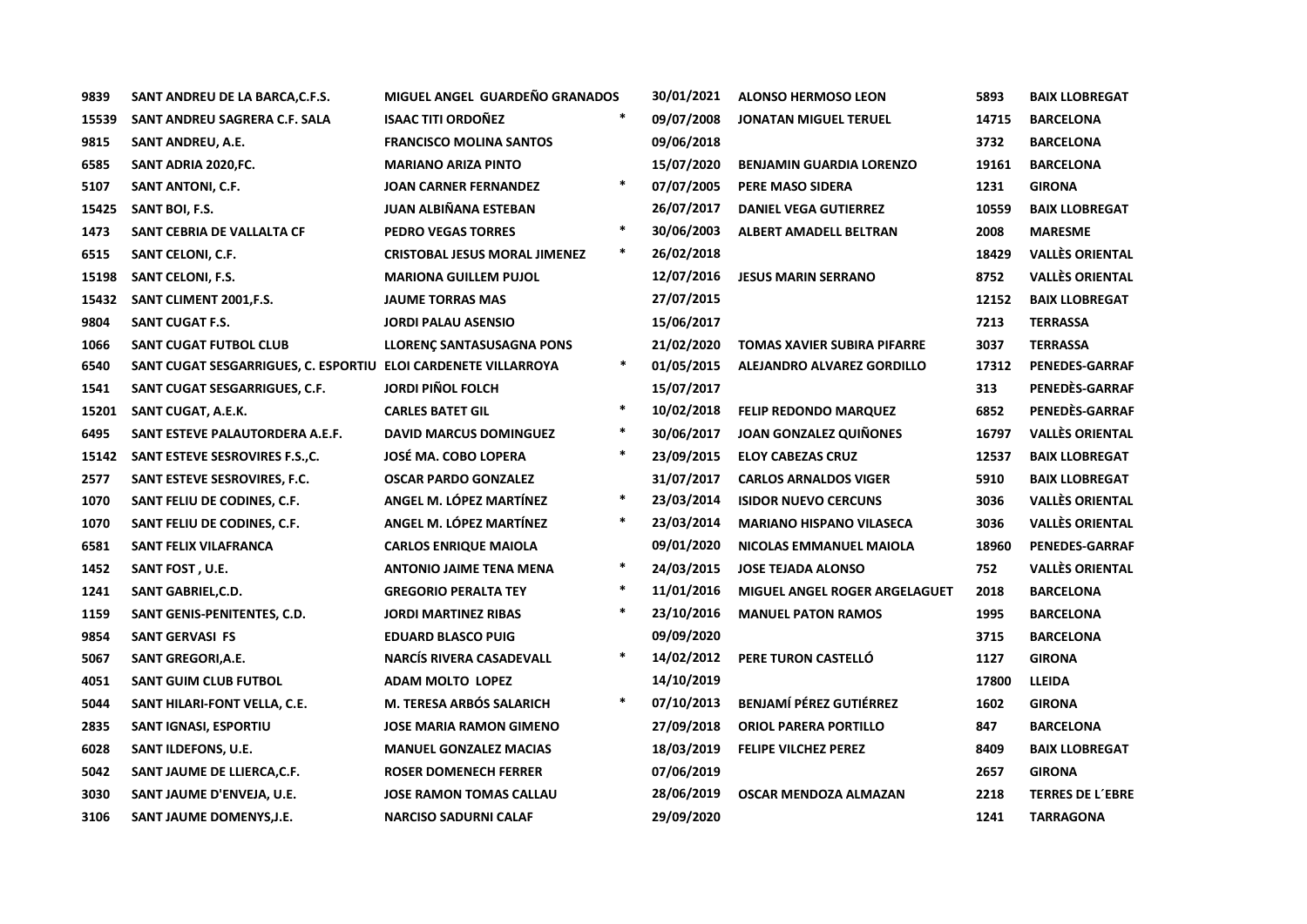| | | | | | | | |
|---|---|---|---|---|---|---|---|
| 9839 | SANT ANDREU DE LA BARCA,C.F.S. | MIGUEL ANGEL GUARDEÑO GRANADOS | | 30/01/2021 | ALONSO HERMOSO LEON | 5893 | BAIX LLOBREGAT |
| 15539 | SANT ANDREU SAGRERA C.F. SALA | ISAAC TITI ORDOÑEZ | * | 09/07/2008 | JONATAN MIGUEL TERUEL | 14715 | BARCELONA |
| 9815 | SANT ANDREU, A.E. | FRANCISCO MOLINA SANTOS | | 09/06/2018 | | 3732 | BARCELONA |
| 6585 | SANT ADRIA 2020,FC. | MARIANO ARIZA PINTO | | 15/07/2020 | BENJAMIN GUARDIA LORENZO | 19161 | BARCELONA |
| 5107 | SANT ANTONI, C.F. | JOAN CARNER FERNANDEZ | * | 07/07/2005 | PERE MASO SIDERA | 1231 | GIRONA |
| 15425 | SANT BOI, F.S. | JUAN ALBIÑANA ESTEBAN | | 26/07/2017 | DANIEL VEGA GUTIERREZ | 10559 | BAIX LLOBREGAT |
| 1473 | SANT CEBRIA DE VALLALTA CF | PEDRO VEGAS TORRES | * | 30/06/2003 | ALBERT AMADELL BELTRAN | 2008 | MARESME |
| 6515 | SANT CELONI, C.F. | CRISTOBAL JESUS MORAL JIMENEZ | * | 26/02/2018 | | 18429 | VALLÈS ORIENTAL |
| 15198 | SANT CELONI, F.S. | MARIONA GUILLEM PUJOL | | 12/07/2016 | JESUS MARIN SERRANO | 8752 | VALLÈS ORIENTAL |
| 15432 | SANT CLIMENT 2001,F.S. | JAUME TORRAS MAS | | 27/07/2015 | | 12152 | BAIX LLOBREGAT |
| 9804 | SANT CUGAT F.S. | JORDI PALAU ASENSIO | | 15/06/2017 | | 7213 | TERRASSA |
| 1066 | SANT CUGAT FUTBOL CLUB | LLORENÇ SANTASUSAGNA PONS | | 21/02/2020 | TOMAS XAVIER SUBIRA PIFARRE | 3037 | TERRASSA |
| 6540 | SANT CUGAT SESGARRIGUES, C. ESPORTIU | ELOI CARDENETE VILLARROYA | * | 01/05/2015 | ALEJANDRO ALVAREZ GORDILLO | 17312 | PENEDES-GARRAF |
| 1541 | SANT CUGAT SESGARRIGUES, C.F. | JORDI PIÑOL FOLCH | | 15/07/2017 | | 313 | PENEDÈS-GARRAF |
| 15201 | SANT CUGAT, A.E.K. | CARLES BATET GIL | * | 10/02/2018 | FELIP REDONDO MARQUEZ | 6852 | PENEDÈS-GARRAF |
| 6495 | SANT ESTEVE PALAUTORDERA A.E.F. | DAVID MARCUS DOMINGUEZ | * | 30/06/2017 | JOAN GONZALEZ QUIÑONES | 16797 | VALLÈS ORIENTAL |
| 15142 | SANT ESTEVE SESROVIRES F.S.,C. | JOSÉ MA. COBO LOPERA | * | 23/09/2015 | ELOY CABEZAS CRUZ | 12537 | BAIX LLOBREGAT |
| 2577 | SANT ESTEVE SESROVIRES, F.C. | OSCAR PARDO GONZALEZ | | 31/07/2017 | CARLOS ARNALDOS VIGER | 5910 | BAIX LLOBREGAT |
| 1070 | SANT FELIU DE CODINES, C.F. | ANGEL M. LÓPEZ MARTÍNEZ | * | 23/03/2014 | ISIDOR NUEVO CERCUNS | 3036 | VALLÈS ORIENTAL |
| 1070 | SANT FELIU DE CODINES, C.F. | ANGEL M. LÓPEZ MARTÍNEZ | * | 23/03/2014 | MARIANO HISPANO VILASECA | 3036 | VALLÈS ORIENTAL |
| 6581 | SANT FELIX VILAFRANCA | CARLOS ENRIQUE MAIOLA | | 09/01/2020 | NICOLAS EMMANUEL MAIOLA | 18960 | PENEDES-GARRAF |
| 1452 | SANT FOST , U.E. | ANTONIO JAIME TENA MENA | * | 24/03/2015 | JOSE TEJADA ALONSO | 752 | VALLÈS ORIENTAL |
| 1241 | SANT GABRIEL,C.D. | GREGORIO PERALTA TEY | * | 11/01/2016 | MIGUEL ANGEL ROGER ARGELAGUET | 2018 | BARCELONA |
| 1159 | SANT GENIS-PENITENTES, C.D. | JORDI MARTINEZ RIBAS | * | 23/10/2016 | MANUEL PATON RAMOS | 1995 | BARCELONA |
| 9854 | SANT GERVASI FS | EDUARD BLASCO PUIG | | 09/09/2020 | | 3715 | BARCELONA |
| 5067 | SANT GREGORI,A.E. | NARCÍS RIVERA CASADEVALL | * | 14/02/2012 | PERE TURON CASTELLÓ | 1127 | GIRONA |
| 4051 | SANT GUIM CLUB FUTBOL | ADAM MOLTO LOPEZ | | 14/10/2019 | | 17800 | LLEIDA |
| 5044 | SANT HILARI-FONT VELLA, C.E. | M. TERESA ARBÓS SALARICH | * | 07/10/2013 | BENJAMÍ PÉREZ GUTIÉRREZ | 1602 | GIRONA |
| 2835 | SANT IGNASI, ESPORTIU | JOSE MARIA RAMON GIMENO | | 27/09/2018 | ORIOL PARERA PORTILLO | 847 | BARCELONA |
| 6028 | SANT ILDEFONS, U.E. | MANUEL GONZALEZ MACIAS | | 18/03/2019 | FELIPE VILCHEZ PEREZ | 8409 | BAIX LLOBREGAT |
| 5042 | SANT JAUME DE LLIERCA,C.F. | ROSER DOMENECH FERRER | | 07/06/2019 | | 2657 | GIRONA |
| 3030 | SANT JAUME D'ENVEJA, U.E. | JOSE RAMON TOMAS CALLAU | | 28/06/2019 | OSCAR MENDOZA ALMAZAN | 2218 | TERRES DE L´EBRE |
| 3106 | SANT JAUME DOMENYS,J.E. | NARCISO SADURNI CALAF | | 29/09/2020 | | 1241 | TARRAGONA |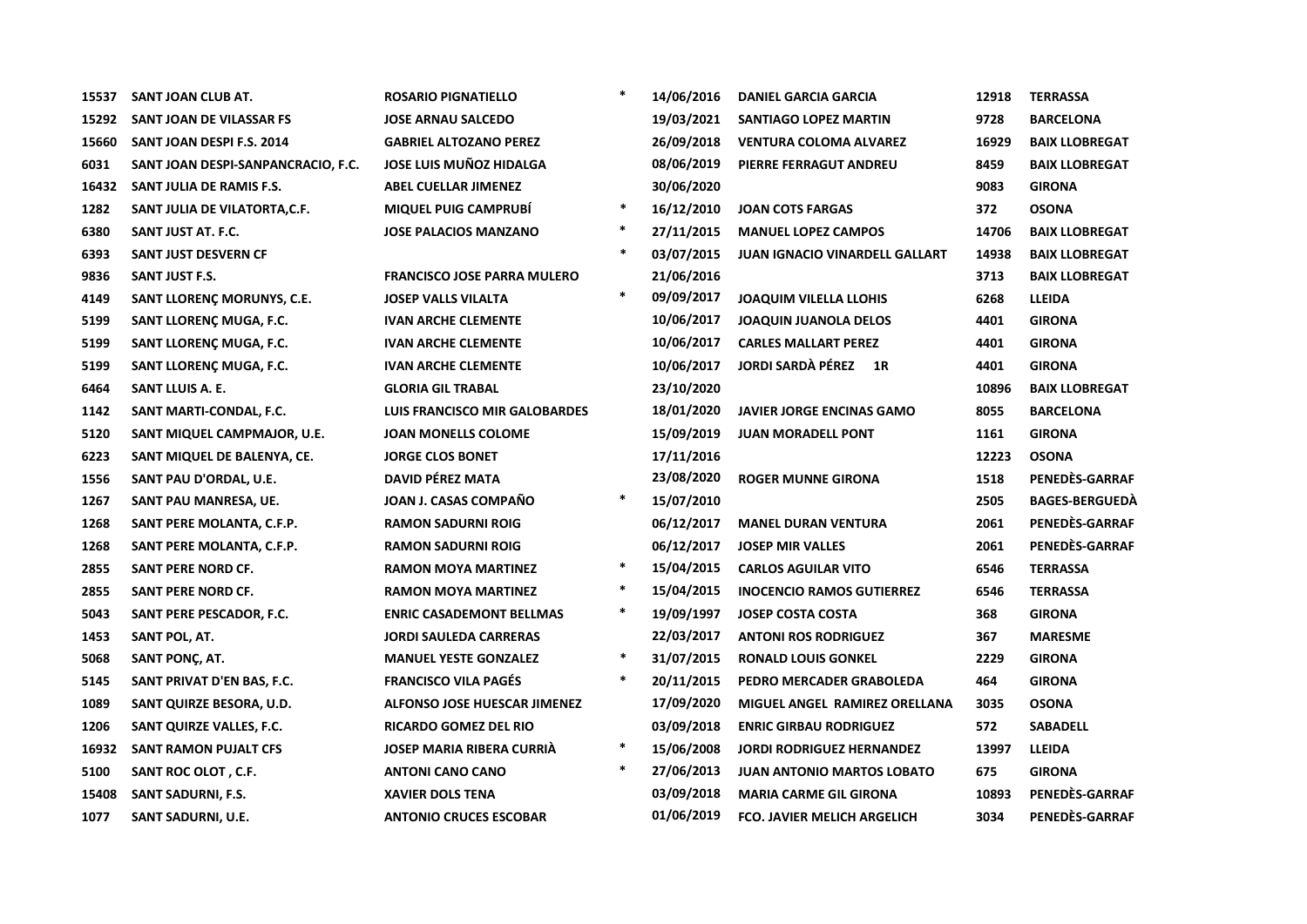| | | | | | | | |
|---|---|---|---|---|---|---|---|
| 15537 | SANT JOAN CLUB AT. | ROSARIO PIGNATIELLO | * | 14/06/2016 | DANIEL GARCIA GARCIA | 12918 | TERRASSA |
| 15292 | SANT JOAN DE VILASSAR FS | JOSE ARNAU SALCEDO | | 19/03/2021 | SANTIAGO LOPEZ MARTIN | 9728 | BARCELONA |
| 15660 | SANT JOAN DESPI F.S. 2014 | GABRIEL ALTOZANO PEREZ | | 26/09/2018 | VENTURA COLOMA ALVAREZ | 16929 | BAIX LLOBREGAT |
| 6031 | SANT JOAN DESPI-SANPANCRACIO, F.C. | JOSE LUIS MUÑOZ HIDALGA | | 08/06/2019 | PIERRE FERRAGUT ANDREU | 8459 | BAIX LLOBREGAT |
| 16432 | SANT JULIA DE RAMIS F.S. | ABEL CUELLAR JIMENEZ | | 30/06/2020 | | 9083 | GIRONA |
| 1282 | SANT JULIA DE VILATORTA,C.F. | MIQUEL PUIG CAMPRUBÍ | * | 16/12/2010 | JOAN COTS FARGAS | 372 | OSONA |
| 6380 | SANT JUST AT. F.C. | JOSE PALACIOS MANZANO | * | 27/11/2015 | MANUEL LOPEZ CAMPOS | 14706 | BAIX LLOBREGAT |
| 6393 | SANT JUST DESVERN CF | | * | 03/07/2015 | JUAN IGNACIO VINARDELL GALLART | 14938 | BAIX LLOBREGAT |
| 9836 | SANT JUST F.S. | FRANCISCO JOSE PARRA MULERO | | 21/06/2016 | | 3713 | BAIX LLOBREGAT |
| 4149 | SANT LLORENÇ MORUNYS, C.E. | JOSEP VALLS VILALTA | * | 09/09/2017 | JOAQUIM VILELLA LLOHIS | 6268 | LLEIDA |
| 5199 | SANT LLORENÇ MUGA, F.C. | IVAN ARCHE CLEMENTE | | 10/06/2017 | JOAQUIN JUANOLA DELOS | 4401 | GIRONA |
| 5199 | SANT LLORENÇ MUGA, F.C. | IVAN ARCHE CLEMENTE | | 10/06/2017 | CARLES MALLART PEREZ | 4401 | GIRONA |
| 5199 | SANT LLORENÇ MUGA, F.C. | IVAN ARCHE CLEMENTE | | 10/06/2017 | JORDI SARDÀ PÉREZ 1R | 4401 | GIRONA |
| 6464 | SANT LLUIS A. E. | GLORIA GIL TRABAL | | 23/10/2020 | | 10896 | BAIX LLOBREGAT |
| 1142 | SANT MARTI-CONDAL, F.C. | LUIS FRANCISCO MIR GALOBARDES | | 18/01/2020 | JAVIER JORGE ENCINAS GAMO | 8055 | BARCELONA |
| 5120 | SANT MIQUEL CAMPMAJOR, U.E. | JOAN MONELLS COLOME | | 15/09/2019 | JUAN MORADELL PONT | 1161 | GIRONA |
| 6223 | SANT MIQUEL DE BALENYA, CE. | JORGE CLOS BONET | | 17/11/2016 | | 12223 | OSONA |
| 1556 | SANT PAU D'ORDAL, U.E. | DAVID PÉREZ MATA | | 23/08/2020 | ROGER MUNNE GIRONA | 1518 | PENEDÈS-GARRAF |
| 1267 | SANT PAU MANRESA, UE. | JOAN J. CASAS COMPAÑO | * | 15/07/2010 | | 2505 | BAGES-BERGUEDÀ |
| 1268 | SANT PERE MOLANTA, C.F.P. | RAMON SADURNI ROIG | | 06/12/2017 | MANEL DURAN VENTURA | 2061 | PENEDÈS-GARRAF |
| 1268 | SANT PERE MOLANTA, C.F.P. | RAMON SADURNI ROIG | | 06/12/2017 | JOSEP MIR VALLES | 2061 | PENEDÈS-GARRAF |
| 2855 | SANT PERE NORD CF. | RAMON MOYA MARTINEZ | * | 15/04/2015 | CARLOS AGUILAR VITO | 6546 | TERRASSA |
| 2855 | SANT PERE NORD CF. | RAMON MOYA MARTINEZ | * | 15/04/2015 | INOCENCIO RAMOS GUTIERREZ | 6546 | TERRASSA |
| 5043 | SANT PERE PESCADOR, F.C. | ENRIC CASADEMONT BELLMAS | * | 19/09/1997 | JOSEP COSTA COSTA | 368 | GIRONA |
| 1453 | SANT POL, AT. | JORDI SAULEDA CARRERAS | | 22/03/2017 | ANTONI ROS RODRIGUEZ | 367 | MARESME |
| 5068 | SANT PONÇ, AT. | MANUEL YESTE GONZALEZ | * | 31/07/2015 | RONALD LOUIS GONKEL | 2229 | GIRONA |
| 5145 | SANT PRIVAT D'EN BAS, F.C. | FRANCISCO VILA PAGÉS | * | 20/11/2015 | PEDRO MERCADER GRABOLEDA | 464 | GIRONA |
| 1089 | SANT QUIRZE BESORA, U.D. | ALFONSO JOSE HUESCAR JIMENEZ | | 17/09/2020 | MIGUEL ANGEL RAMIREZ ORELLANA | 3035 | OSONA |
| 1206 | SANT QUIRZE VALLES, F.C. | RICARDO GOMEZ DEL RIO | | 03/09/2018 | ENRIC GIRBAU RODRIGUEZ | 572 | SABADELL |
| 16932 | SANT RAMON PUJALT CFS | JOSEP MARIA RIBERA CURRIÀ | * | 15/06/2008 | JORDI RODRIGUEZ HERNANDEZ | 13997 | LLEIDA |
| 5100 | SANT ROC OLOT , C.F. | ANTONI CANO CANO | * | 27/06/2013 | JUAN ANTONIO MARTOS LOBATO | 675 | GIRONA |
| 15408 | SANT SADURNI, F.S. | XAVIER DOLS TENA | | 03/09/2018 | MARIA CARME GIL GIRONA | 10893 | PENEDÈS-GARRAF |
| 1077 | SANT SADURNI, U.E. | ANTONIO CRUCES ESCOBAR | | 01/06/2019 | FCO. JAVIER MELICH ARGELICH | 3034 | PENEDÈS-GARRAF |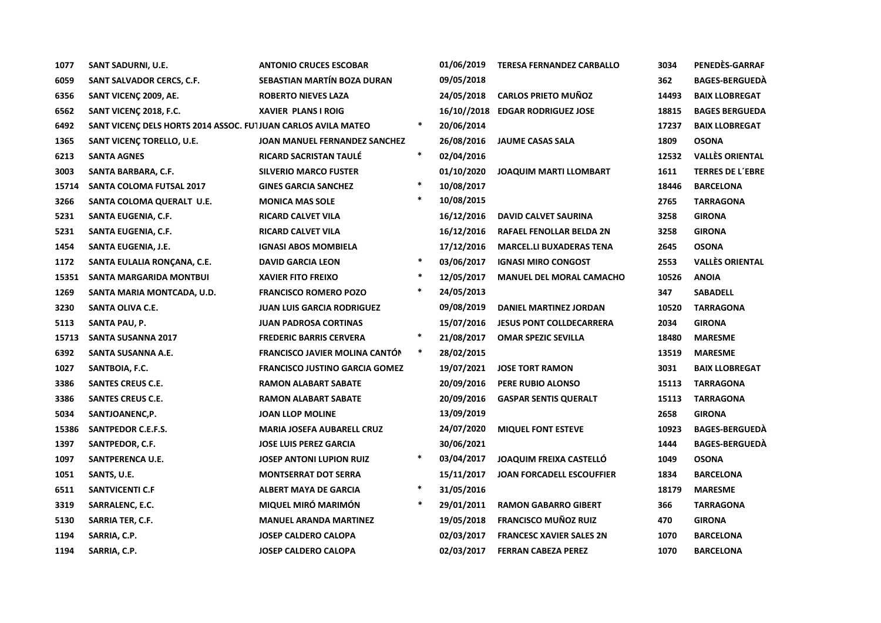| | | | | | | | |
|---|---|---|---|---|---|---|---|
| 1077 | SANT SADURNI, U.E. | ANTONIO CRUCES ESCOBAR | | 01/06/2019 | TERESA FERNANDEZ CARBALLO | 3034 | PENEDÈS-GARRAF |
| 6059 | SANT SALVADOR CERCS, C.F. | SEBASTIAN MARTÍN BOZA DURAN | | 09/05/2018 | | 362 | BAGES-BERGUEDÀ |
| 6356 | SANT VICENÇ 2009, AE. | ROBERTO NIEVES LAZA | | 24/05/2018 | CARLOS PRIETO MUÑOZ | 14493 | BAIX LLOBREGAT |
| 6562 | SANT VICENÇ 2018, F.C. | XAVIER PLANS I ROIG | | 16/10//2018 | EDGAR RODRIGUEZ JOSE | 18815 | BAGES BERGUEDA |
| 6492 | SANT VICENÇ DELS HORTS 2014 ASSOC. FUT | JUAN CARLOS AVILA MATEO | * | 20/06/2014 | | 17237 | BAIX LLOBREGAT |
| 1365 | SANT VICENÇ TORELLO, U.E. | JOAN MANUEL FERNANDEZ SANCHEZ | | 26/08/2016 | JAUME CASAS SALA | 1809 | OSONA |
| 6213 | SANTA AGNES | RICARD SACRISTAN TAULÉ | * | 02/04/2016 | | 12532 | VALLÈS ORIENTAL |
| 3003 | SANTA BARBARA, C.F. | SILVERIO MARCO FUSTER | | 01/10/2020 | JOAQUIM MARTI LLOMBART | 1611 | TERRES DE L´EBRE |
| 15714 | SANTA COLOMA FUTSAL 2017 | GINES GARCIA SANCHEZ | * | 10/08/2017 | | 18446 | BARCELONA |
| 3266 | SANTA COLOMA QUERALT U.E. | MONICA MAS SOLE | * | 10/08/2015 | | 2765 | TARRAGONA |
| 5231 | SANTA EUGENIA, C.F. | RICARD CALVET VILA | | 16/12/2016 | DAVID CALVET SAURINA | 3258 | GIRONA |
| 5231 | SANTA EUGENIA, C.F. | RICARD CALVET VILA | | 16/12/2016 | RAFAEL FENOLLAR BELDA 2N | 3258 | GIRONA |
| 1454 | SANTA EUGENIA, J.E. | IGNASI ABOS MOMBIELA | | 17/12/2016 | MARCEL.LI BUXADERAS TENA | 2645 | OSONA |
| 1172 | SANTA EULALIA RONÇANA, C.E. | DAVID GARCIA LEON | * | 03/06/2017 | IGNASI MIRO CONGOST | 2553 | VALLÈS ORIENTAL |
| 15351 | SANTA MARGARIDA MONTBUI | XAVIER FITO FREIXO | * | 12/05/2017 | MANUEL DEL MORAL CAMACHO | 10526 | ANOIA |
| 1269 | SANTA MARIA MONTCADA, U.D. | FRANCISCO ROMERO POZO | * | 24/05/2013 | | 347 | SABADELL |
| 3230 | SANTA OLIVA C.E. | JUAN LUIS GARCIA RODRIGUEZ | | 09/08/2019 | DANIEL MARTINEZ JORDAN | 10520 | TARRAGONA |
| 5113 | SANTA PAU, P. | JUAN PADROSA CORTINAS | | 15/07/2016 | JESUS PONT COLLDECARRERA | 2034 | GIRONA |
| 15713 | SANTA SUSANNA 2017 | FREDERIC BARRIS CERVERA | * | 21/08/2017 | OMAR SPEZIC SEVILLA | 18480 | MARESME |
| 6392 | SANTA SUSANNA A.E. | FRANCISCO JAVIER MOLINA CANTÓN | * | 28/02/2015 | | 13519 | MARESME |
| 1027 | SANTBOIA, F.C. | FRANCISCO JUSTINO GARCIA GOMEZ | | 19/07/2021 | JOSE TORT RAMON | 3031 | BAIX LLOBREGAT |
| 3386 | SANTES CREUS C.E. | RAMON ALABART SABATE | | 20/09/2016 | PERE RUBIO ALONSO | 15113 | TARRAGONA |
| 3386 | SANTES CREUS C.E. | RAMON ALABART SABATE | | 20/09/2016 | GASPAR SENTIS QUERALT | 15113 | TARRAGONA |
| 5034 | SANTJOANENC,P. | JOAN LLOP MOLINE | | 13/09/2019 | | 2658 | GIRONA |
| 15386 | SANTPEDOR C.E.F.S. | MARIA JOSEFA AUBARELL CRUZ | | 24/07/2020 | MIQUEL FONT ESTEVE | 10923 | BAGES-BERGUEDÀ |
| 1397 | SANTPEDOR, C.F. | JOSE LUIS PEREZ GARCIA | | 30/06/2021 | | 1444 | BAGES-BERGUEDÀ |
| 1097 | SANTPERENCA U.E. | JOSEP ANTONI LUPION RUIZ | * | 03/04/2017 | JOAQUIM FREIXA CASTELLÓ | 1049 | OSONA |
| 1051 | SANTS, U.E. | MONTSERRAT DOT SERRA | | 15/11/2017 | JOAN FORCADELL ESCOUFFIER | 1834 | BARCELONA |
| 6511 | SANTVICENTI C.F | ALBERT MAYA DE GARCIA | * | 31/05/2016 | | 18179 | MARESME |
| 3319 | SARRALENC, E.C. | MIQUEL MIRÓ MARIMÓN | * | 29/01/2011 | RAMON GABARRO GIBERT | 366 | TARRAGONA |
| 5130 | SARRIA TER, C.F. | MANUEL ARANDA MARTINEZ | | 19/05/2018 | FRANCISCO MUÑOZ RUIZ | 470 | GIRONA |
| 1194 | SARRIA, C.P. | JOSEP CALDERO CALOPA | | 02/03/2017 | FRANCESC XAVIER SALES 2N | 1070 | BARCELONA |
| 1194 | SARRIA, C.P. | JOSEP CALDERO CALOPA | | 02/03/2017 | FERRAN CABEZA PEREZ | 1070 | BARCELONA |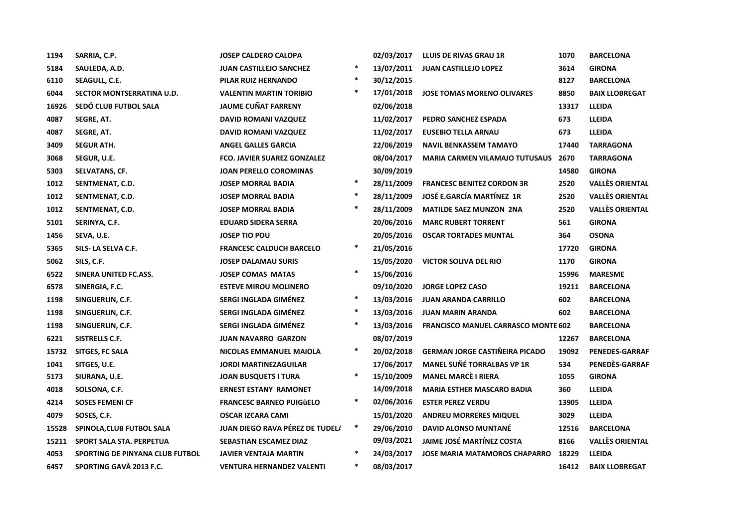| | | | | | | | |
|---|---|---|---|---|---|---|---|
| 1194 | SARRIA, C.P. | JOSEP CALDERO CALOPA | | 02/03/2017 | LLUIS DE RIVAS GRAU 1R | 1070 | BARCELONA |
| 5184 | SAULEDA, A.D. | JUAN CASTILLEJO SANCHEZ | * | 13/07/2011 | JUAN CASTILLEJO LOPEZ | 3614 | GIRONA |
| 6110 | SEAGULL, C.E. | PILAR RUIZ HERNANDO | * | 30/12/2015 | | 8127 | BARCELONA |
| 6044 | SECTOR MONTSERRATINA U.D. | VALENTIN MARTIN TORIBIO | * | 17/01/2018 | JOSE TOMAS MORENO OLIVARES | 8850 | BAIX LLOBREGAT |
| 16926 | SEDÓ CLUB FUTBOL SALA | JAUME CUÑAT FARRENY | | 02/06/2018 | | 13317 | LLEIDA |
| 4087 | SEGRE, AT. | DAVID ROMANI VAZQUEZ | | 11/02/2017 | PEDRO SANCHEZ ESPADA | 673 | LLEIDA |
| 4087 | SEGRE, AT. | DAVID ROMANI VAZQUEZ | | 11/02/2017 | EUSEBIO TELLA ARNAU | 673 | LLEIDA |
| 3409 | SEGUR ATH. | ANGEL GALLES GARCIA | | 22/06/2019 | NAVIL BENKASSEM TAMAYO | 17440 | TARRAGONA |
| 3068 | SEGUR, U.E. | FCO. JAVIER SUAREZ GONZALEZ | | 08/04/2017 | MARIA CARMEN VILAMAJO TUTUSAUS | 2670 | TARRAGONA |
| 5303 | SELVATANS, CF. | JOAN PERELLO COROMINAS | | 30/09/2019 | | 14580 | GIRONA |
| 1012 | SENTMENAT, C.D. | JOSEP MORRAL BADIA | * | 28/11/2009 | FRANCESC BENITEZ CORDON 3R | 2520 | VALLÈS ORIENTAL |
| 1012 | SENTMENAT, C.D. | JOSEP MORRAL BADIA | * | 28/11/2009 | JOSÉ E.GARCÍA MARTÍNEZ 1R | 2520 | VALLÈS ORIENTAL |
| 1012 | SENTMENAT, C.D. | JOSEP MORRAL BADIA | * | 28/11/2009 | MATILDE SAEZ MUNZON 2NA | 2520 | VALLÈS ORIENTAL |
| 5101 | SERINYA, C.F. | EDUARD SIDERA SERRA | | 20/06/2016 | MARC RUBERT TORRENT | 561 | GIRONA |
| 1456 | SEVA, U.E. | JOSEP TIO POU | | 20/05/2016 | OSCAR TORTADES MUNTAL | 364 | OSONA |
| 5365 | SILS- LA SELVA C.F. | FRANCESC CALDUCH BARCELO | * | 21/05/2016 | | 17720 | GIRONA |
| 5062 | SILS, C.F. | JOSEP DALAMAU SURIS | | 15/05/2020 | VICTOR SOLIVA DEL RIO | 1170 | GIRONA |
| 6522 | SINERA UNITED FC.ASS. | JOSEP COMAS MATAS | * | 15/06/2016 | | 15996 | MARESME |
| 6578 | SINERGIA, F.C. | ESTEVE MIROU MOLINERO | | 09/10/2020 | JORGE LOPEZ CASO | 19211 | BARCELONA |
| 1198 | SINGUERLIN, C.F. | SERGI INGLADA GIMÉNEZ | * | 13/03/2016 | JUAN ARANDA CARRILLO | 602 | BARCELONA |
| 1198 | SINGUERLIN, C.F. | SERGI INGLADA GIMÉNEZ | * | 13/03/2016 | JUAN MARIN ARANDA | 602 | BARCELONA |
| 1198 | SINGUERLIN, C.F. | SERGI INGLADA GIMÉNEZ | * | 13/03/2016 | FRANCISCO MANUEL CARRASCO MONTE | 602 | BARCELONA |
| 6221 | SISTRELLS C.F. | JUAN NAVARRO GARZON | | 08/07/2019 | | 12267 | BARCELONA |
| 15732 | SITGES, FC SALA | NICOLAS EMMANUEL MAIOLA | * | 20/02/2018 | GERMAN JORGE CASTIÑEIRA PICADO | 19092 | PENEDES-GARRAF |
| 1041 | SITGES, U.E. | JORDI MARTINEZAGUILAR | | 17/06/2017 | MANEL SUÑÉ TORRALBAS VP 1R | 534 | PENEDÈS-GARRAF |
| 5173 | SIURANA, U.E. | JOAN BUSQUETS I TURA | * | 15/10/2009 | MANEL MARCÈ I RIERA | 1055 | GIRONA |
| 4018 | SOLSONA, C.F. | ERNEST ESTANY RAMONET | | 14/09/2018 | MARIA ESTHER MASCARO BADIA | 360 | LLEIDA |
| 4214 | SOSES FEMENI CF | FRANCESC BARNEO PUIGüELO | * | 02/06/2016 | ESTER PEREZ VERDU | 13905 | LLEIDA |
| 4079 | SOSES, C.F. | OSCAR IZCARA CAMI | | 15/01/2020 | ANDREU MORRERES MIQUEL | 3029 | LLEIDA |
| 15528 | SPINOLA,CLUB FUTBOL SALA | JUAN DIEGO RAVA PÉREZ DE TUDELA | * | 29/06/2010 | DAVID ALONSO MUNTANÉ | 12516 | BARCELONA |
| 15211 | SPORT SALA STA. PERPETUA | SEBASTIAN ESCAMEZ DIAZ | | 09/03/2021 | JAIME JOSÉ MARTÍNEZ COSTA | 8166 | VALLÈS ORIENTAL |
| 4053 | SPORTING DE PINYANA CLUB FUTBOL | JAVIER VENTAJA MARTIN | * | 24/03/2017 | JOSE MARIA MATAMOROS CHAPARRO | 18229 | LLEIDA |
| 6457 | SPORTING GAVÀ 2013 F.C. | VENTURA HERNANDEZ VALENTI | * | 08/03/2017 | | 16412 | BAIX LLOBREGAT |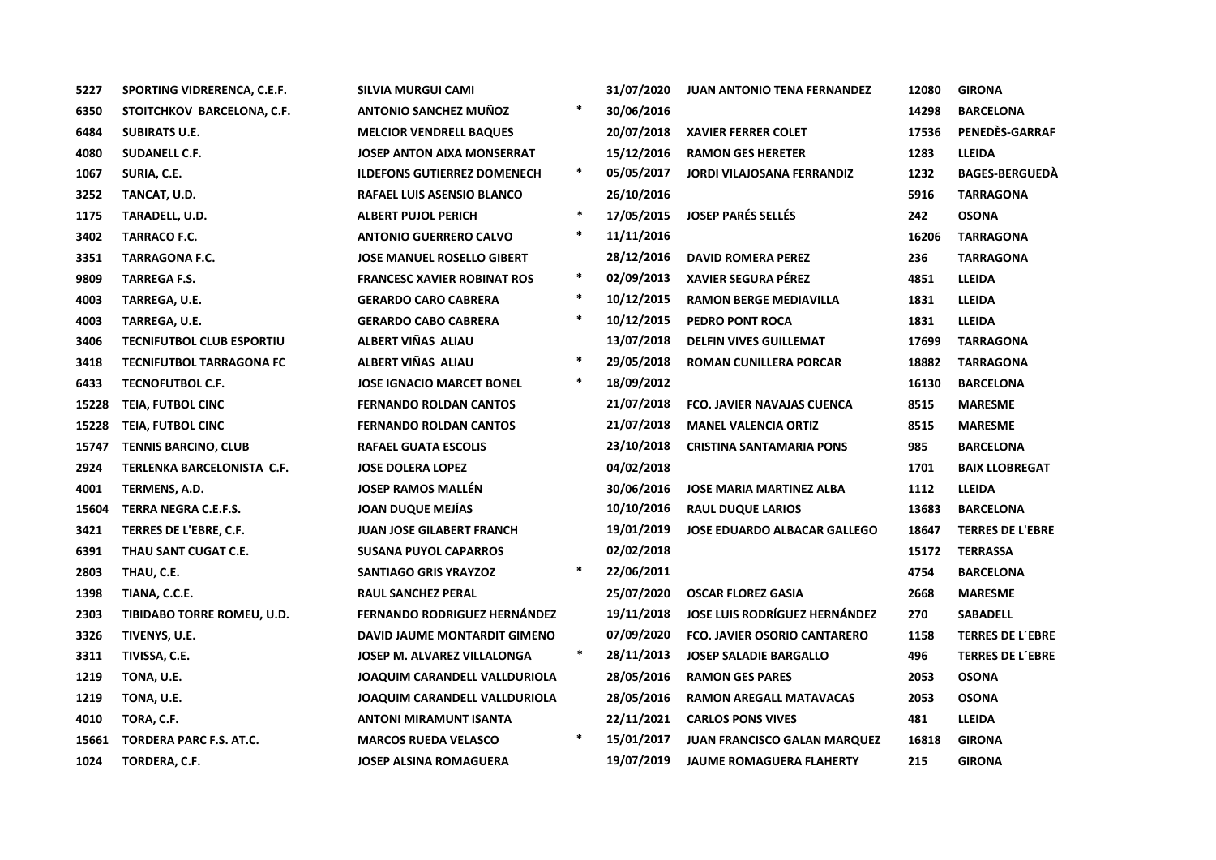| | | | | | | | |
|---|---|---|---|---|---|---|---|
| 5227 | SPORTING VIDRERENCA, C.E.F. | SILVIA MURGUI CAMI | | 31/07/2020 | JUAN ANTONIO TENA FERNANDEZ | 12080 | GIRONA |
| 6350 | STOITCHKOV BARCELONA, C.F. | ANTONIO SANCHEZ MUÑOZ | * | 30/06/2016 | | 14298 | BARCELONA |
| 6484 | SUBIRATS U.E. | MELCIOR VENDRELL BAQUES | | 20/07/2018 | XAVIER FERRER COLET | 17536 | PENEDÈS-GARRAF |
| 4080 | SUDANELL C.F. | JOSEP ANTON AIXA MONSERRAT | | 15/12/2016 | RAMON GES HERETER | 1283 | LLEIDA |
| 1067 | SURIA, C.E. | ILDEFONS GUTIERREZ DOMENECH | * | 05/05/2017 | JORDI VILAJOSANA FERRANDIZ | 1232 | BAGES-BERGUEDÀ |
| 3252 | TANCAT, U.D. | RAFAEL LUIS ASENSIO BLANCO | | 26/10/2016 | | 5916 | TARRAGONA |
| 1175 | TARADELL, U.D. | ALBERT PUJOL PERICH | * | 17/05/2015 | JOSEP PARÉS SELLÉS | 242 | OSONA |
| 3402 | TARRACO F.C. | ANTONIO GUERRERO CALVO | * | 11/11/2016 | | 16206 | TARRAGONA |
| 3351 | TARRAGONA F.C. | JOSE MANUEL ROSELLO GIBERT | | 28/12/2016 | DAVID ROMERA PEREZ | 236 | TARRAGONA |
| 9809 | TARREGA F.S. | FRANCESC XAVIER ROBINAT ROS | * | 02/09/2013 | XAVIER SEGURA PÉREZ | 4851 | LLEIDA |
| 4003 | TARREGA, U.E. | GERARDO CARO CABRERA | * | 10/12/2015 | RAMON BERGE MEDIAVILLA | 1831 | LLEIDA |
| 4003 | TARREGA, U.E. | GERARDO CABO CABRERA | * | 10/12/2015 | PEDRO PONT ROCA | 1831 | LLEIDA |
| 3406 | TECNIFUTBOL CLUB ESPORTIU | ALBERT VIÑAS ALIAU | | 13/07/2018 | DELFIN VIVES GUILLEMAT | 17699 | TARRAGONA |
| 3418 | TECNIFUTBOL TARRAGONA FC | ALBERT VIÑAS ALIAU | * | 29/05/2018 | ROMAN CUNILLERA PORCAR | 18882 | TARRAGONA |
| 6433 | TECNOFUTBOL C.F. | JOSE IGNACIO MARCET BONEL | * | 18/09/2012 | | 16130 | BARCELONA |
| 15228 | TEIA, FUTBOL CINC | FERNANDO ROLDAN CANTOS | | 21/07/2018 | FCO. JAVIER NAVAJAS CUENCA | 8515 | MARESME |
| 15228 | TEIA, FUTBOL CINC | FERNANDO ROLDAN CANTOS | | 21/07/2018 | MANEL VALENCIA ORTIZ | 8515 | MARESME |
| 15747 | TENNIS BARCINO, CLUB | RAFAEL GUATA ESCOLIS | | 23/10/2018 | CRISTINA SANTAMARIA PONS | 985 | BARCELONA |
| 2924 | TERLENKA BARCELONISTA C.F. | JOSE DOLERA LOPEZ | | 04/02/2018 | | 1701 | BAIX LLOBREGAT |
| 4001 | TERMENS, A.D. | JOSEP RAMOS MALLÉN | | 30/06/2016 | JOSE MARIA MARTINEZ ALBA | 1112 | LLEIDA |
| 15604 | TERRA NEGRA C.E.F.S. | JOAN DUQUE MEJÍAS | | 10/10/2016 | RAUL DUQUE LARIOS | 13683 | BARCELONA |
| 3421 | TERRES DE L'EBRE, C.F. | JUAN JOSE GILABERT FRANCH | | 19/01/2019 | JOSE EDUARDO ALBACAR GALLEGO | 18647 | TERRES DE L'EBRE |
| 6391 | THAU SANT CUGAT C.E. | SUSANA PUYOL CAPARROS | | 02/02/2018 | | 15172 | TERRASSA |
| 2803 | THAU, C.E. | SANTIAGO GRIS YRAYZOZ | * | 22/06/2011 | | 4754 | BARCELONA |
| 1398 | TIANA, C.C.E. | RAUL SANCHEZ PERAL | | 25/07/2020 | OSCAR FLOREZ GASIA | 2668 | MARESME |
| 2303 | TIBIDABO TORRE ROMEU, U.D. | FERNANDO RODRIGUEZ HERNÁNDEZ | | 19/11/2018 | JOSE LUIS RODRÍGUEZ HERNÁNDEZ | 270 | SABADELL |
| 3326 | TIVENYS, U.E. | DAVID JAUME MONTARDIT GIMENO | | 07/09/2020 | FCO. JAVIER OSORIO CANTARERO | 1158 | TERRES DE L´EBRE |
| 3311 | TIVISSA, C.E. | JOSEP M. ALVAREZ VILLALONGA | * | 28/11/2013 | JOSEP SALADIE BARGALLO | 496 | TERRES DE L´EBRE |
| 1219 | TONA, U.E. | JOAQUIM CARANDELL VALLDURIOLA | | 28/05/2016 | RAMON GES PARES | 2053 | OSONA |
| 1219 | TONA, U.E. | JOAQUIM CARANDELL VALLDURIOLA | | 28/05/2016 | RAMON AREGALL MATAVACAS | 2053 | OSONA |
| 4010 | TORA, C.F. | ANTONI MIRAMUNT ISANTA | | 22/11/2021 | CARLOS PONS VIVES | 481 | LLEIDA |
| 15661 | TORDERA PARC F.S. AT.C. | MARCOS RUEDA VELASCO | * | 15/01/2017 | JUAN FRANCISCO GALAN MARQUEZ | 16818 | GIRONA |
| 1024 | TORDERA, C.F. | JOSEP ALSINA ROMAGUERA | | 19/07/2019 | JAUME ROMAGUERA FLAHERTY | 215 | GIRONA |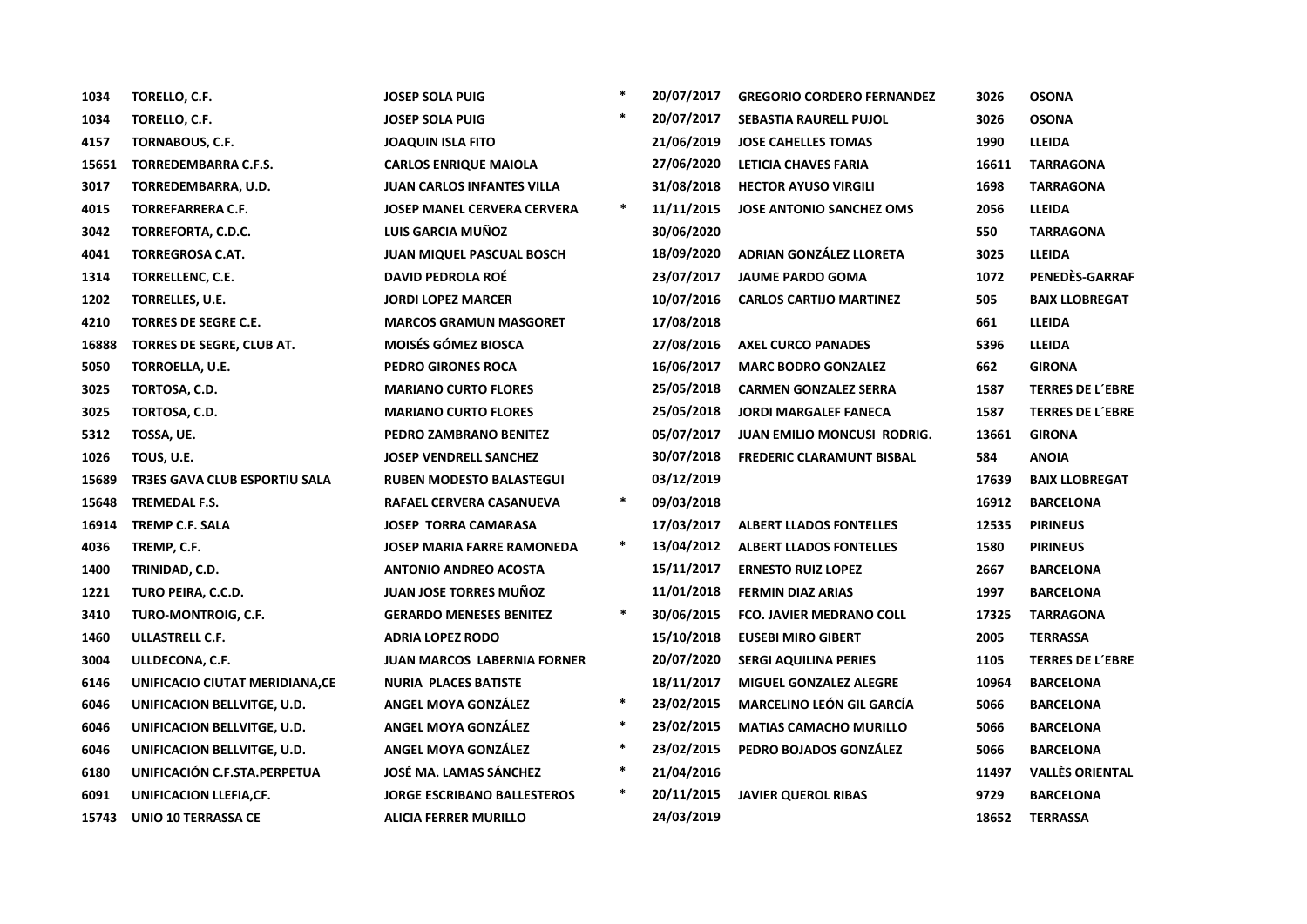| | | | | | | | |
|---|---|---|---|---|---|---|---|
| 1034 | TORELLO, C.F. | JOSEP SOLA PUIG | * | 20/07/2017 | GREGORIO CORDERO FERNANDEZ | 3026 | OSONA |
| 1034 | TORELLO, C.F. | JOSEP SOLA PUIG | * | 20/07/2017 | SEBASTIA RAURELL PUJOL | 3026 | OSONA |
| 4157 | TORNABOUS, C.F. | JOAQUIN ISLA FITO | | 21/06/2019 | JOSE CAHELLES TOMAS | 1990 | LLEIDA |
| 15651 | TORREDEMBARRA C.F.S. | CARLOS ENRIQUE MAIOLA | | 27/06/2020 | LETICIA CHAVES FARIA | 16611 | TARRAGONA |
| 3017 | TORREDEMBARRA, U.D. | JUAN CARLOS INFANTES VILLA | | 31/08/2018 | HECTOR AYUSO VIRGILI | 1698 | TARRAGONA |
| 4015 | TORREFARRERA C.F. | JOSEP MANEL CERVERA CERVERA | * | 11/11/2015 | JOSE ANTONIO SANCHEZ OMS | 2056 | LLEIDA |
| 3042 | TORREFORTA, C.D.C. | LUIS GARCIA MUÑOZ | | 30/06/2020 | | 550 | TARRAGONA |
| 4041 | TORREGROSA C.AT. | JUAN MIQUEL PASCUAL BOSCH | | 18/09/2020 | ADRIAN GONZÁLEZ LLORETA | 3025 | LLEIDA |
| 1314 | TORRELLENC, C.E. | DAVID PEDROLA ROÉ | | 23/07/2017 | JAUME PARDO GOMA | 1072 | PENEDÈS-GARRAF |
| 1202 | TORRELLES, U.E. | JORDI LOPEZ MARCER | | 10/07/2016 | CARLOS CARTIJO MARTINEZ | 505 | BAIX LLOBREGAT |
| 4210 | TORRES DE SEGRE C.E. | MARCOS GRAMUN MASGORET | | 17/08/2018 | | 661 | LLEIDA |
| 16888 | TORRES DE SEGRE, CLUB AT. | MOISÉS GÓMEZ BIOSCA | | 27/08/2016 | AXEL CURCO PANADES | 5396 | LLEIDA |
| 5050 | TORROELLA, U.E. | PEDRO GIRONES ROCA | | 16/06/2017 | MARC BODRO GONZALEZ | 662 | GIRONA |
| 3025 | TORTOSA, C.D. | MARIANO CURTO FLORES | | 25/05/2018 | CARMEN GONZALEZ SERRA | 1587 | TERRES DE L´EBRE |
| 3025 | TORTOSA, C.D. | MARIANO CURTO FLORES | | 25/05/2018 | JORDI MARGALEF FANECA | 1587 | TERRES DE L´EBRE |
| 5312 | TOSSA, UE. | PEDRO ZAMBRANO BENITEZ | | 05/07/2017 | JUAN EMILIO MONCUSI RODRIG. | 13661 | GIRONA |
| 1026 | TOUS, U.E. | JOSEP VENDRELL SANCHEZ | | 30/07/2018 | FREDERIC CLARAMUNT BISBAL | 584 | ANOIA |
| 15689 | TR3ES GAVA CLUB ESPORTIU SALA | RUBEN MODESTO BALASTEGUI | | 03/12/2019 | | 17639 | BAIX LLOBREGAT |
| 15648 | TREMEDAL F.S. | RAFAEL CERVERA CASANUEVA | * | 09/03/2018 | | 16912 | BARCELONA |
| 16914 | TREMP C.F. SALA | JOSEP TORRA CAMARASA | | 17/03/2017 | ALBERT LLADOS FONTELLES | 12535 | PIRINEUS |
| 4036 | TREMP, C.F. | JOSEP MARIA FARRE RAMONEDA | * | 13/04/2012 | ALBERT LLADOS FONTELLES | 1580 | PIRINEUS |
| 1400 | TRINIDAD, C.D. | ANTONIO ANDREO ACOSTA | | 15/11/2017 | ERNESTO RUIZ LOPEZ | 2667 | BARCELONA |
| 1221 | TURO PEIRA, C.C.D. | JUAN JOSE TORRES MUÑOZ | | 11/01/2018 | FERMIN DIAZ ARIAS | 1997 | BARCELONA |
| 3410 | TURO-MONTROIG, C.F. | GERARDO MENESES BENITEZ | * | 30/06/2015 | FCO. JAVIER MEDRANO COLL | 17325 | TARRAGONA |
| 1460 | ULLASTRELL C.F. | ADRIA LOPEZ RODO | | 15/10/2018 | EUSEBI MIRO GIBERT | 2005 | TERRASSA |
| 3004 | ULLDECONA, C.F. | JUAN MARCOS LABERNIA FORNER | | 20/07/2020 | SERGI AQUILINA PERIES | 1105 | TERRES DE L´EBRE |
| 6146 | UNIFICACIO CIUTAT MERIDIANA,CE | NURIA PLACES BATISTE | | 18/11/2017 | MIGUEL GONZALEZ ALEGRE | 10964 | BARCELONA |
| 6046 | UNIFICACION BELLVITGE, U.D. | ANGEL MOYA GONZÁLEZ | * | 23/02/2015 | MARCELINO LEÓN GIL GARCÍA | 5066 | BARCELONA |
| 6046 | UNIFICACION BELLVITGE, U.D. | ANGEL MOYA GONZÁLEZ | * | 23/02/2015 | MATIAS CAMACHO MURILLO | 5066 | BARCELONA |
| 6046 | UNIFICACION BELLVITGE, U.D. | ANGEL MOYA GONZÁLEZ | * | 23/02/2015 | PEDRO BOJADOS GONZÁLEZ | 5066 | BARCELONA |
| 6180 | UNIFICACIÓN C.F.STA.PERPETUA | JOSÉ MA. LAMAS SÁNCHEZ | * | 21/04/2016 | | 11497 | VALLÈS ORIENTAL |
| 6091 | UNIFICACION LLEFIA,CF. | JORGE ESCRIBANO BALLESTEROS | * | 20/11/2015 | JAVIER QUEROL RIBAS | 9729 | BARCELONA |
| 15743 | UNIO 10 TERRASSA CE | ALICIA FERRER MURILLO | | 24/03/2019 | | 18652 | TERRASSA |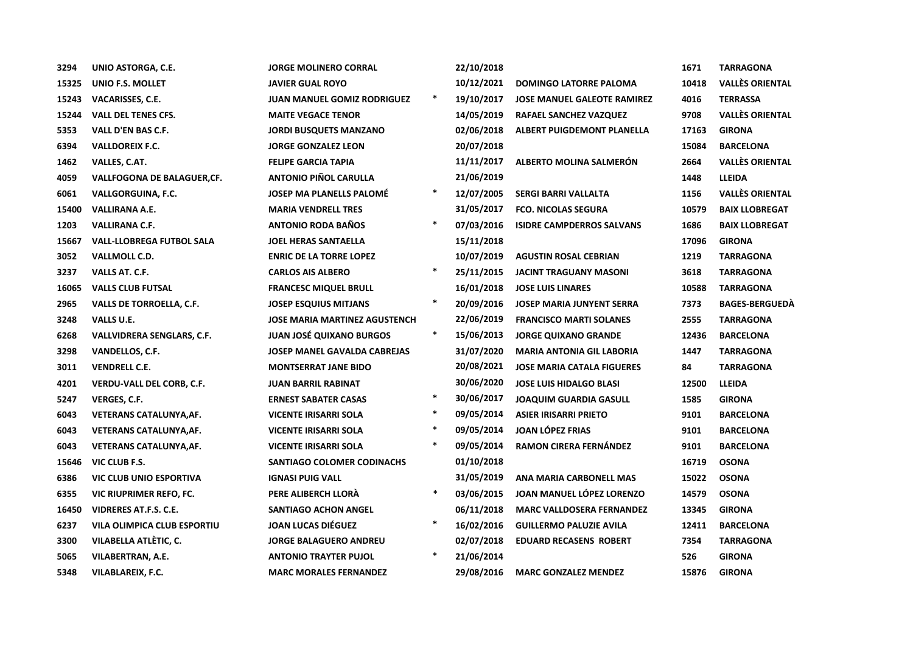| | | | | | | | |
|---|---|---|---|---|---|---|---|
| 3294 | UNIO ASTORGA, C.E. | JORGE MOLINERO CORRAL | | 22/10/2018 | | 1671 | TARRAGONA |
| 15325 | UNIO F.S. MOLLET | JAVIER GUAL ROYO | | 10/12/2021 | DOMINGO LATORRE PALOMA | 10418 | VALLÈS ORIENTAL |
| 15243 | VACARISSES, C.E. | JUAN MANUEL GOMIZ RODRIGUEZ | * | 19/10/2017 | JOSE MANUEL GALEOTE RAMIREZ | 4016 | TERRASSA |
| 15244 | VALL DEL TENES CFS. | MAITE VEGACE TENOR | | 14/05/2019 | RAFAEL SANCHEZ VAZQUEZ | 9708 | VALLÈS ORIENTAL |
| 5353 | VALL D'EN BAS C.F. | JORDI BUSQUETS MANZANO | | 02/06/2018 | ALBERT PUIGDEMONT PLANELLA | 17163 | GIRONA |
| 6394 | VALLDOREIX F.C. | JORGE GONZALEZ LEON | | 20/07/2018 | | 15084 | BARCELONA |
| 1462 | VALLES, C.AT. | FELIPE GARCIA TAPIA | | 11/11/2017 | ALBERTO MOLINA SALMERÓN | 2664 | VALLÈS ORIENTAL |
| 4059 | VALLFOGONA DE BALAGUER,CF. | ANTONIO PIÑOL CARULLA | | 21/06/2019 | | 1448 | LLEIDA |
| 6061 | VALLGORGUINA, F.C. | JOSEP MA PLANELLS PALOMÉ | * | 12/07/2005 | SERGI BARRI VALLALTA | 1156 | VALLÈS ORIENTAL |
| 15400 | VALLIRANA A.E. | MARIA VENDRELL TRES | | 31/05/2017 | FCO. NICOLAS SEGURA | 10579 | BAIX LLOBREGAT |
| 1203 | VALLIRANA C.F. | ANTONIO RODA BAÑOS | * | 07/03/2016 | ISIDRE CAMPDERROS SALVANS | 1686 | BAIX LLOBREGAT |
| 15667 | VALL-LLOBREGA FUTBOL SALA | JOEL HERAS SANTAELLA | | 15/11/2018 | | 17096 | GIRONA |
| 3052 | VALLMOLL C.D. | ENRIC DE LA TORRE LOPEZ | | 10/07/2019 | AGUSTIN ROSAL CEBRIAN | 1219 | TARRAGONA |
| 3237 | VALLS AT. C.F. | CARLOS AIS ALBERO | * | 25/11/2015 | JACINT TRAGUANY MASONI | 3618 | TARRAGONA |
| 16065 | VALLS CLUB FUTSAL | FRANCESC MIQUEL BRULL | | 16/01/2018 | JOSE LUIS LINARES | 10588 | TARRAGONA |
| 2965 | VALLS DE TORROELLA, C.F. | JOSEP ESQUIUS MITJANS | * | 20/09/2016 | JOSEP MARIA JUNYENT SERRA | 7373 | BAGES-BERGUEDÀ |
| 3248 | VALLS U.E. | JOSE MARIA MARTINEZ AGUSTENCH | | 22/06/2019 | FRANCISCO MARTI SOLANES | 2555 | TARRAGONA |
| 6268 | VALLVIDRERA SENGLARS, C.F. | JUAN JOSÉ QUIXANO BURGOS | * | 15/06/2013 | JORGE QUIXANO GRANDE | 12436 | BARCELONA |
| 3298 | VANDELLOS, C.F. | JOSEP MANEL GAVALDA CABREJAS | | 31/07/2020 | MARIA ANTONIA GIL LABORIA | 1447 | TARRAGONA |
| 3011 | VENDRELL C.E. | MONTSERRAT JANE BIDO | | 20/08/2021 | JOSE MARIA CATALA FIGUERES | 84 | TARRAGONA |
| 4201 | VERDU-VALL DEL CORB, C.F. | JUAN BARRIL RABINAT | | 30/06/2020 | JOSE LUIS HIDALGO BLASI | 12500 | LLEIDA |
| 5247 | VERGES, C.F. | ERNEST SABATER CASAS | * | 30/06/2017 | JOAQUIM GUARDIA GASULL | 1585 | GIRONA |
| 6043 | VETERANS CATALUNYA,AF. | VICENTE IRISARRI SOLA | * | 09/05/2014 | ASIER IRISARRI PRIETO | 9101 | BARCELONA |
| 6043 | VETERANS CATALUNYA,AF. | VICENTE IRISARRI SOLA | * | 09/05/2014 | JOAN LÓPEZ FRIAS | 9101 | BARCELONA |
| 6043 | VETERANS CATALUNYA,AF. | VICENTE IRISARRI SOLA | * | 09/05/2014 | RAMON CIRERA FERNÁNDEZ | 9101 | BARCELONA |
| 15646 | VIC CLUB F.S. | SANTIAGO COLOMER CODINACHS | | 01/10/2018 | | 16719 | OSONA |
| 6386 | VIC CLUB UNIO ESPORTIVA | IGNASI PUIG VALL | | 31/05/2019 | ANA MARIA CARBONELL MAS | 15022 | OSONA |
| 6355 | VIC RIUPRIMER REFO, FC. | PERE ALIBERCH LLORÀ | * | 03/06/2015 | JOAN MANUEL LÓPEZ LORENZO | 14579 | OSONA |
| 16450 | VIDRERES AT.F.S. C.E. | SANTIAGO ACHON ANGEL | | 06/11/2018 | MARC VALLDOSERA FERNANDEZ | 13345 | GIRONA |
| 6237 | VILA OLIMPICA CLUB ESPORTIU | JOAN LUCAS DIÉGUEZ | * | 16/02/2016 | GUILLERMO PALUZIE AVILA | 12411 | BARCELONA |
| 3300 | VILABELLA ATLÈTIC, C. | JORGE BALAGUERO ANDREU | | 02/07/2018 | EDUARD RECASENS ROBERT | 7354 | TARRAGONA |
| 5065 | VILABERTRAN, A.E. | ANTONIO TRAYTER PUJOL | * | 21/06/2014 | | 526 | GIRONA |
| 5348 | VILABLAREIX, F.C. | MARC MORALES FERNANDEZ | | 29/08/2016 | MARC GONZALEZ MENDEZ | 15876 | GIRONA |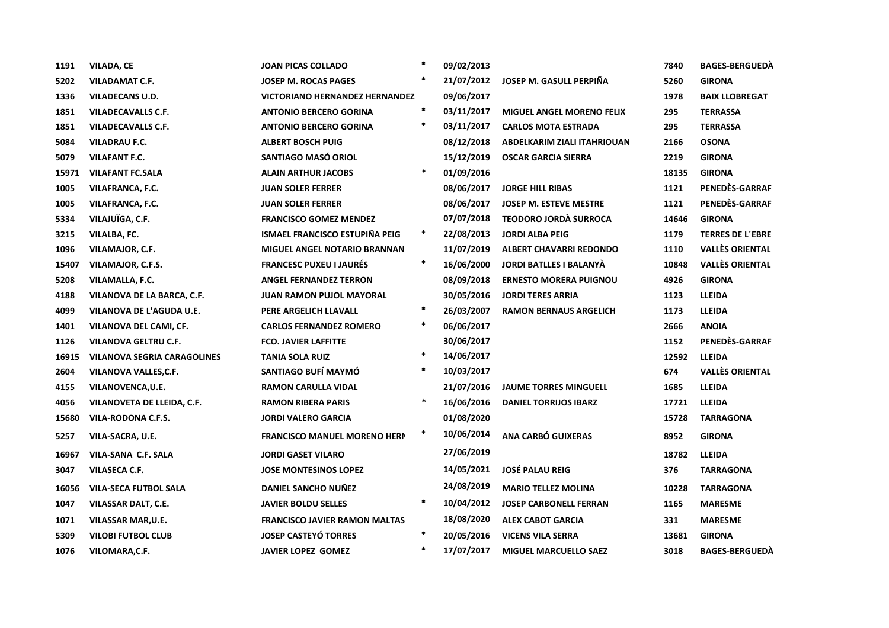| | | | | | | | |
|---|---|---|---|---|---|---|---|
| 1191 | VILADA, CE | JOAN PICAS COLLADO | * | 09/02/2013 | | 7840 | BAGES-BERGUEDÀ |
| 5202 | VILADAMAT C.F. | JOSEP M. ROCAS PAGES | * | 21/07/2012 | JOSEP M. GASULL PERPIÑA | 5260 | GIRONA |
| 1336 | VILADECANS U.D. | VICTORIANO HERNANDEZ HERNANDEZ | | 09/06/2017 | | 1978 | BAIX LLOBREGAT |
| 1851 | VILADECAVALLS C.F. | ANTONIO BERCERO GORINA | * | 03/11/2017 | MIGUEL ANGEL MORENO FELIX | 295 | TERRASSA |
| 1851 | VILADECAVALLS C.F. | ANTONIO BERCERO GORINA | * | 03/11/2017 | CARLOS MOTA ESTRADA | 295 | TERRASSA |
| 5084 | VILADRAU F.C. | ALBERT BOSCH PUIG | | 08/12/2018 | ABDELKARIM ZIALI ITAHRIOUAN | 2166 | OSONA |
| 5079 | VILAFANT F.C. | SANTIAGO MASÓ ORIOL | | 15/12/2019 | OSCAR GARCIA SIERRA | 2219 | GIRONA |
| 15971 | VILAFANT FC.SALA | ALAIN ARTHUR JACOBS | * | 01/09/2016 | | 18135 | GIRONA |
| 1005 | VILAFRANCA, F.C. | JUAN SOLER FERRER | | 08/06/2017 | JORGE HILL RIBAS | 1121 | PENEDÈS-GARRAF |
| 1005 | VILAFRANCA, F.C. | JUAN SOLER FERRER | | 08/06/2017 | JOSEP M. ESTEVE MESTRE | 1121 | PENEDÈS-GARRAF |
| 5334 | VILAJUÏGA, C.F. | FRANCISCO GOMEZ MENDEZ | | 07/07/2018 | TEODORO JORDÀ SURROCA | 14646 | GIRONA |
| 3215 | VILALBA, FC. | ISMAEL FRANCISCO ESTUPIÑA PEIG | * | 22/08/2013 | JORDI ALBA PEIG | 1179 | TERRES DE L´EBRE |
| 1096 | VILAMAJOR, C.F. | MIGUEL ANGEL NOTARIO BRANNAN | | 11/07/2019 | ALBERT CHAVARRI REDONDO | 1110 | VALLÈS ORIENTAL |
| 15407 | VILAMAJOR, C.F.S. | FRANCESC PUXEU I JAURÉS | * | 16/06/2000 | JORDI BATLLES I BALANYÀ | 10848 | VALLÈS ORIENTAL |
| 5208 | VILAMALLA, F.C. | ANGEL FERNANDEZ TERRON | | 08/09/2018 | ERNESTO MORERA PUIGNOU | 4926 | GIRONA |
| 4188 | VILANOVA DE LA BARCA, C.F. | JUAN RAMON PUJOL MAYORAL | | 30/05/2016 | JORDI TERES ARRIA | 1123 | LLEIDA |
| 4099 | VILANOVA DE L'AGUDA U.E. | PERE ARGELICH LLAVALL | * | 26/03/2007 | RAMON BERNAUS ARGELICH | 1173 | LLEIDA |
| 1401 | VILANOVA DEL CAMI, CF. | CARLOS FERNANDEZ ROMERO | * | 06/06/2017 | | 2666 | ANOIA |
| 1126 | VILANOVA GELTRU C.F. | FCO. JAVIER LAFFITTE | | 30/06/2017 | | 1152 | PENEDÈS-GARRAF |
| 16915 | VILANOVA SEGRIA CARAGOLINES | TANIA SOLA RUIZ | * | 14/06/2017 | | 12592 | LLEIDA |
| 2604 | VILANOVA VALLES,C.F. | SANTIAGO BUFÍ MAYMÓ | * | 10/03/2017 | | 674 | VALLÈS ORIENTAL |
| 4155 | VILANOVENCA,U.E. | RAMON CARULLA VIDAL | | 21/07/2016 | JAUME TORRES MINGUELL | 1685 | LLEIDA |
| 4056 | VILANOVETA DE LLEIDA, C.F. | RAMON RIBERA PARIS | * | 16/06/2016 | DANIEL TORRIJOS IBARZ | 17721 | LLEIDA |
| 15680 | VILA-RODONA C.F.S. | JORDI VALERO GARCIA | | 01/08/2020 | | 15728 | TARRAGONA |
| 5257 | VILA-SACRA, U.E. | FRANCISCO MANUEL MORENO HERN | * | 10/06/2014 | ANA CARBÓ GUIXERAS | 8952 | GIRONA |
| 16967 | VILA-SANA C.F. SALA | JORDI GASET VILARO | | 27/06/2019 | | 18782 | LLEIDA |
| 3047 | VILASECA C.F. | JOSE MONTESINOS LOPEZ | | 14/05/2021 | JOSÉ PALAU REIG | 376 | TARRAGONA |
| 16056 | VILA-SECA FUTBOL SALA | DANIEL SANCHO NUÑEZ | | 24/08/2019 | MARIO TELLEZ MOLINA | 10228 | TARRAGONA |
| 1047 | VILASSAR DALT, C.E. | JAVIER BOLDU SELLES | * | 10/04/2012 | JOSEP CARBONELL FERRAN | 1165 | MARESME |
| 1071 | VILASSAR MAR,U.E. | FRANCISCO JAVIER RAMON MALTAS | | 18/08/2020 | ALEX CABOT GARCIA | 331 | MARESME |
| 5309 | VILOBI FUTBOL CLUB | JOSEP CASTEYÓ TORRES | * | 20/05/2016 | VICENS VILA SERRA | 13681 | GIRONA |
| 1076 | VILOMARA,C.F. | JAVIER LOPEZ GOMEZ | * | 17/07/2017 | MIGUEL MARCUELLO SAEZ | 3018 | BAGES-BERGUEDÀ |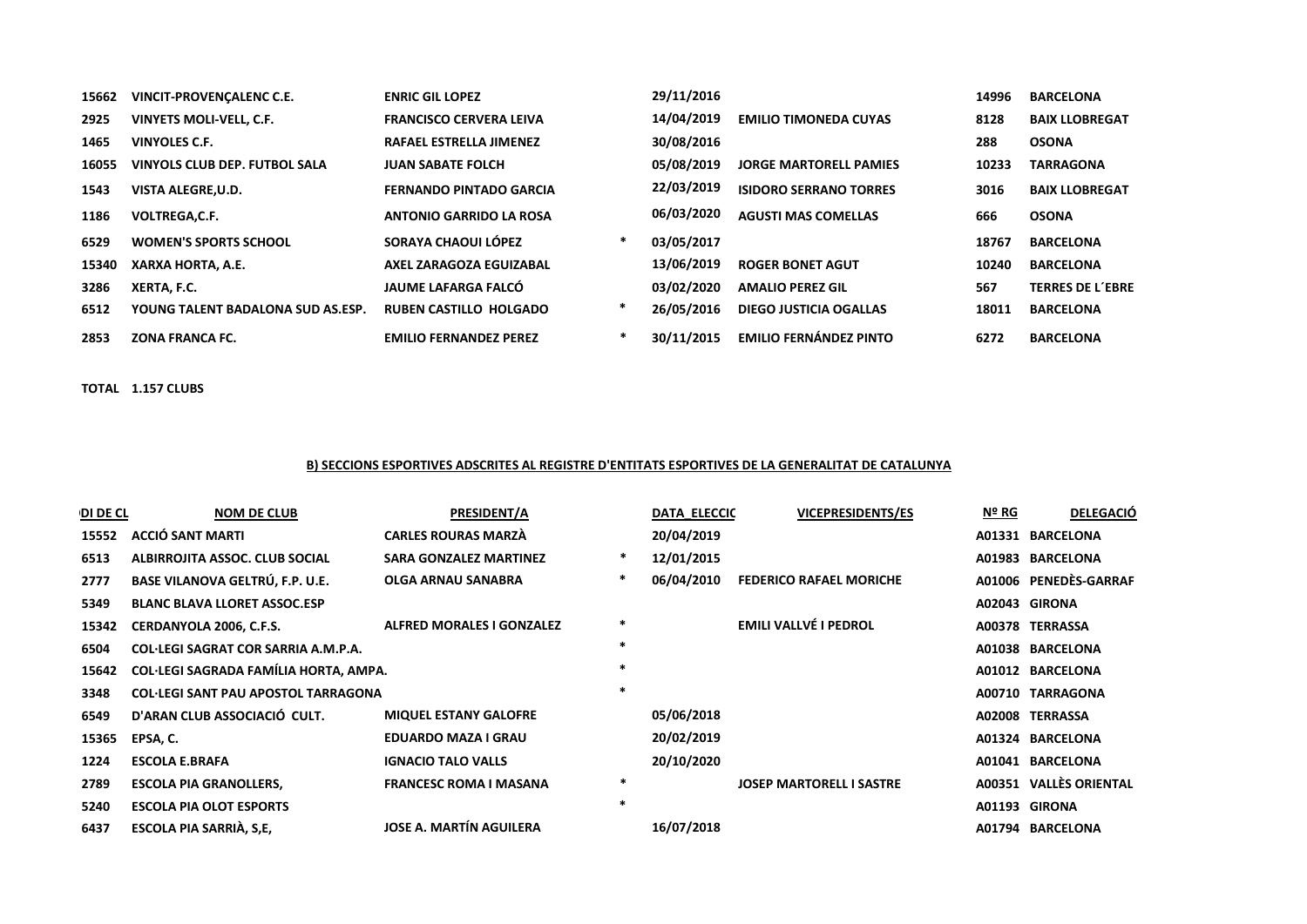| | | | | | | | |
|---|---|---|---|---|---|---|---|
| 15662 | VINCIT-PROVENÇALENC C.E. | ENRIC GIL LOPEZ | | 29/11/2016 | | 14996 | BARCELONA |
| 2925 | VINYETS MOLI-VELL, C.F. | FRANCISCO CERVERA LEIVA | | 14/04/2019 | EMILIO TIMONEDA CUYAS | 8128 | BAIX LLOBREGAT |
| 1465 | VINYOLES C.F. | RAFAEL ESTRELLA JIMENEZ | | 30/08/2016 | | 288 | OSONA |
| 16055 | VINYOLS CLUB DEP. FUTBOL SALA | JUAN SABATE FOLCH | | 05/08/2019 | JORGE MARTORELL PAMIES | 10233 | TARRAGONA |
| 1543 | VISTA ALEGRE,U.D. | FERNANDO PINTADO GARCIA | | 22/03/2019 | ISIDORO SERRANO TORRES | 3016 | BAIX LLOBREGAT |
| 1186 | VOLTREGA,C.F. | ANTONIO GARRIDO LA ROSA | | 06/03/2020 | AGUSTI MAS COMELLAS | 666 | OSONA |
| 6529 | WOMEN'S SPORTS SCHOOL | SORAYA CHAOUI LÓPEZ | * | 03/05/2017 | | 18767 | BARCELONA |
| 15340 | XARXA HORTA, A.E. | AXEL ZARAGOZA EGUIZABAL | | 13/06/2019 | ROGER BONET AGUT | 10240 | BARCELONA |
| 3286 | XERTA, F.C. | JAUME LAFARGA FALCÓ | | 03/02/2020 | AMALIO PEREZ GIL | 567 | TERRES DE L´EBRE |
| 6512 | YOUNG TALENT BADALONA SUD AS.ESP. | RUBEN CASTILLO HOLGADO | * | 26/05/2016 | DIEGO JUSTICIA OGALLAS | 18011 | BARCELONA |
| 2853 | ZONA FRANCA FC. | EMILIO FERNANDEZ PEREZ | * | 30/11/2015 | EMILIO FERNÁNDEZ PINTO | 6272 | BARCELONA |

**TOTAL 1.157 CLUBS**

## B) SECCIONS ESPORTIVES ADSCRITES AL REGISTRE D'ENTITATS ESPORTIVES DE LA GENERALITAT DE CATALUNYA

| DI DE CL | NOM DE CLUB | PRESIDENT/A | | DATA_ELECCIC | VICEPRESIDENTS/ES | Nº RG | DELEGACIÓ |
|---|---|---|---|---|---|---|---|
| 15552 | ACCIÓ SANT MARTI | CARLES ROURAS MARZÀ | | 20/04/2019 | | A01331 | BARCELONA |
| 6513 | ALBIRROJITA ASSOC. CLUB SOCIAL | SARA GONZALEZ MARTINEZ | * | 12/01/2015 | | A01983 | BARCELONA |
| 2777 | BASE VILANOVA GELTRÚ, F.P. U.E. | OLGA ARNAU SANABRA | * | 06/04/2010 | FEDERICO RAFAEL MORICHE | A01006 | PENEDÈS-GARRAF |
| 5349 | BLANC BLAVA LLORET ASSOC.ESP | | | | | A02043 | GIRONA |
| 15342 | CERDANYOLA 2006, C.F.S. | ALFRED MORALES I GONZALEZ | * | | EMILI VALLVÉ I PEDROL | A00378 | TERRASSA |
| 6504 | COL·LEGI SAGRAT COR SARRIA A.M.P.A. | | * | | | A01038 | BARCELONA |
| 15642 | COL·LEGI SAGRADA FAMÍLIA HORTA, AMPA. | | * | | | A01012 | BARCELONA |
| 3348 | COL·LEGI SANT PAU APOSTOL TARRAGONA | | * | | | A00710 | TARRAGONA |
| 6549 | D'ARAN CLUB ASSOCIACIÓ CULT. | MIQUEL ESTANY GALOFRE | | 05/06/2018 | | A02008 | TERRASSA |
| 15365 | EPSA, C. | EDUARDO MAZA I GRAU | | 20/02/2019 | | A01324 | BARCELONA |
| 1224 | ESCOLA E.BRAFA | IGNACIO TALO VALLS | | 20/10/2020 | | A01041 | BARCELONA |
| 2789 | ESCOLA PIA GRANOLLERS, | FRANCESC ROMA I MASANA | * | | JOSEP MARTORELL I SASTRE | A00351 | VALLÈS ORIENTAL |
| 5240 | ESCOLA PIA OLOT ESPORTS | | * | | | A01193 | GIRONA |
| 6437 | ESCOLA PIA SARRIÀ, S,E, | JOSE A. MARTÍN AGUILERA | | 16/07/2018 | | A01794 | BARCELONA |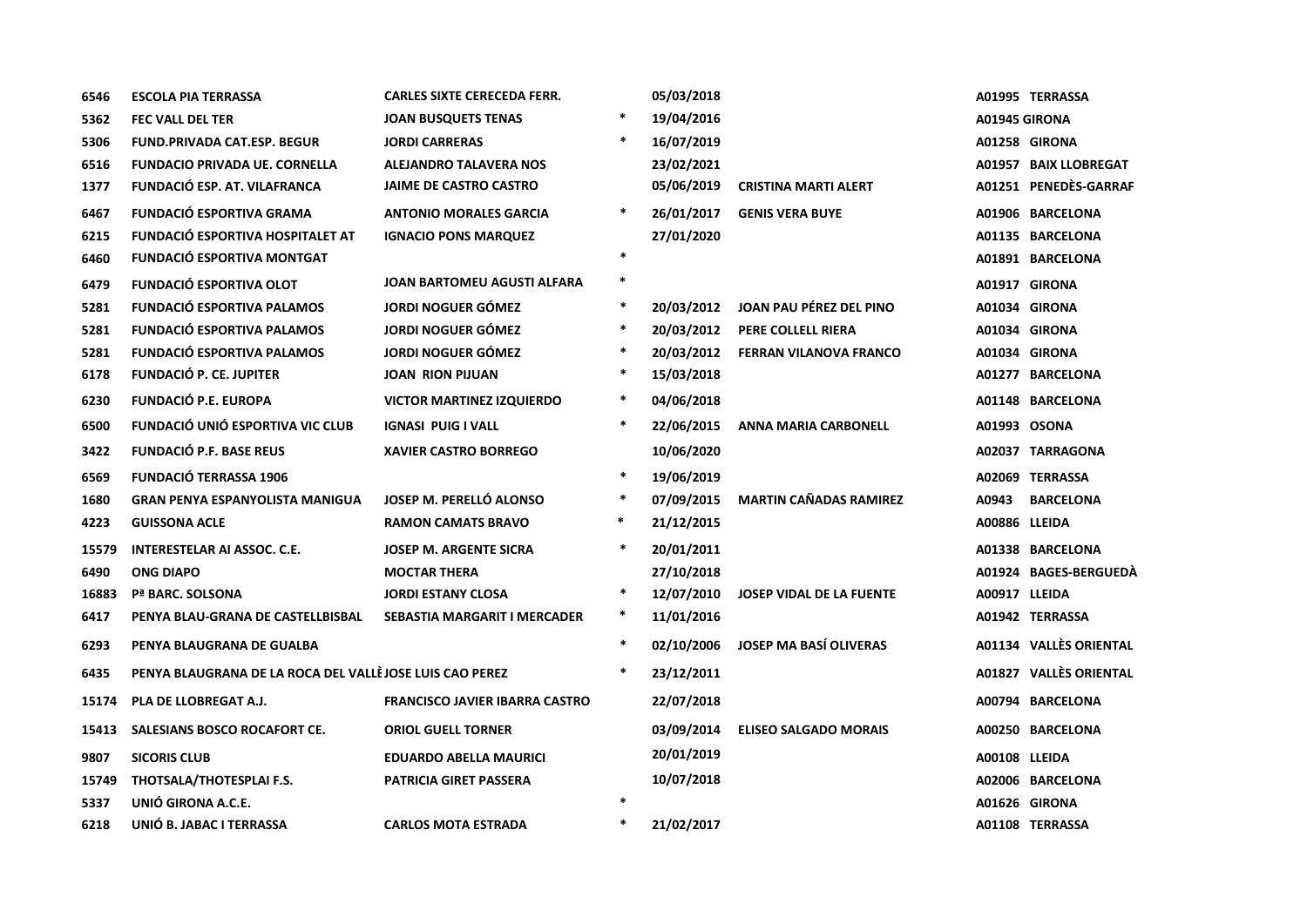| | | | | | | | |
|---|---|---|---|---|---|---|---|
| 6546 | ESCOLA PIA TERRASSA | CARLES SIXTE CERECEDA FERR. | | 05/03/2018 | | A01995 | TERRASSA |
| 5362 | FEC VALL DEL TER | JOAN BUSQUETS TENAS | * | 19/04/2016 | | A01945 | GIRONA |
| 5306 | FUND.PRIVADA CAT.ESP. BEGUR | JORDI CARRERAS | * | 16/07/2019 | | A01258 | GIRONA |
| 6516 | FUNDACIO PRIVADA UE. CORNELLA | ALEJANDRO TALAVERA NOS | | 23/02/2021 | | A01957 | BAIX LLOBREGAT |
| 1377 | FUNDACIÓ ESP. AT. VILAFRANCA | JAIME DE CASTRO CASTRO | | 05/06/2019 | CRISTINA MARTI ALERT | A01251 | PENEDÈS-GARRAF |
| 6467 | FUNDACIÓ ESPORTIVA GRAMA | ANTONIO MORALES GARCIA | * | 26/01/2017 | GENIS VERA BUYE | A01906 | BARCELONA |
| 6215 | FUNDACIÓ ESPORTIVA HOSPITALET AT | IGNACIO PONS MARQUEZ | | 27/01/2020 | | A01135 | BARCELONA |
| 6460 | FUNDACIÓ ESPORTIVA MONTGAT | | * | | | A01891 | BARCELONA |
| 6479 | FUNDACIÓ ESPORTIVA OLOT | JOAN BARTOMEU AGUSTI ALFARA | * | | | A01917 | GIRONA |
| 5281 | FUNDACIÓ ESPORTIVA PALAMOS | JORDI NOGUER GÓMEZ | * | 20/03/2012 | JOAN PAU PÉREZ DEL PINO | A01034 | GIRONA |
| 5281 | FUNDACIÓ ESPORTIVA PALAMOS | JORDI NOGUER GÓMEZ | * | 20/03/2012 | PERE COLLELL RIERA | A01034 | GIRONA |
| 5281 | FUNDACIÓ ESPORTIVA PALAMOS | JORDI NOGUER GÓMEZ | * | 20/03/2012 | FERRAN VILANOVA FRANCO | A01034 | GIRONA |
| 6178 | FUNDACIÓ P. CE. JUPITER | JOAN RION PIJUAN | * | 15/03/2018 | | A01277 | BARCELONA |
| 6230 | FUNDACIÓ P.E. EUROPA | VICTOR MARTINEZ IZQUIERDO | * | 04/06/2018 | | A01148 | BARCELONA |
| 6500 | FUNDACIÓ UNIÓ ESPORTIVA VIC CLUB | IGNASI PUIG I VALL | * | 22/06/2015 | ANNA MARIA CARBONELL | A01993 | OSONA |
| 3422 | FUNDACIÓ P.F. BASE REUS | XAVIER CASTRO BORREGO | | 10/06/2020 | | A02037 | TARRAGONA |
| 6569 | FUNDACIÓ TERRASSA 1906 | | * | 19/06/2019 | | A02069 | TERRASSA |
| 1680 | GRAN PENYA ESPANYOLISTA MANIGUA | JOSEP M. PERELLÓ ALONSO | * | 07/09/2015 | MARTIN CAÑADAS RAMIREZ | A0943 | BARCELONA |
| 4223 | GUISSONA ACLE | RAMON CAMATS BRAVO | * | 21/12/2015 | | A00886 | LLEIDA |
| 15579 | INTERESTELAR AI ASSOC. C.E. | JOSEP M. ARGENTE SICRA | * | 20/01/2011 | | A01338 | BARCELONA |
| 6490 | ONG DIAPO | MOCTAR THERA | | 27/10/2018 | | A01924 | BAGES-BERGUEDÀ |
| 16883 | Pª BARC. SOLSONA | JORDI ESTANY CLOSA | * | 12/07/2010 | JOSEP VIDAL DE LA FUENTE | A00917 | LLEIDA |
| 6417 | PENYA BLAU-GRANA DE CASTELLBISBAL | SEBASTIA MARGARIT I MERCADER | * | 11/01/2016 | | A01942 | TERRASSA |
| 6293 | PENYA BLAUGRANA DE GUALBA | | * | 02/10/2006 | JOSEP MA BASÍ OLIVERAS | A01134 | VALLÈS ORIENTAL |
| 6435 | PENYA BLAUGRANA DE LA ROCA DEL VALLÈ | JOSE LUIS CAO PEREZ | * | 23/12/2011 | | A01827 | VALLÈS ORIENTAL |
| 15174 | PLA DE LLOBREGAT A.J. | FRANCISCO JAVIER IBARRA CASTRO | | 22/07/2018 | | A00794 | BARCELONA |
| 15413 | SALESIANS BOSCO ROCAFORT CE. | ORIOL GUELL TORNER | | 03/09/2014 | ELISEO SALGADO MORAIS | A00250 | BARCELONA |
| 9807 | SICORIS CLUB | EDUARDO ABELLA MAURICI | | 20/01/2019 | | A00108 | LLEIDA |
| 15749 | THOTSALA/THOTESPLAI F.S. | PATRICIA GIRET PASSERA | | 10/07/2018 | | A02006 | BARCELONA |
| 5337 | UNIÓ GIRONA A.C.E. | | * | | | A01626 | GIRONA |
| 6218 | UNIÓ B. JABAC I TERRASSA | CARLOS MOTA ESTRADA | * | 21/02/2017 | | A01108 | TERRASSA |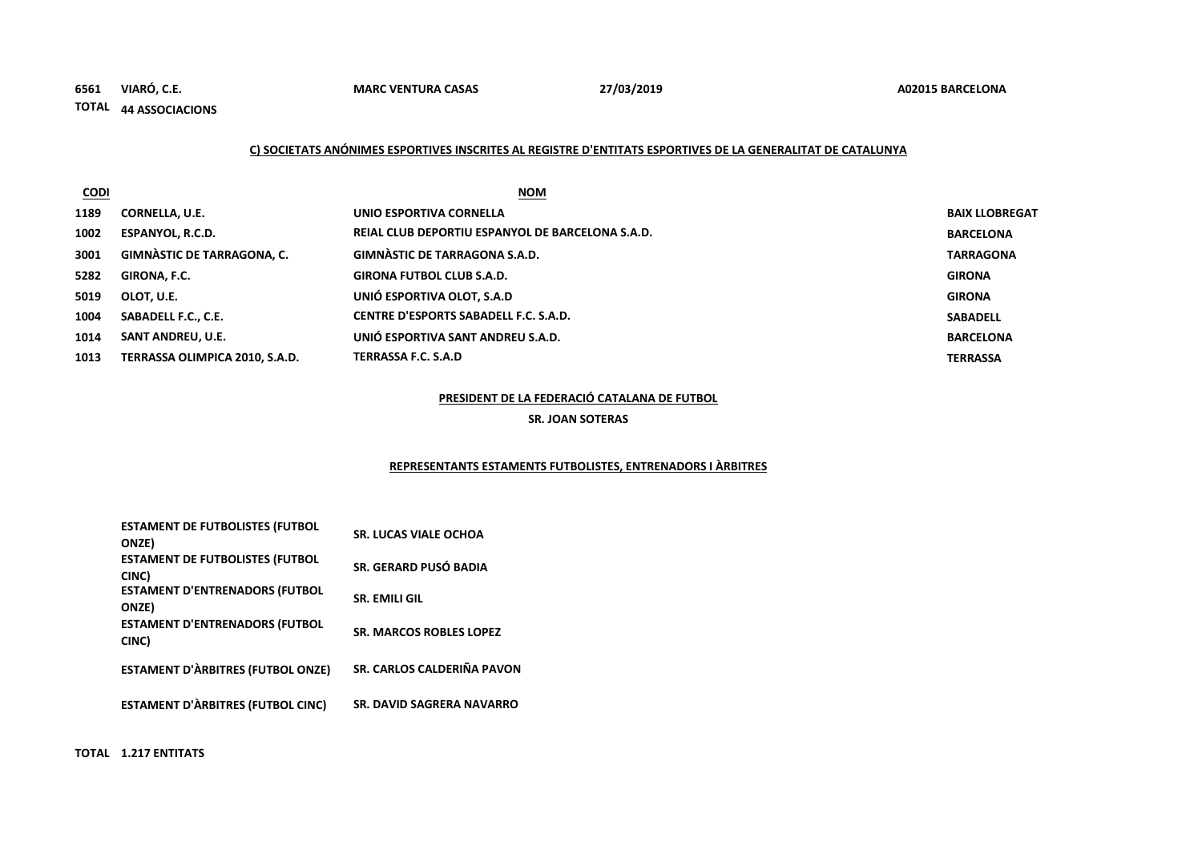| | | | | |
|---|---|---|---|---|
| 6561 | VIARÓ, C.E. | MARC VENTURA CASAS | 27/03/2019 | A02015 BARCELONA |

**TOTAL 44 ASSOCIACIONS**

**C) SOCIETATS ANÓNIMES ESPORTIVES INSCRITES AL REGISTRE D'ENTITATS ESPORTIVES DE LA GENERALITAT DE CATALUNYA**

| CODI | | NOM | |
|---|---|---|---|
| 1189 | CORNELLA, U.E. | UNIO ESPORTIVA CORNELLA | BAIX LLOBREGAT |
| 1002 | ESPANYOL, R.C.D. | REIAL CLUB DEPORTIU ESPANYOL DE BARCELONA S.A.D. | BARCELONA |
| 3001 | GIMNÀSTIC DE TARRAGONA, C. | GIMNÀSTIC DE TARRAGONA S.A.D. | TARRAGONA |
| 5282 | GIRONA, F.C. | GIRONA FUTBOL CLUB S.A.D. | GIRONA |
| 5019 | OLOT, U.E. | UNIÓ ESPORTIVA OLOT, S.A.D | GIRONA |
| 1004 | SABADELL F.C., C.E. | CENTRE D'ESPORTS SABADELL F.C. S.A.D. | SABADELL |
| 1014 | SANT ANDREU, U.E. | UNIÓ ESPORTIVA SANT ANDREU S.A.D. | BARCELONA |
| 1013 | TERRASSA OLIMPICA 2010, S.A.D. | TERRASSA F.C. S.A.D | TERRASSA |

**PRESIDENT DE LA FEDERACIÓ CATALANA DE FUTBOL**

**SR. JOAN SOTERAS**

**REPRESENTANTS ESTAMENTS FUTBOLISTES, ENTRENADORS I ÀRBITRES**

| | |
|---|---|
| ESTAMENT DE FUTBOLISTES (FUTBOL ONZE) | SR. LUCAS VIALE OCHOA |
| ESTAMENT DE FUTBOLISTES (FUTBOL CINC) | SR. GERARD PUSÓ BADIA |
| ESTAMENT D'ENTRENADORS (FUTBOL ONZE) | SR. EMILI GIL |
| ESTAMENT D'ENTRENADORS (FUTBOL CINC) | SR. MARCOS ROBLES LOPEZ |
| ESTAMENT D'ÀRBITRES (FUTBOL ONZE) | SR. CARLOS CALDERIÑA PAVON |
| ESTAMENT D'ÀRBITRES (FUTBOL CINC) | SR. DAVID SAGRERA NAVARRO |

**TOTAL 1.217 ENTITATS**